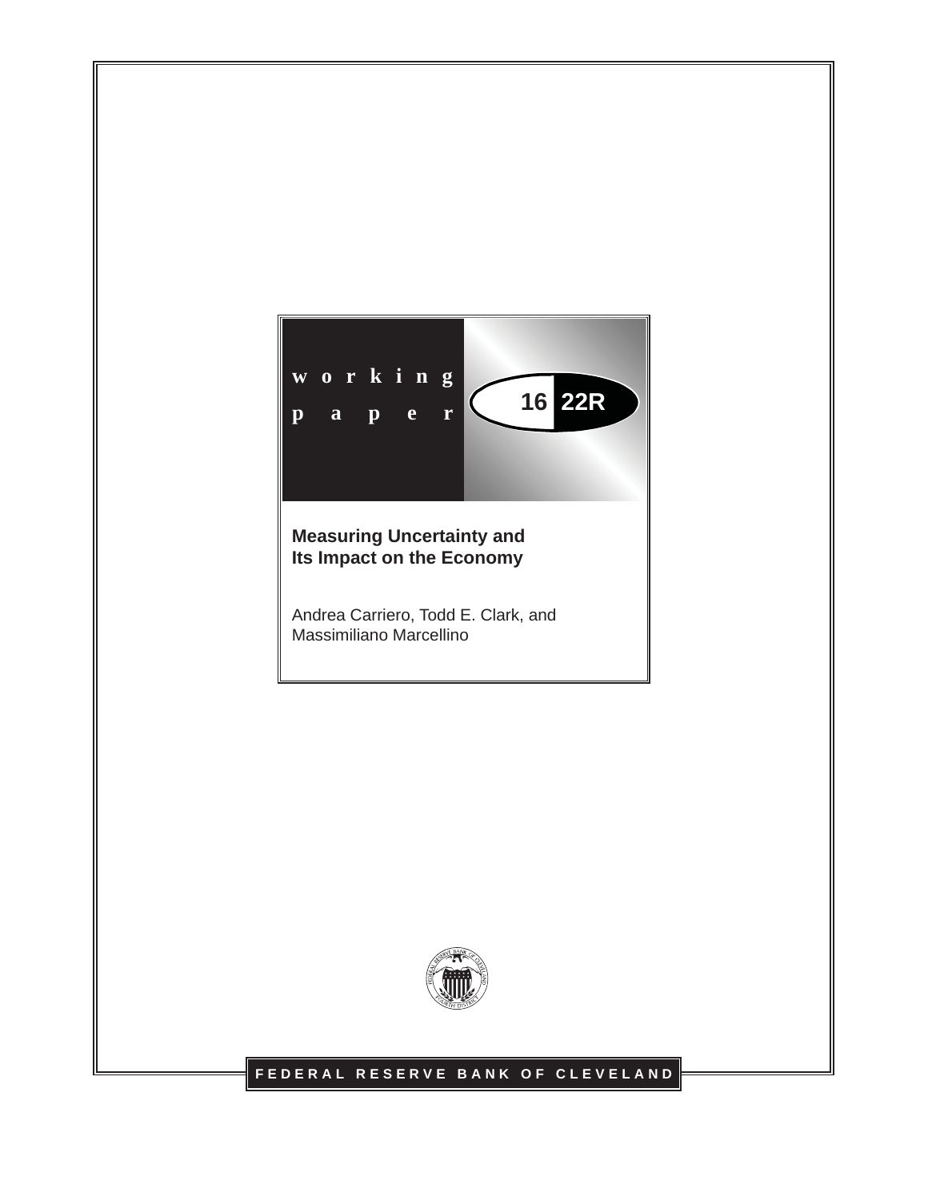working paper

16 22R

**Measuring Uncertainty and Its Impact on the Economy**

Andrea Carriero, Todd E. Clark, and Massimiliano Marcellino

FEDERAL RESERVE BANK OF CLEVELAND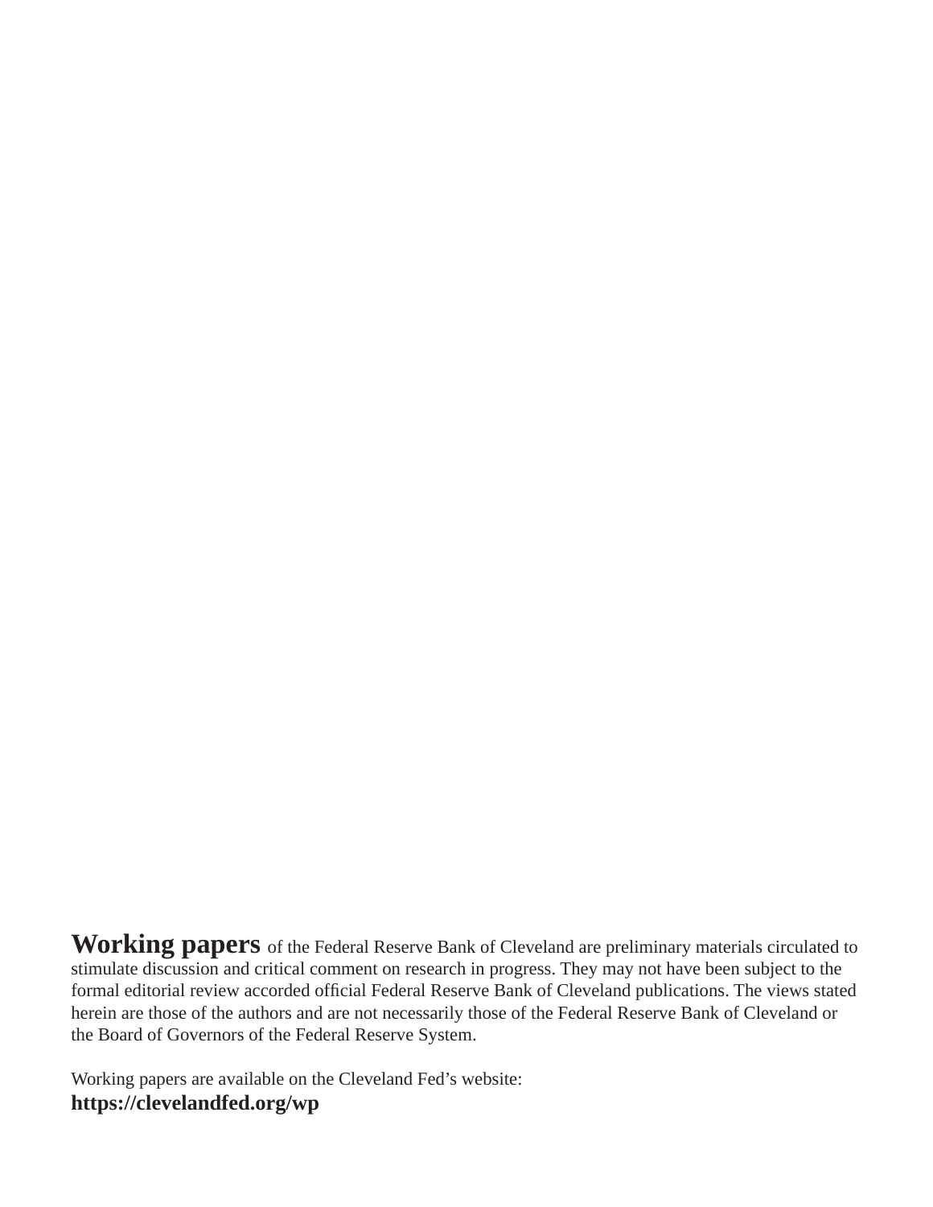**Working papers** of the Federal Reserve Bank of Cleveland are preliminary materials circulated to stimulate discussion and critical comment on research in progress. They may not have been subject to the formal editorial review accorded official Federal Reserve Bank of Cleveland publications. The views stated herein are those of the authors and are not necessarily those of the Federal Reserve Bank of Cleveland or the Board of Governors of the Federal Reserve System.

Working papers are available on the Cleveland Fed's website:
**https://clevelandfed.org/wp**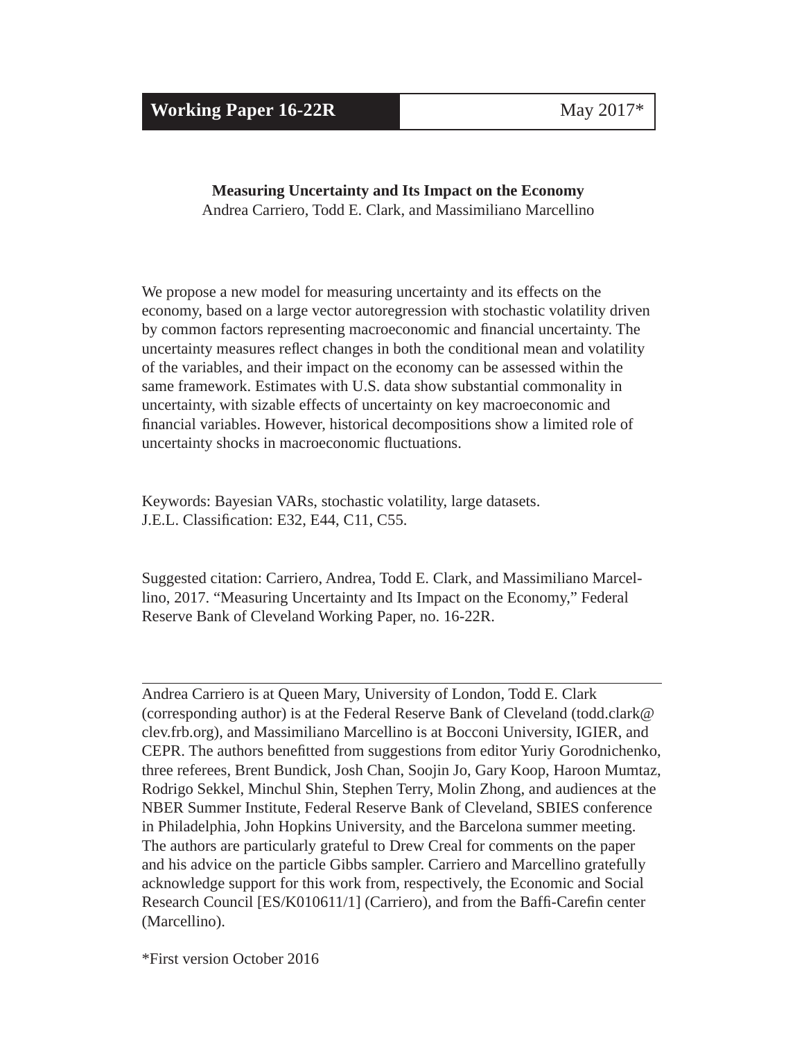**Working Paper 16-22R** | May 2017*

**Measuring Uncertainty and Its Impact on the Economy**
Andrea Carriero, Todd E. Clark, and Massimiliano Marcellino

We propose a new model for measuring uncertainty and its effects on the economy, based on a large vector autoregression with stochastic volatility driven by common factors representing macroeconomic and financial uncertainty. The uncertainty measures reflect changes in both the conditional mean and volatility of the variables, and their impact on the economy can be assessed within the same framework. Estimates with U.S. data show substantial commonality in uncertainty, with sizable effects of uncertainty on key macroeconomic and financial variables. However, historical decompositions show a limited role of uncertainty shocks in macroeconomic fluctuations.

Keywords: Bayesian VARs, stochastic volatility, large datasets.
J.E.L. Classification: E32, E44, C11, C55.

Suggested citation: Carriero, Andrea, Todd E. Clark, and Massimiliano Marcellino, 2017. "Measuring Uncertainty and Its Impact on the Economy," Federal Reserve Bank of Cleveland Working Paper, no. 16-22R.

---

Andrea Carriero is at Queen Mary, University of London, Todd E. Clark (corresponding author) is at the Federal Reserve Bank of Cleveland (todd.clark@clev.frb.org), and Massimiliano Marcellino is at Bocconi University, IGIER, and CEPR. The authors benefitted from suggestions from editor Yuriy Gorodnichenko, three referees, Brent Bundick, Josh Chan, Soojin Jo, Gary Koop, Haroon Mumtaz, Rodrigo Sekkel, Minchul Shin, Stephen Terry, Molin Zhong, and audiences at the NBER Summer Institute, Federal Reserve Bank of Cleveland, SBIES conference in Philadelphia, John Hopkins University, and the Barcelona summer meeting. The authors are particularly grateful to Drew Creal for comments on the paper and his advice on the particle Gibbs sampler. Carriero and Marcellino gratefully acknowledge support for this work from, respectively, the Economic and Social Research Council [ES/K010611/1] (Carriero), and from the Baffi-Carefin center (Marcellino).

*First version October 2016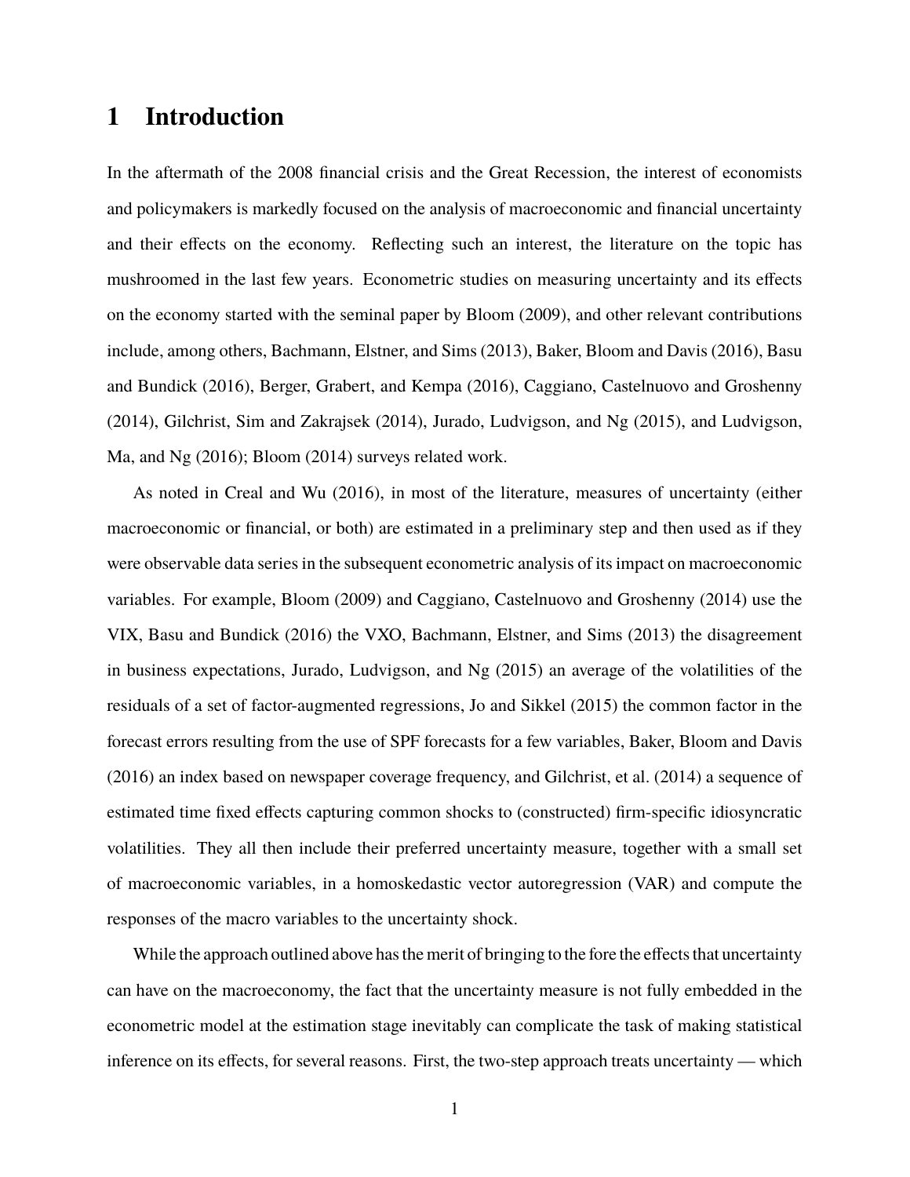# 1 Introduction

In the aftermath of the 2008 financial crisis and the Great Recession, the interest of economists and policymakers is markedly focused on the analysis of macroeconomic and financial uncertainty and their effects on the economy. Reflecting such an interest, the literature on the topic has mushroomed in the last few years. Econometric studies on measuring uncertainty and its effects on the economy started with the seminal paper by Bloom (2009), and other relevant contributions include, among others, Bachmann, Elstner, and Sims (2013), Baker, Bloom and Davis (2016), Basu and Bundick (2016), Berger, Grabert, and Kempa (2016), Caggiano, Castelnuovo and Groshenny (2014), Gilchrist, Sim and Zakrajsek (2014), Jurado, Ludvigson, and Ng (2015), and Ludvigson, Ma, and Ng (2016); Bloom (2014) surveys related work.

As noted in Creal and Wu (2016), in most of the literature, measures of uncertainty (either macroeconomic or financial, or both) are estimated in a preliminary step and then used as if they were observable data series in the subsequent econometric analysis of its impact on macroeconomic variables. For example, Bloom (2009) and Caggiano, Castelnuovo and Groshenny (2014) use the VIX, Basu and Bundick (2016) the VXO, Bachmann, Elstner, and Sims (2013) the disagreement in business expectations, Jurado, Ludvigson, and Ng (2015) an average of the volatilities of the residuals of a set of factor-augmented regressions, Jo and Sikkel (2015) the common factor in the forecast errors resulting from the use of SPF forecasts for a few variables, Baker, Bloom and Davis (2016) an index based on newspaper coverage frequency, and Gilchrist, et al. (2014) a sequence of estimated time fixed effects capturing common shocks to (constructed) firm-specific idiosyncratic volatilities. They all then include their preferred uncertainty measure, together with a small set of macroeconomic variables, in a homoskedastic vector autoregression (VAR) and compute the responses of the macro variables to the uncertainty shock.

While the approach outlined above has the merit of bringing to the fore the effects that uncertainty can have on the macroeconomy, the fact that the uncertainty measure is not fully embedded in the econometric model at the estimation stage inevitably can complicate the task of making statistical inference on its effects, for several reasons. First, the two-step approach treats uncertainty — which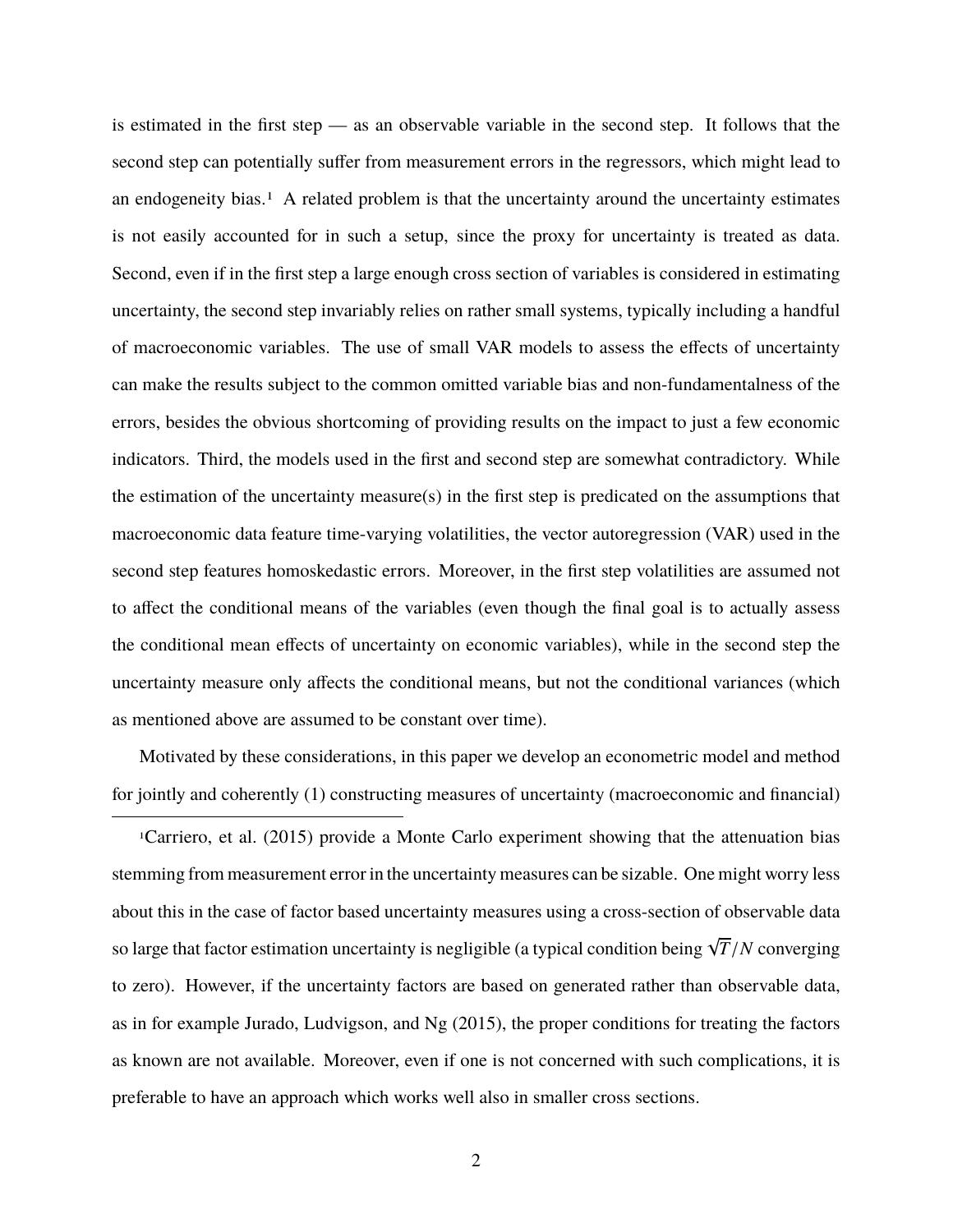is estimated in the first step — as an observable variable in the second step. It follows that the second step can potentially suffer from measurement errors in the regressors, which might lead to an endogeneity bias.[1] A related problem is that the uncertainty around the uncertainty estimates is not easily accounted for in such a setup, since the proxy for uncertainty is treated as data. Second, even if in the first step a large enough cross section of variables is considered in estimating uncertainty, the second step invariably relies on rather small systems, typically including a handful of macroeconomic variables. The use of small VAR models to assess the effects of uncertainty can make the results subject to the common omitted variable bias and non-fundamentalness of the errors, besides the obvious shortcoming of providing results on the impact to just a few economic indicators. Third, the models used in the first and second step are somewhat contradictory. While the estimation of the uncertainty measure(s) in the first step is predicated on the assumptions that macroeconomic data feature time-varying volatilities, the vector autoregression (VAR) used in the second step features homoskedastic errors. Moreover, in the first step volatilities are assumed not to affect the conditional means of the variables (even though the final goal is to actually assess the conditional mean effects of uncertainty on economic variables), while in the second step the uncertainty measure only affects the conditional means, but not the conditional variances (which as mentioned above are assumed to be constant over time).

Motivated by these considerations, in this paper we develop an econometric model and method for jointly and coherently (1) constructing measures of uncertainty (macroeconomic and financial)

[1] Carriero, et al. (2015) provide a Monte Carlo experiment showing that the attenuation bias stemming from measurement error in the uncertainty measures can be sizable. One might worry less about this in the case of factor based uncertainty measures using a cross-section of observable data so large that factor estimation uncertainty is negligible (a typical condition being $\sqrt{T}/N$ converging to zero). However, if the uncertainty factors are based on generated rather than observable data, as in for example Jurado, Ludvigson, and Ng (2015), the proper conditions for treating the factors as known are not available. Moreover, even if one is not concerned with such complications, it is preferable to have an approach which works well also in smaller cross sections.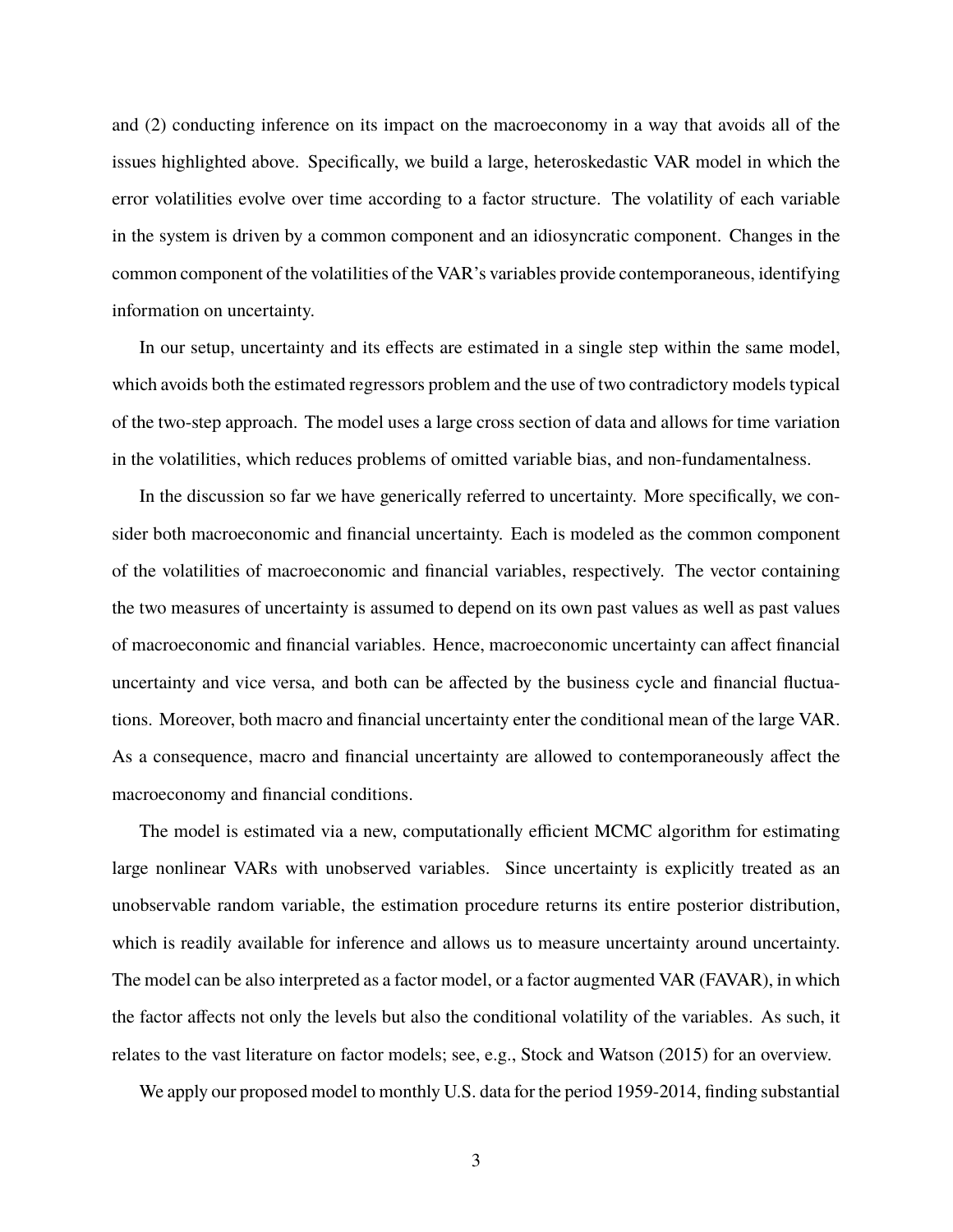and (2) conducting inference on its impact on the macroeconomy in a way that avoids all of the issues highlighted above. Specifically, we build a large, heteroskedastic VAR model in which the error volatilities evolve over time according to a factor structure. The volatility of each variable in the system is driven by a common component and an idiosyncratic component. Changes in the common component of the volatilities of the VAR's variables provide contemporaneous, identifying information on uncertainty.

In our setup, uncertainty and its effects are estimated in a single step within the same model, which avoids both the estimated regressors problem and the use of two contradictory models typical of the two-step approach. The model uses a large cross section of data and allows for time variation in the volatilities, which reduces problems of omitted variable bias, and non-fundamentalness.

In the discussion so far we have generically referred to uncertainty. More specifically, we consider both macroeconomic and financial uncertainty. Each is modeled as the common component of the volatilities of macroeconomic and financial variables, respectively. The vector containing the two measures of uncertainty is assumed to depend on its own past values as well as past values of macroeconomic and financial variables. Hence, macroeconomic uncertainty can affect financial uncertainty and vice versa, and both can be affected by the business cycle and financial fluctuations. Moreover, both macro and financial uncertainty enter the conditional mean of the large VAR. As a consequence, macro and financial uncertainty are allowed to contemporaneously affect the macroeconomy and financial conditions.

The model is estimated via a new, computationally efficient MCMC algorithm for estimating large nonlinear VARs with unobserved variables. Since uncertainty is explicitly treated as an unobservable random variable, the estimation procedure returns its entire posterior distribution, which is readily available for inference and allows us to measure uncertainty around uncertainty. The model can be also interpreted as a factor model, or a factor augmented VAR (FAVAR), in which the factor affects not only the levels but also the conditional volatility of the variables. As such, it relates to the vast literature on factor models; see, e.g., Stock and Watson (2015) for an overview.

We apply our proposed model to monthly U.S. data for the period 1959-2014, finding substantial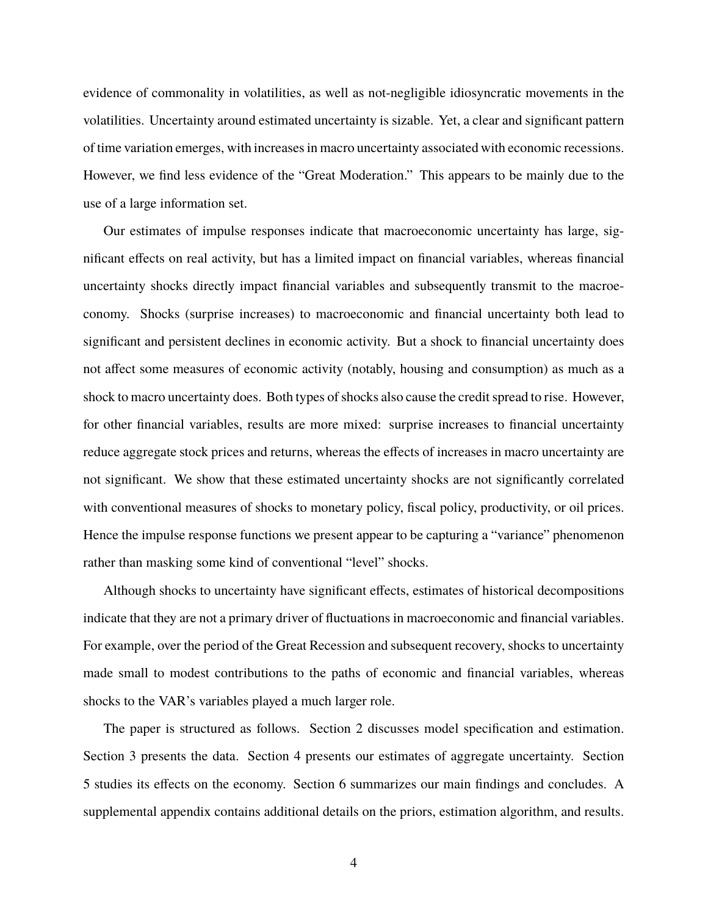evidence of commonality in volatilities, as well as not-negligible idiosyncratic movements in the volatilities. Uncertainty around estimated uncertainty is sizable. Yet, a clear and significant pattern of time variation emerges, with increases in macro uncertainty associated with economic recessions. However, we find less evidence of the "Great Moderation." This appears to be mainly due to the use of a large information set.

Our estimates of impulse responses indicate that macroeconomic uncertainty has large, significant effects on real activity, but has a limited impact on financial variables, whereas financial uncertainty shocks directly impact financial variables and subsequently transmit to the macroeconomy. Shocks (surprise increases) to macroeconomic and financial uncertainty both lead to significant and persistent declines in economic activity. But a shock to financial uncertainty does not affect some measures of economic activity (notably, housing and consumption) as much as a shock to macro uncertainty does. Both types of shocks also cause the credit spread to rise. However, for other financial variables, results are more mixed: surprise increases to financial uncertainty reduce aggregate stock prices and returns, whereas the effects of increases in macro uncertainty are not significant. We show that these estimated uncertainty shocks are not significantly correlated with conventional measures of shocks to monetary policy, fiscal policy, productivity, or oil prices. Hence the impulse response functions we present appear to be capturing a "variance" phenomenon rather than masking some kind of conventional "level" shocks.

Although shocks to uncertainty have significant effects, estimates of historical decompositions indicate that they are not a primary driver of fluctuations in macroeconomic and financial variables. For example, over the period of the Great Recession and subsequent recovery, shocks to uncertainty made small to modest contributions to the paths of economic and financial variables, whereas shocks to the VAR's variables played a much larger role.

The paper is structured as follows. Section 2 discusses model specification and estimation. Section 3 presents the data. Section 4 presents our estimates of aggregate uncertainty. Section 5 studies its effects on the economy. Section 6 summarizes our main findings and concludes. A supplemental appendix contains additional details on the priors, estimation algorithm, and results.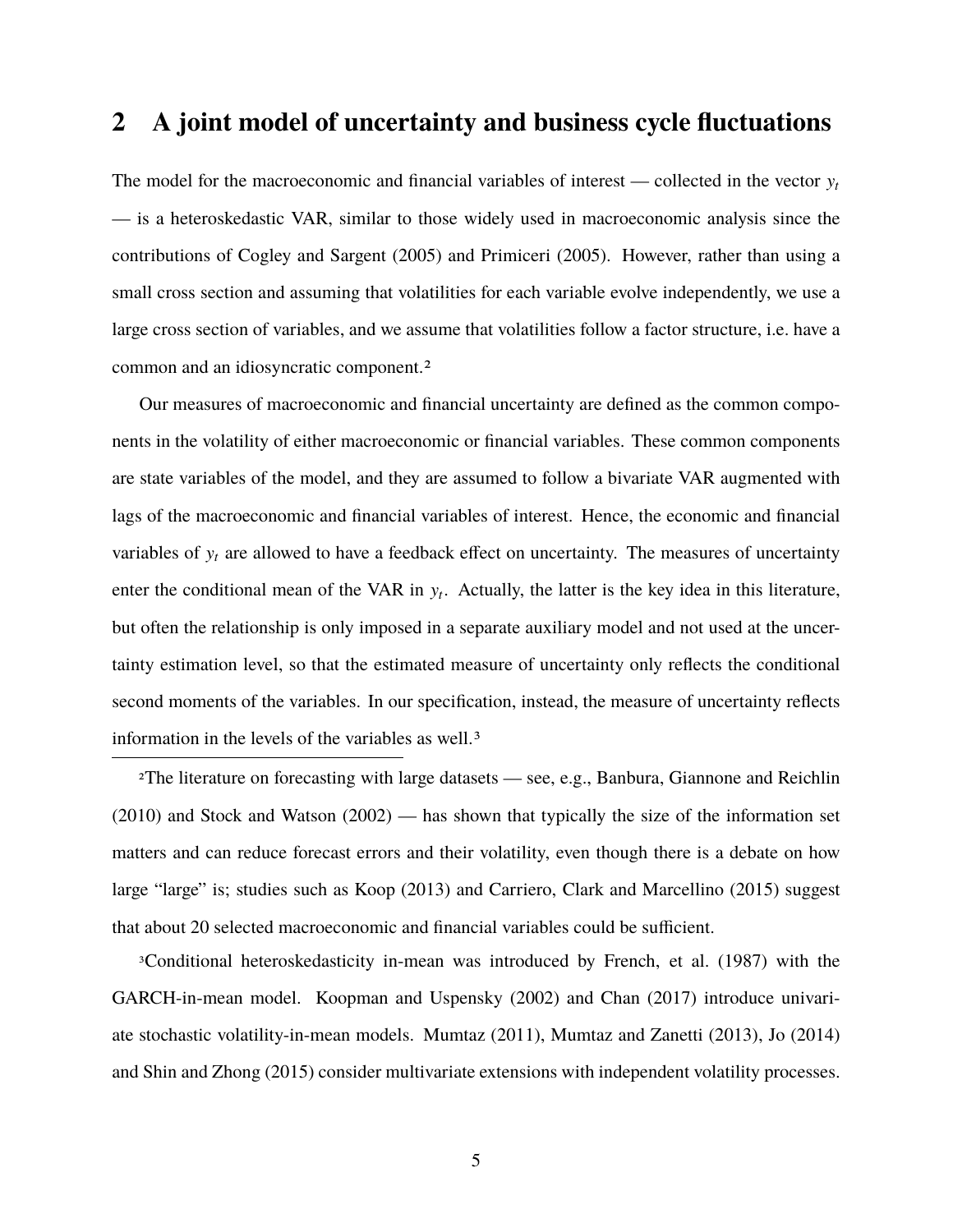## 2 A joint model of uncertainty and business cycle fluctuations

The model for the macroeconomic and financial variables of interest — collected in the vector $y_t$ — is a heteroskedastic VAR, similar to those widely used in macroeconomic analysis since the contributions of Cogley and Sargent (2005) and Primiceri (2005). However, rather than using a small cross section and assuming that volatilities for each variable evolve independently, we use a large cross section of variables, and we assume that volatilities follow a factor structure, i.e. have a common and an idiosyncratic component.[2]

Our measures of macroeconomic and financial uncertainty are defined as the common components in the volatility of either macroeconomic or financial variables. These common components are state variables of the model, and they are assumed to follow a bivariate VAR augmented with lags of the macroeconomic and financial variables of interest. Hence, the economic and financial variables of $y_t$ are allowed to have a feedback effect on uncertainty. The measures of uncertainty enter the conditional mean of the VAR in $y_t$. Actually, the latter is the key idea in this literature, but often the relationship is only imposed in a separate auxiliary model and not used at the uncertainty estimation level, so that the estimated measure of uncertainty only reflects the conditional second moments of the variables. In our specification, instead, the measure of uncertainty reflects information in the levels of the variables as well.[3]

[2]The literature on forecasting with large datasets — see, e.g., Banbura, Giannone and Reichlin (2010) and Stock and Watson (2002) — has shown that typically the size of the information set matters and can reduce forecast errors and their volatility, even though there is a debate on how large "large" is; studies such as Koop (2013) and Carriero, Clark and Marcellino (2015) suggest that about 20 selected macroeconomic and financial variables could be sufficient.

[3]Conditional heteroskedasticity in-mean was introduced by French, et al. (1987) with the GARCH-in-mean model. Koopman and Uspensky (2002) and Chan (2017) introduce univariate stochastic volatility-in-mean models. Mumtaz (2011), Mumtaz and Zanetti (2013), Jo (2014) and Shin and Zhong (2015) consider multivariate extensions with independent volatility processes.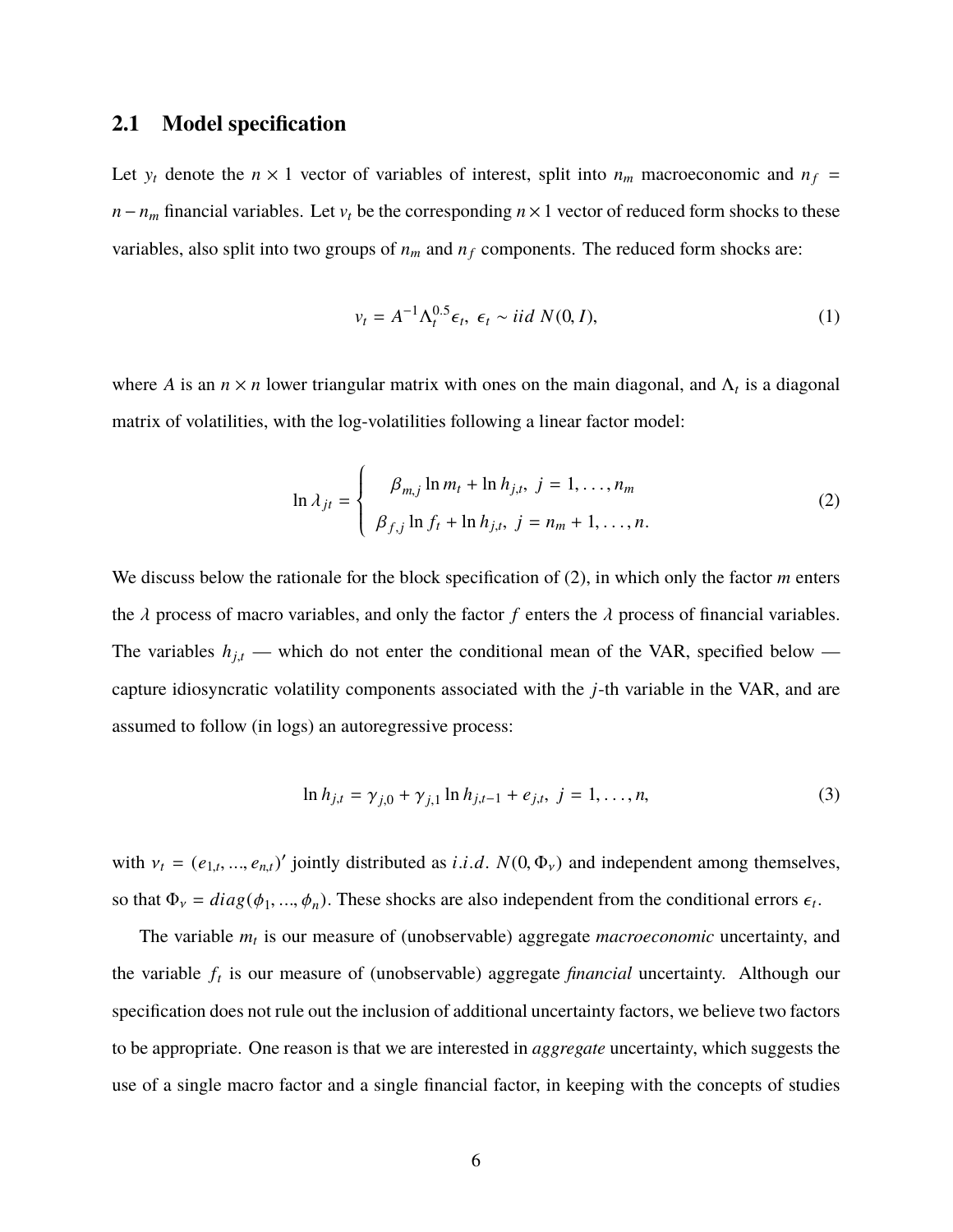## 2.1 Model specification

Let $y_t$ denote the $n \times 1$ vector of variables of interest, split into $n_m$ macroeconomic and $n_f = n - n_m$ financial variables. Let $v_t$ be the corresponding $n \times 1$ vector of reduced form shocks to these variables, also split into two groups of $n_m$ and $n_f$ components. The reduced form shocks are:

$$v_t = A^{-1}\Lambda_t^{0.5}\epsilon_t, \ \epsilon_t \sim iid\ N(0, I), \tag{1}$$

where $A$ is an $n \times n$ lower triangular matrix with ones on the main diagonal, and $\Lambda_t$ is a diagonal matrix of volatilities, with the log-volatilities following a linear factor model:

$$\ln \lambda_{jt} = \begin{cases} \beta_{m,j} \ln m_t + \ln h_{j,t}, \ j = 1, \ldots, n_m \\ \beta_{f,j} \ln f_t + \ln h_{j,t}, \ j = n_m + 1, \ldots, n. \end{cases} \tag{2}$$

We discuss below the rationale for the block specification of (2), in which only the factor $m$ enters the $\lambda$ process of macro variables, and only the factor $f$ enters the $\lambda$ process of financial variables. The variables $h_{j,t}$ — which do not enter the conditional mean of the VAR, specified below — capture idiosyncratic volatility components associated with the $j$-th variable in the VAR, and are assumed to follow (in logs) an autoregressive process:

$$\ln h_{j,t} = \gamma_{j,0} + \gamma_{j,1} \ln h_{j,t-1} + e_{j,t}, \ j = 1, \ldots, n, \tag{3}$$

with $\nu_t = (e_{1,t}, ..., e_{n,t})'$ jointly distributed as $i.i.d.\ N(0, \Phi_\nu)$ and independent among themselves, so that $\Phi_\nu = diag(\phi_1, ..., \phi_n)$. These shocks are also independent from the conditional errors $\epsilon_t$.

The variable $m_t$ is our measure of (unobservable) aggregate *macroeconomic* uncertainty, and the variable $f_t$ is our measure of (unobservable) aggregate *financial* uncertainty. Although our specification does not rule out the inclusion of additional uncertainty factors, we believe two factors to be appropriate. One reason is that we are interested in *aggregate* uncertainty, which suggests the use of a single macro factor and a single financial factor, in keeping with the concepts of studies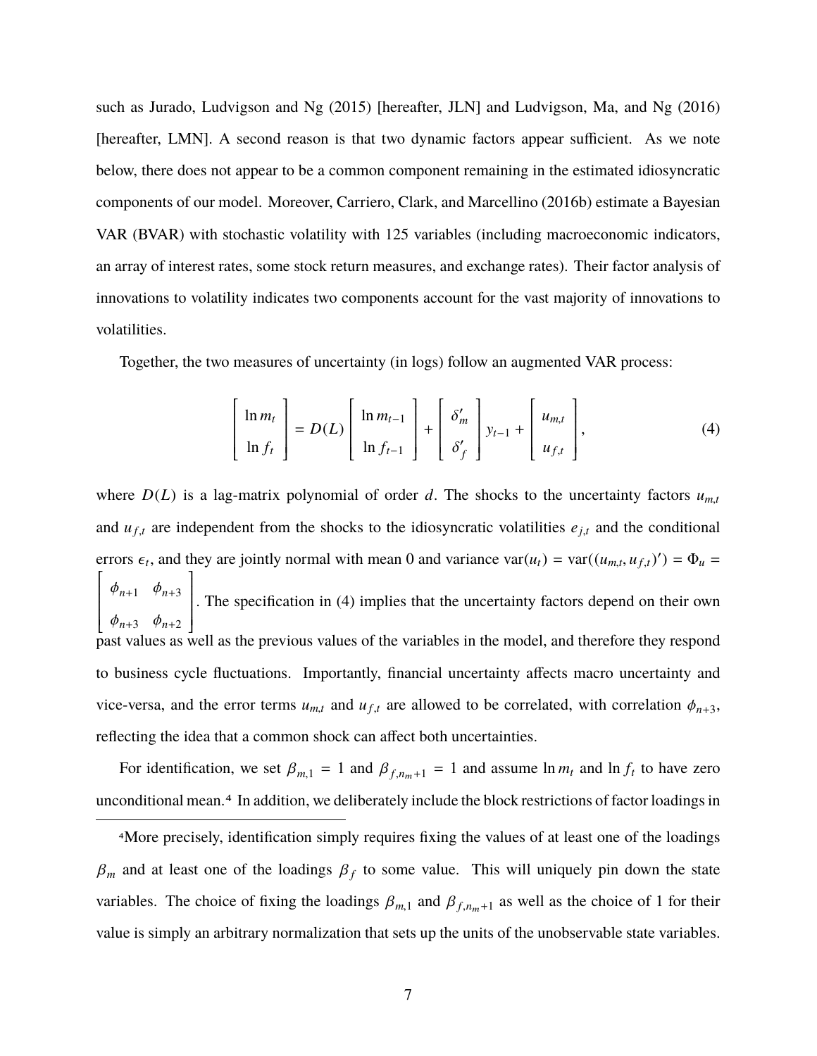such as Jurado, Ludvigson and Ng (2015) [hereafter, JLN] and Ludvigson, Ma, and Ng (2016) [hereafter, LMN]. A second reason is that two dynamic factors appear sufficient. As we note below, there does not appear to be a common component remaining in the estimated idiosyncratic components of our model. Moreover, Carriero, Clark, and Marcellino (2016b) estimate a Bayesian VAR (BVAR) with stochastic volatility with 125 variables (including macroeconomic indicators, an array of interest rates, some stock return measures, and exchange rates). Their factor analysis of innovations to volatility indicates two components account for the vast majority of innovations to volatilities.

Together, the two measures of uncertainty (in logs) follow an augmented VAR process:

$$
\begin{bmatrix} \ln m_t \\ \ln f_t \end{bmatrix} = D(L) \begin{bmatrix} \ln m_{t-1} \\ \ln f_{t-1} \end{bmatrix} + \begin{bmatrix} \delta_m' \\ \delta_f' \end{bmatrix} y_{t-1} + \begin{bmatrix} u_{m,t} \\ u_{f,t} \end{bmatrix}, \tag{4}
$$

where $D(L)$ is a lag-matrix polynomial of order $d$. The shocks to the uncertainty factors $u_{m,t}$ and $u_{f,t}$ are independent from the shocks to the idiosyncratic volatilities $e_{j,t}$ and the conditional errors $\epsilon_t$, and they are jointly normal with mean 0 and variance $\text{var}(u_t) = \text{var}((u_{m,t}, u_{f,t})') = \Phi_u = \begin{bmatrix} \phi_{n+1} & \phi_{n+3} \\ \phi_{n+3} & \phi_{n+2} \end{bmatrix}$. The specification in (4) implies that the uncertainty factors depend on their own past values as well as the previous values of the variables in the model, and therefore they respond to business cycle fluctuations. Importantly, financial uncertainty affects macro uncertainty and vice-versa, and the error terms $u_{m,t}$ and $u_{f,t}$ are allowed to be correlated, with correlation $\phi_{n+3}$, reflecting the idea that a common shock can affect both uncertainties.

For identification, we set $\beta_{m,1} = 1$ and $\beta_{f,n_m+1} = 1$ and assume $\ln m_t$ and $\ln f_t$ to have zero unconditional mean.[4] In addition, we deliberately include the block restrictions of factor loadings in

---

[4]More precisely, identification simply requires fixing the values of at least one of the loadings $\beta_m$ and at least one of the loadings $\beta_f$ to some value. This will uniquely pin down the state variables. The choice of fixing the loadings $\beta_{m,1}$ and $\beta_{f,n_m+1}$ as well as the choice of 1 for their value is simply an arbitrary normalization that sets up the units of the unobservable state variables.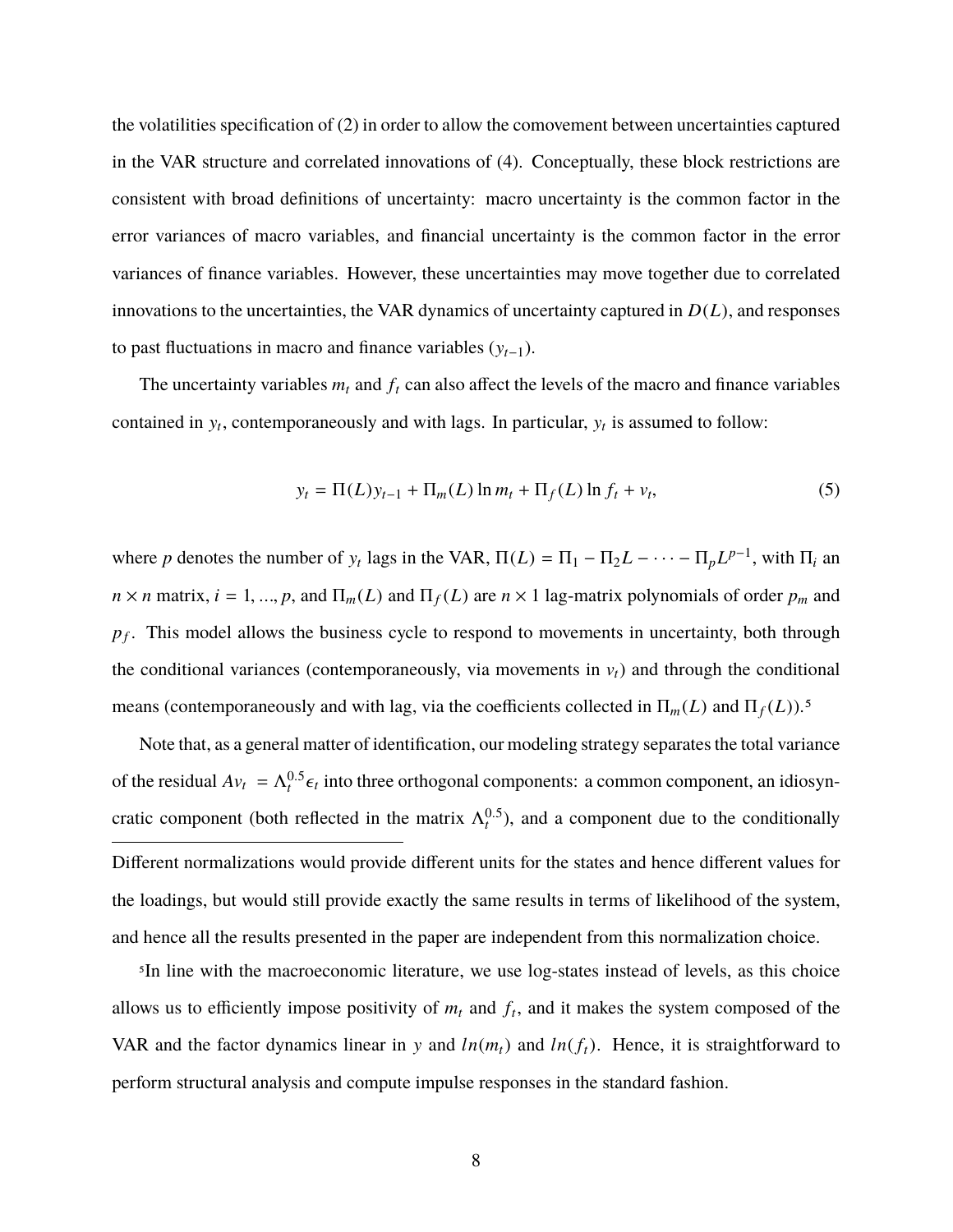the volatilities specification of (2) in order to allow the comovement between uncertainties captured in the VAR structure and correlated innovations of (4). Conceptually, these block restrictions are consistent with broad definitions of uncertainty: macro uncertainty is the common factor in the error variances of macro variables, and financial uncertainty is the common factor in the error variances of finance variables. However, these uncertainties may move together due to correlated innovations to the uncertainties, the VAR dynamics of uncertainty captured in $D(L)$, and responses to past fluctuations in macro and finance variables ($y_{t-1}$).

The uncertainty variables $m_t$ and $f_t$ can also affect the levels of the macro and finance variables contained in $y_t$, contemporaneously and with lags. In particular, $y_t$ is assumed to follow:

$$y_t = \Pi(L)y_{t-1} + \Pi_m(L)\ln m_t + \Pi_f(L)\ln f_t + v_t, \tag{5}$$

where $p$ denotes the number of $y_t$ lags in the VAR, $\Pi(L) = \Pi_1 - \Pi_2 L - \cdots - \Pi_p L^{p-1}$, with $\Pi_i$ an $n \times n$ matrix, $i = 1, ..., p$, and $\Pi_m(L)$ and $\Pi_f(L)$ are $n \times 1$ lag-matrix polynomials of order $p_m$ and $p_f$. This model allows the business cycle to respond to movements in uncertainty, both through the conditional variances (contemporaneously, via movements in $v_t$) and through the conditional means (contemporaneously and with lag, via the coefficients collected in $\Pi_m(L)$ and $\Pi_f(L)$).[5]

Note that, as a general matter of identification, our modeling strategy separates the total variance of the residual $Av_t = \Lambda_t^{0.5}\epsilon_t$ into three orthogonal components: a common component, an idiosyncratic component (both reflected in the matrix $\Lambda_t^{0.5}$), and a component due to the conditionally

---

Different normalizations would provide different units for the states and hence different values for the loadings, but would still provide exactly the same results in terms of likelihood of the system, and hence all the results presented in the paper are independent from this normalization choice.

[5]In line with the macroeconomic literature, we use log-states instead of levels, as this choice allows us to efficiently impose positivity of $m_t$ and $f_t$, and it makes the system composed of the VAR and the factor dynamics linear in $y$ and $ln(m_t)$ and $ln(f_t)$. Hence, it is straightforward to perform structural analysis and compute impulse responses in the standard fashion.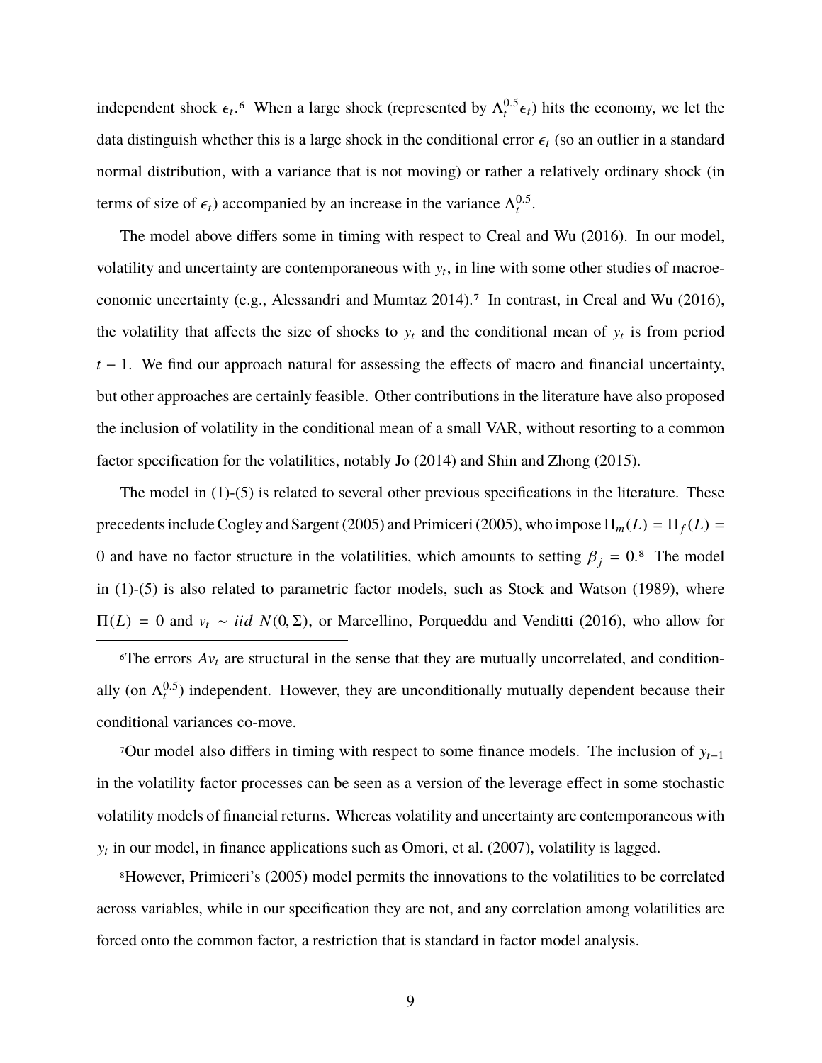independent shock $\epsilon_t$.[6] When a large shock (represented by $\Lambda_t^{0.5}\epsilon_t$) hits the economy, we let the data distinguish whether this is a large shock in the conditional error $\epsilon_t$ (so an outlier in a standard normal distribution, with a variance that is not moving) or rather a relatively ordinary shock (in terms of size of $\epsilon_t$) accompanied by an increase in the variance $\Lambda_t^{0.5}$.

The model above differs some in timing with respect to Creal and Wu (2016). In our model, volatility and uncertainty are contemporaneous with $y_t$, in line with some other studies of macroeconomic uncertainty (e.g., Alessandri and Mumtaz 2014).[7] In contrast, in Creal and Wu (2016), the volatility that affects the size of shocks to $y_t$ and the conditional mean of $y_t$ is from period $t-1$. We find our approach natural for assessing the effects of macro and financial uncertainty, but other approaches are certainly feasible. Other contributions in the literature have also proposed the inclusion of volatility in the conditional mean of a small VAR, without resorting to a common factor specification for the volatilities, notably Jo (2014) and Shin and Zhong (2015).

The model in (1)-(5) is related to several other previous specifications in the literature. These precedents include Cogley and Sargent (2005) and Primiceri (2005), who impose $\Pi_m(L) = \Pi_f(L) = 0$ and have no factor structure in the volatilities, which amounts to setting $\beta_j = 0$.[8] The model in (1)-(5) is also related to parametric factor models, such as Stock and Watson (1989), where $\Pi(L) = 0$ and $v_t \sim iid\ N(0, \Sigma)$, or Marcellino, Porqueddu and Venditti (2016), who allow for

[6] The errors $Av_t$ are structural in the sense that they are mutually uncorrelated, and conditionally (on $\Lambda_t^{0.5}$) independent. However, they are unconditionally mutually dependent because their conditional variances co-move.

[7] Our model also differs in timing with respect to some finance models. The inclusion of $y_{t-1}$ in the volatility factor processes can be seen as a version of the leverage effect in some stochastic volatility models of financial returns. Whereas volatility and uncertainty are contemporaneous with $y_t$ in our model, in finance applications such as Omori, et al. (2007), volatility is lagged.

[8] However, Primiceri's (2005) model permits the innovations to the volatilities to be correlated across variables, while in our specification they are not, and any correlation among volatilities are forced onto the common factor, a restriction that is standard in factor model analysis.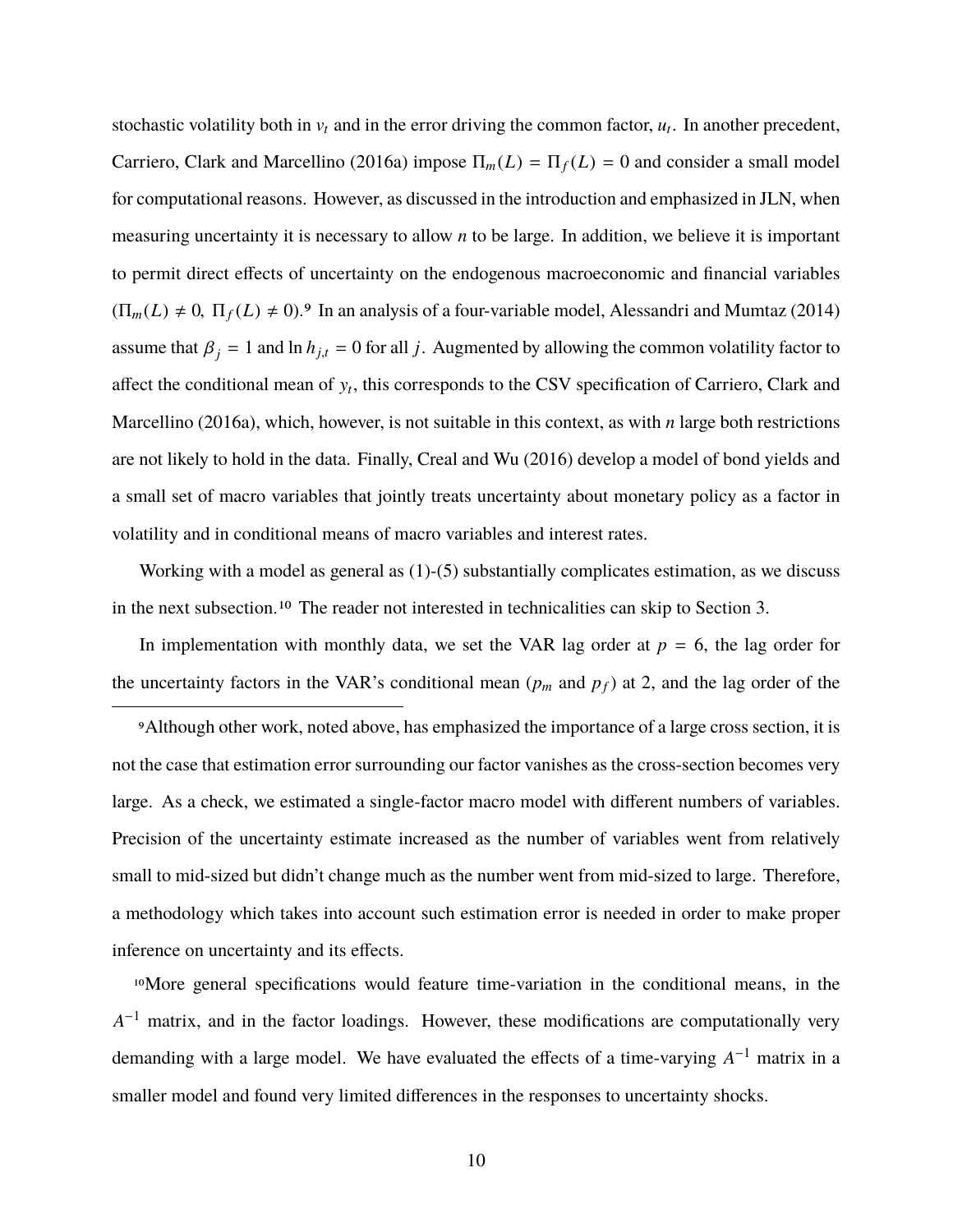stochastic volatility both in $v_t$ and in the error driving the common factor, $u_t$. In another precedent, Carriero, Clark and Marcellino (2016a) impose $\Pi_m(L) = \Pi_f(L) = 0$ and consider a small model for computational reasons. However, as discussed in the introduction and emphasized in JLN, when measuring uncertainty it is necessary to allow $n$ to be large. In addition, we believe it is important to permit direct effects of uncertainty on the endogenous macroeconomic and financial variables ($\Pi_m(L) \neq 0,\ \Pi_f(L) \neq 0$).[9] In an analysis of a four-variable model, Alessandri and Mumtaz (2014) assume that $\beta_j = 1$ and $\ln h_{j,t} = 0$ for all $j$. Augmented by allowing the common volatility factor to affect the conditional mean of $y_t$, this corresponds to the CSV specification of Carriero, Clark and Marcellino (2016a), which, however, is not suitable in this context, as with $n$ large both restrictions are not likely to hold in the data. Finally, Creal and Wu (2016) develop a model of bond yields and a small set of macro variables that jointly treats uncertainty about monetary policy as a factor in volatility and in conditional means of macro variables and interest rates.

Working with a model as general as (1)-(5) substantially complicates estimation, as we discuss in the next subsection.[10] The reader not interested in technicalities can skip to Section 3.

In implementation with monthly data, we set the VAR lag order at $p = 6$, the lag order for the uncertainty factors in the VAR's conditional mean ($p_m$ and $p_f$) at 2, and the lag order of the

[9]Although other work, noted above, has emphasized the importance of a large cross section, it is not the case that estimation error surrounding our factor vanishes as the cross-section becomes very large. As a check, we estimated a single-factor macro model with different numbers of variables. Precision of the uncertainty estimate increased as the number of variables went from relatively small to mid-sized but didn't change much as the number went from mid-sized to large. Therefore, a methodology which takes into account such estimation error is needed in order to make proper inference on uncertainty and its effects.

[10]More general specifications would feature time-variation in the conditional means, in the $A^{-1}$ matrix, and in the factor loadings. However, these modifications are computationally very demanding with a large model. We have evaluated the effects of a time-varying $A^{-1}$ matrix in a smaller model and found very limited differences in the responses to uncertainty shocks.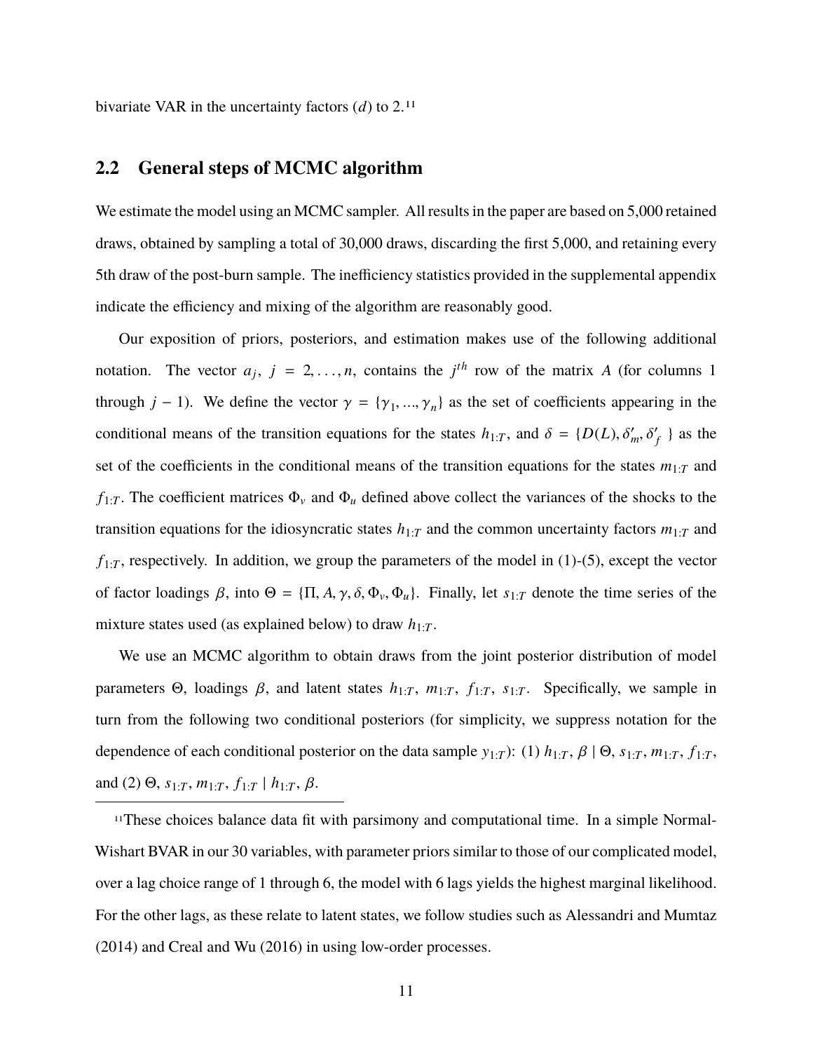bivariate VAR in the uncertainty factors ($d$) to 2.[11]

## 2.2 General steps of MCMC algorithm

We estimate the model using an MCMC sampler. All results in the paper are based on 5,000 retained draws, obtained by sampling a total of 30,000 draws, discarding the first 5,000, and retaining every 5th draw of the post-burn sample. The inefficiency statistics provided in the supplemental appendix indicate the efficiency and mixing of the algorithm are reasonably good.

Our exposition of priors, posteriors, and estimation makes use of the following additional notation. The vector $a_j$, $j = 2, \ldots, n$, contains the $j^{th}$ row of the matrix $A$ (for columns 1 through $j-1$). We define the vector $\gamma = \{\gamma_1, ..., \gamma_n\}$ as the set of coefficients appearing in the conditional means of the transition equations for the states $h_{1:T}$, and $\delta = \{D(L), \delta'_m, \delta'_f\}$ as the set of the coefficients in the conditional means of the transition equations for the states $m_{1:T}$ and $f_{1:T}$. The coefficient matrices $\Phi_v$ and $\Phi_u$ defined above collect the variances of the shocks to the transition equations for the idiosyncratic states $h_{1:T}$ and the common uncertainty factors $m_{1:T}$ and $f_{1:T}$, respectively. In addition, we group the parameters of the model in (1)-(5), except the vector of factor loadings $\beta$, into $\Theta = \{\Pi, A, \gamma, \delta, \Phi_v, \Phi_u\}$. Finally, let $s_{1:T}$ denote the time series of the mixture states used (as explained below) to draw $h_{1:T}$.

We use an MCMC algorithm to obtain draws from the joint posterior distribution of model parameters $\Theta$, loadings $\beta$, and latent states $h_{1:T}$, $m_{1:T}$, $f_{1:T}$, $s_{1:T}$. Specifically, we sample in turn from the following two conditional posteriors (for simplicity, we suppress notation for the dependence of each conditional posterior on the data sample $y_{1:T}$): (1) $h_{1:T}, \beta \mid \Theta, s_{1:T}, m_{1:T}, f_{1:T}$, and (2) $\Theta, s_{1:T}, m_{1:T}, f_{1:T} \mid h_{1:T}, \beta$.

[11]These choices balance data fit with parsimony and computational time. In a simple Normal-Wishart BVAR in our 30 variables, with parameter priors similar to those of our complicated model, over a lag choice range of 1 through 6, the model with 6 lags yields the highest marginal likelihood. For the other lags, as these relate to latent states, we follow studies such as Alessandri and Mumtaz (2014) and Creal and Wu (2016) in using low-order processes.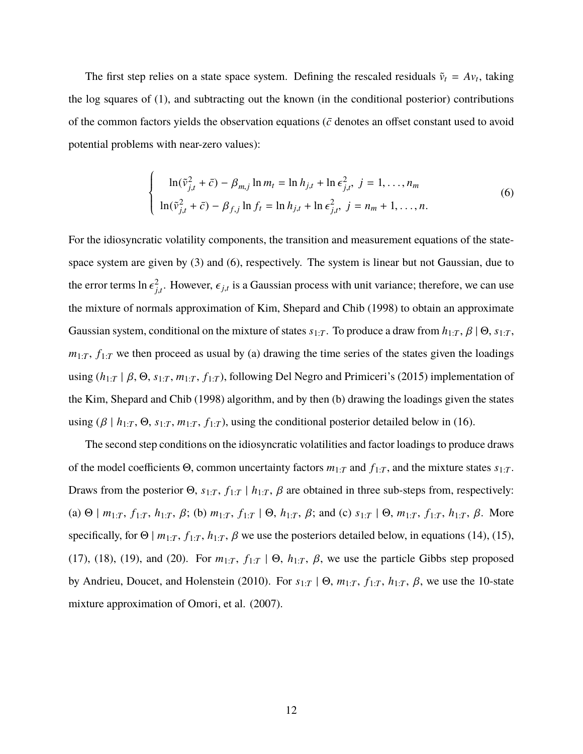The first step relies on a state space system. Defining the rescaled residuals $\tilde{v}_t = Av_t$, taking the log squares of (1), and subtracting out the known (in the conditional posterior) contributions of the common factors yields the observation equations ($\bar{c}$ denotes an offset constant used to avoid potential problems with near-zero values):

$$
\begin{cases}
\ln(\tilde{v}_{j,t}^2 + \bar{c}) - \beta_{m,j} \ln m_t = \ln h_{j,t} + \ln \epsilon_{j,t}^2, \; j = 1, \ldots, n_m \\
\ln(\tilde{v}_{j,t}^2 + \bar{c}) - \beta_{f,j} \ln f_t = \ln h_{j,t} + \ln \epsilon_{j,t}^2, \; j = n_m + 1, \ldots, n.
\end{cases}
\tag{6}
$$

For the idiosyncratic volatility components, the transition and measurement equations of the state-space system are given by (3) and (6), respectively. The system is linear but not Gaussian, due to the error terms $\ln \epsilon_{j,t}^2$. However, $\epsilon_{j,t}$ is a Gaussian process with unit variance; therefore, we can use the mixture of normals approximation of Kim, Shepard and Chib (1998) to obtain an approximate Gaussian system, conditional on the mixture of states $s_{1:T}$. To produce a draw from $h_{1:T}, \beta \mid \Theta, s_{1:T}, m_{1:T}, f_{1:T}$ we then proceed as usual by (a) drawing the time series of the states given the loadings using $(h_{1:T} \mid \beta, \Theta, s_{1:T}, m_{1:T}, f_{1:T})$, following Del Negro and Primiceri's (2015) implementation of the Kim, Shepard and Chib (1998) algorithm, and by then (b) drawing the loadings given the states using $(\beta \mid h_{1:T}, \Theta, s_{1:T}, m_{1:T}, f_{1:T})$, using the conditional posterior detailed below in (16).

The second step conditions on the idiosyncratic volatilities and factor loadings to produce draws of the model coefficients $\Theta$, common uncertainty factors $m_{1:T}$ and $f_{1:T}$, and the mixture states $s_{1:T}$. Draws from the posterior $\Theta, s_{1:T}, f_{1:T} \mid h_{1:T}, \beta$ are obtained in three sub-steps from, respectively: (a) $\Theta \mid m_{1:T}, f_{1:T}, h_{1:T}, \beta$; (b) $m_{1:T}, f_{1:T} \mid \Theta, h_{1:T}, \beta$; and (c) $s_{1:T} \mid \Theta, m_{1:T}, f_{1:T}, h_{1:T}, \beta$. More specifically, for $\Theta \mid m_{1:T}, f_{1:T}, h_{1:T}, \beta$ we use the posteriors detailed below, in equations (14), (15), (17), (18), (19), and (20). For $m_{1:T}, f_{1:T} \mid \Theta, h_{1:T}, \beta$, we use the particle Gibbs step proposed by Andrieu, Doucet, and Holenstein (2010). For $s_{1:T} \mid \Theta, m_{1:T}, f_{1:T}, h_{1:T}, \beta$, we use the 10-state mixture approximation of Omori, et al. (2007).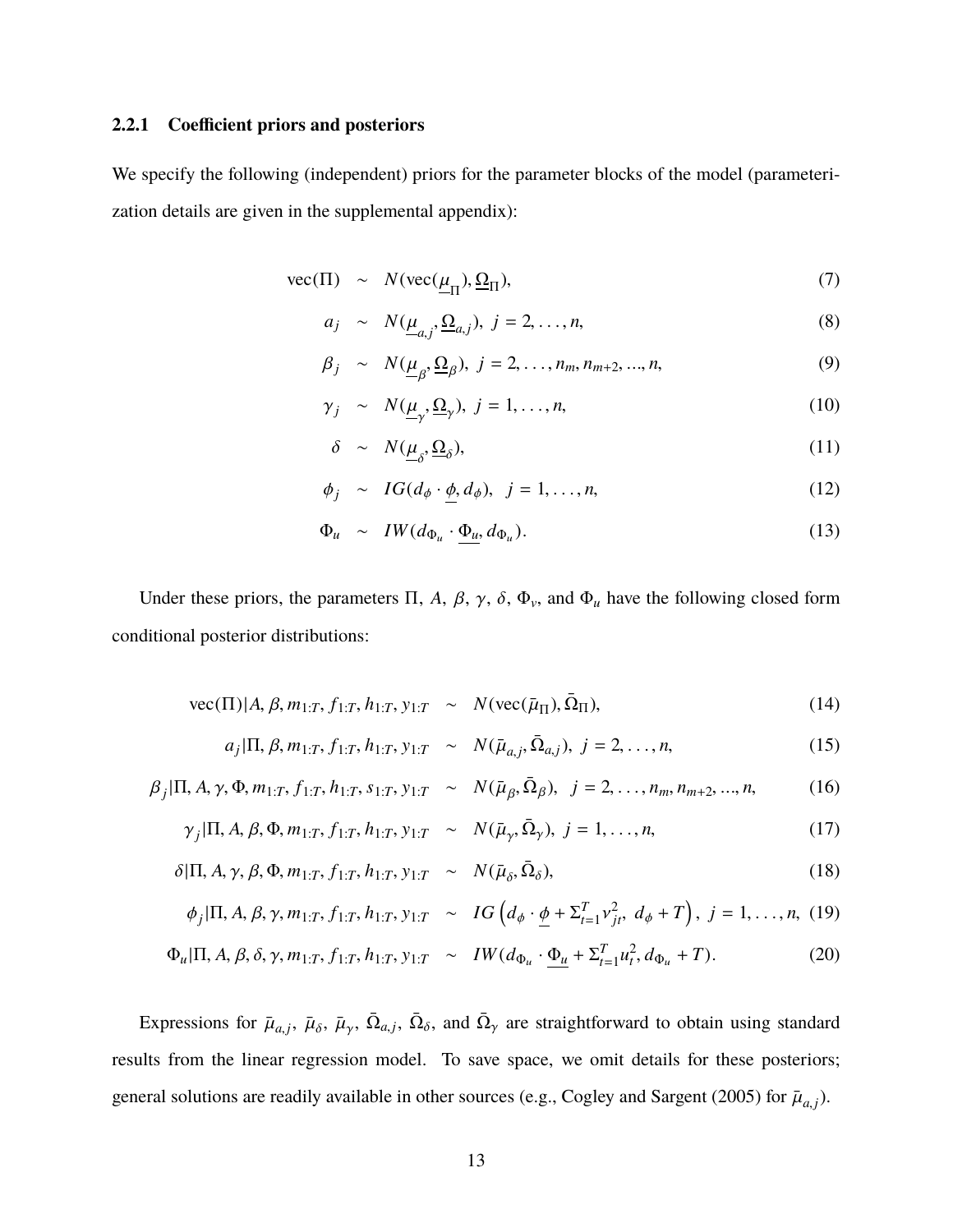### 2.2.1 Coefficient priors and posteriors

We specify the following (independent) priors for the parameter blocks of the model (parameterization details are given in the supplemental appendix):

$$
\begin{aligned}
\text{vec}(\Pi) &\sim N(\text{vec}(\underline{\mu}_{\Pi}), \underline{\Omega}_{\Pi}), && (7)\\
a_j &\sim N(\underline{\mu}_{a,j}, \underline{\Omega}_{a,j}),\ j = 2, \ldots, n, && (8)\\
\beta_j &\sim N(\underline{\mu}_{\beta}, \underline{\Omega}_{\beta}),\ j = 2, \ldots, n_m, n_{m+2}, ..., n, && (9)\\
\gamma_j &\sim N(\underline{\mu}_{\gamma}, \underline{\Omega}_{\gamma}),\ j = 1, \ldots, n, && (10)\\
\delta &\sim N(\underline{\mu}_{\delta}, \underline{\Omega}_{\delta}), && (11)\\
\phi_j &\sim IG(d_{\phi} \cdot \underline{\phi}, d_{\phi}),\ \ j = 1, \ldots, n, && (12)\\
\Phi_u &\sim IW(d_{\Phi_u} \cdot \underline{\Phi_u}, d_{\Phi_u}). && (13)
\end{aligned}
$$

Under these priors, the parameters $\Pi$, $A$, $\beta$, $\gamma$, $\delta$, $\Phi_v$, and $\Phi_u$ have the following closed form conditional posterior distributions:

$$
\begin{aligned}
\text{vec}(\Pi)|A, \beta, m_{1:T}, f_{1:T}, h_{1:T}, y_{1:T} &\sim N(\text{vec}(\bar{\mu}_{\Pi}), \bar{\Omega}_{\Pi}), && (14)\\
a_j|\Pi, \beta, m_{1:T}, f_{1:T}, h_{1:T}, y_{1:T} &\sim N(\bar{\mu}_{a,j}, \bar{\Omega}_{a,j}),\ j = 2, \ldots, n, && (15)\\
\beta_j|\Pi, A, \gamma, \Phi, m_{1:T}, f_{1:T}, h_{1:T}, s_{1:T}, y_{1:T} &\sim N(\bar{\mu}_{\beta}, \bar{\Omega}_{\beta}),\ \ j = 2, \ldots, n_m, n_{m+2}, ..., n, && (16)\\
\gamma_j|\Pi, A, \beta, \Phi, m_{1:T}, f_{1:T}, h_{1:T}, y_{1:T} &\sim N(\bar{\mu}_{\gamma}, \bar{\Omega}_{\gamma}),\ j = 1, \ldots, n, && (17)\\
\delta|\Pi, A, \gamma, \beta, \Phi, m_{1:T}, f_{1:T}, h_{1:T}, y_{1:T} &\sim N(\bar{\mu}_{\delta}, \bar{\Omega}_{\delta}), && (18)\\
\phi_j|\Pi, A, \beta, \gamma, m_{1:T}, f_{1:T}, h_{1:T}, y_{1:T} &\sim IG\left(d_{\phi} \cdot \underline{\phi} + \Sigma_{t=1}^{T} v_{jt}^2,\ d_{\phi} + T\right),\ j = 1, \ldots, n, && (19)\\
\Phi_u|\Pi, A, \beta, \delta, \gamma, m_{1:T}, f_{1:T}, h_{1:T}, y_{1:T} &\sim IW(d_{\Phi_u} \cdot \underline{\Phi_u} + \Sigma_{t=1}^{T} u_t^2, d_{\Phi_u} + T). && (20)
\end{aligned}
$$

Expressions for $\bar{\mu}_{a,j}$, $\bar{\mu}_{\delta}$, $\bar{\mu}_{\gamma}$, $\bar{\Omega}_{a,j}$, $\bar{\Omega}_{\delta}$, and $\bar{\Omega}_{\gamma}$ are straightforward to obtain using standard results from the linear regression model. To save space, we omit details for these posteriors; general solutions are readily available in other sources (e.g., Cogley and Sargent (2005) for $\bar{\mu}_{a,j}$).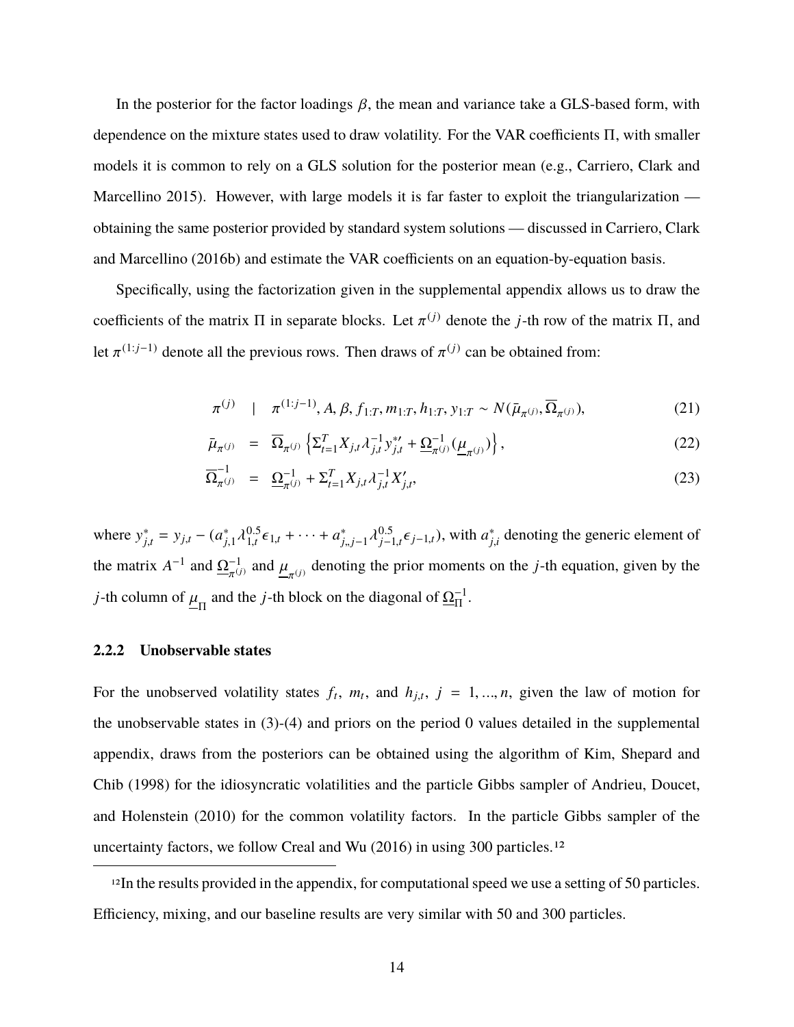In the posterior for the factor loadings $\beta$, the mean and variance take a GLS-based form, with dependence on the mixture states used to draw volatility. For the VAR coefficients $\Pi$, with smaller models it is common to rely on a GLS solution for the posterior mean (e.g., Carriero, Clark and Marcellino 2015). However, with large models it is far faster to exploit the triangularization — obtaining the same posterior provided by standard system solutions — discussed in Carriero, Clark and Marcellino (2016b) and estimate the VAR coefficients on an equation-by-equation basis.

Specifically, using the factorization given in the supplemental appendix allows us to draw the coefficients of the matrix $\Pi$ in separate blocks. Let $\pi^{(j)}$ denote the $j$-th row of the matrix $\Pi$, and let $\pi^{(1:j-1)}$ denote all the previous rows. Then draws of $\pi^{(j)}$ can be obtained from:

$$\pi^{(j)} \quad | \quad \pi^{(1:j-1)}, A, \beta, f_{1:T}, m_{1:T}, h_{1:T}, y_{1:T} \sim N(\bar{\mu}_{\pi^{(j)}}, \overline{\Omega}_{\pi^{(j)}}), \tag{21}$$

$$\bar{\mu}_{\pi^{(j)}} = \overline{\Omega}_{\pi^{(j)}} \left\{ \Sigma_{t=1}^{T} X_{j,t} \lambda_{j,t}^{-1} y_{j,t}^{*\prime} + \underline{\Omega}_{\pi^{(j)}}^{-1} (\underline{\mu}_{\pi^{(j)}}) \right\}, \tag{22}$$

$$\overline{\Omega}_{\pi^{(j)}}^{-1} = \underline{\Omega}_{\pi^{(j)}}^{-1} + \Sigma_{t=1}^{T} X_{j,t} \lambda_{j,t}^{-1} X_{j,t}', \tag{23}$$

where $y_{j,t}^{*} = y_{j,t} - (a_{j,1}^{*} \lambda_{1,t}^{0.5} \epsilon_{1,t} + \cdots + a_{j,,j-1}^{*} \lambda_{j-1,t}^{0.5} \epsilon_{j-1,t})$, with $a_{j,i}^{*}$ denoting the generic element of the matrix $A^{-1}$ and $\underline{\Omega}_{\pi^{(j)}}^{-1}$ and $\underline{\mu}_{\pi^{(j)}}$ denoting the prior moments on the $j$-th equation, given by the $j$-th column of $\underline{\mu}_{\Pi}$ and the $j$-th block on the diagonal of $\underline{\Omega}_{\Pi}^{-1}$.

### 2.2.2 Unobservable states

For the unobserved volatility states $f_t$, $m_t$, and $h_{j,t}$, $j = 1, ..., n$, given the law of motion for the unobservable states in (3)-(4) and priors on the period 0 values detailed in the supplemental appendix, draws from the posteriors can be obtained using the algorithm of Kim, Shepard and Chib (1998) for the idiosyncratic volatilities and the particle Gibbs sampler of Andrieu, Doucet, and Holenstein (2010) for the common volatility factors. In the particle Gibbs sampler of the uncertainty factors, we follow Creal and Wu (2016) in using 300 particles.[12]

[12] In the results provided in the appendix, for computational speed we use a setting of 50 particles. Efficiency, mixing, and our baseline results are very similar with 50 and 300 particles.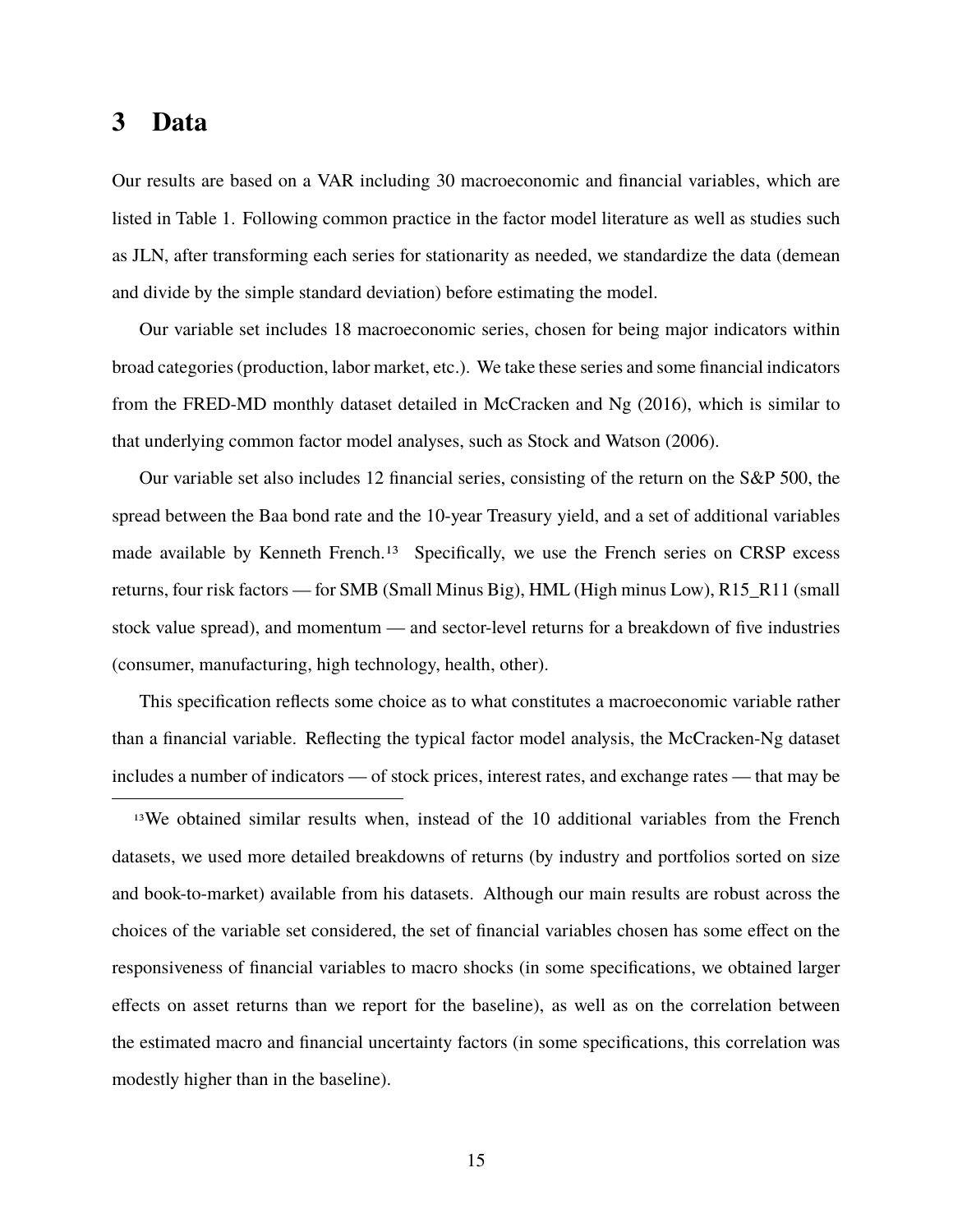# 3 Data

Our results are based on a VAR including 30 macroeconomic and financial variables, which are listed in Table 1. Following common practice in the factor model literature as well as studies such as JLN, after transforming each series for stationarity as needed, we standardize the data (demean and divide by the simple standard deviation) before estimating the model.

Our variable set includes 18 macroeconomic series, chosen for being major indicators within broad categories (production, labor market, etc.). We take these series and some financial indicators from the FRED-MD monthly dataset detailed in McCracken and Ng (2016), which is similar to that underlying common factor model analyses, such as Stock and Watson (2006).

Our variable set also includes 12 financial series, consisting of the return on the S&P 500, the spread between the Baa bond rate and the 10-year Treasury yield, and a set of additional variables made available by Kenneth French.[13] Specifically, we use the French series on CRSP excess returns, four risk factors — for SMB (Small Minus Big), HML (High minus Low), R15_R11 (small stock value spread), and momentum — and sector-level returns for a breakdown of five industries (consumer, manufacturing, high technology, health, other).

This specification reflects some choice as to what constitutes a macroeconomic variable rather than a financial variable. Reflecting the typical factor model analysis, the McCracken-Ng dataset includes a number of indicators — of stock prices, interest rates, and exchange rates — that may be

[13] We obtained similar results when, instead of the 10 additional variables from the French datasets, we used more detailed breakdowns of returns (by industry and portfolios sorted on size and book-to-market) available from his datasets. Although our main results are robust across the choices of the variable set considered, the set of financial variables chosen has some effect on the responsiveness of financial variables to macro shocks (in some specifications, we obtained larger effects on asset returns than we report for the baseline), as well as on the correlation between the estimated macro and financial uncertainty factors (in some specifications, this correlation was modestly higher than in the baseline).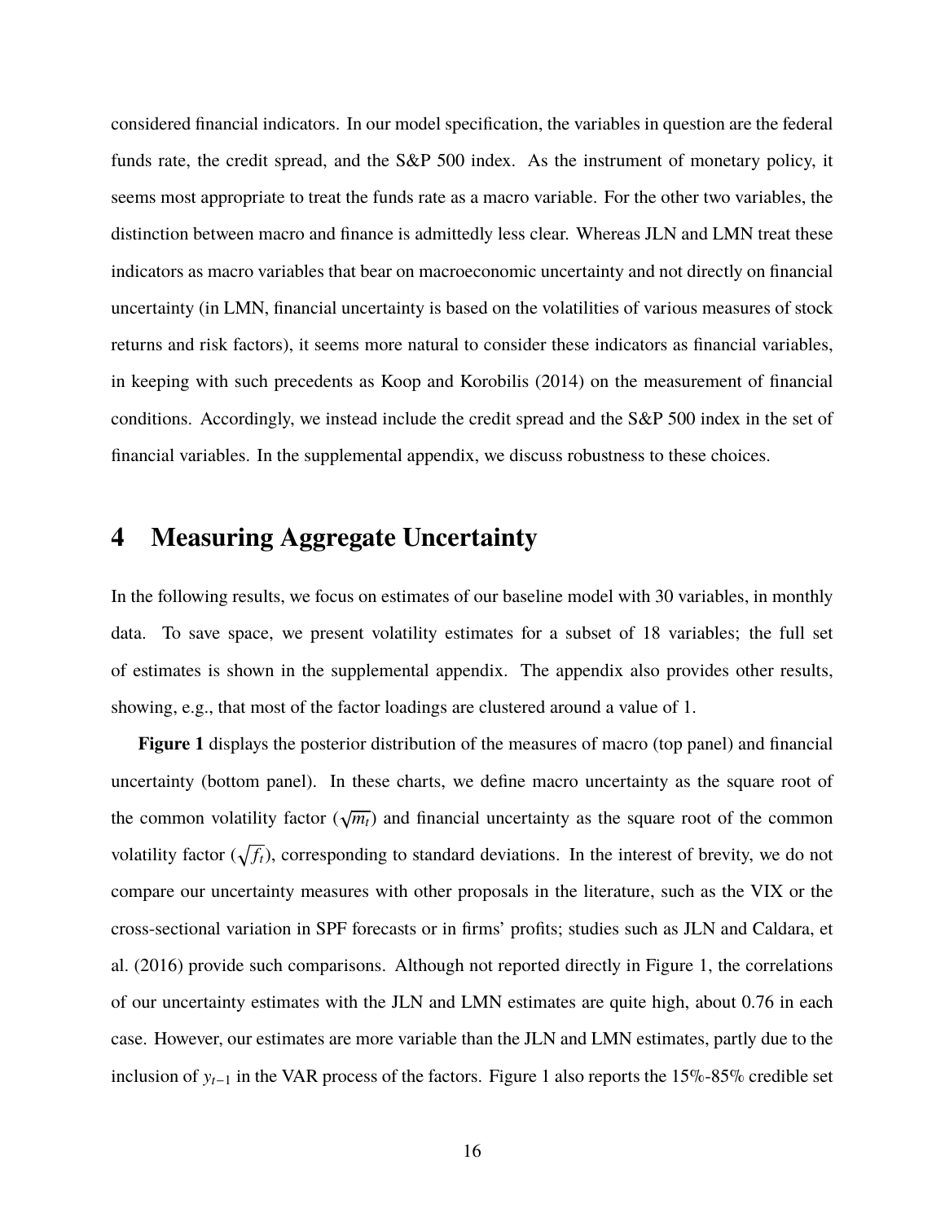considered financial indicators. In our model specification, the variables in question are the federal funds rate, the credit spread, and the S&P 500 index. As the instrument of monetary policy, it seems most appropriate to treat the funds rate as a macro variable. For the other two variables, the distinction between macro and finance is admittedly less clear. Whereas JLN and LMN treat these indicators as macro variables that bear on macroeconomic uncertainty and not directly on financial uncertainty (in LMN, financial uncertainty is based on the volatilities of various measures of stock returns and risk factors), it seems more natural to consider these indicators as financial variables, in keeping with such precedents as Koop and Korobilis (2014) on the measurement of financial conditions. Accordingly, we instead include the credit spread and the S&P 500 index in the set of financial variables. In the supplemental appendix, we discuss robustness to these choices.

# 4 Measuring Aggregate Uncertainty

In the following results, we focus on estimates of our baseline model with 30 variables, in monthly data. To save space, we present volatility estimates for a subset of 18 variables; the full set of estimates is shown in the supplemental appendix. The appendix also provides other results, showing, e.g., that most of the factor loadings are clustered around a value of 1.

**Figure 1** displays the posterior distribution of the measures of macro (top panel) and financial uncertainty (bottom panel). In these charts, we define macro uncertainty as the square root of the common volatility factor ($\sqrt{m_t}$) and financial uncertainty as the square root of the common volatility factor ($\sqrt{f_t}$), corresponding to standard deviations. In the interest of brevity, we do not compare our uncertainty measures with other proposals in the literature, such as the VIX or the cross-sectional variation in SPF forecasts or in firms' profits; studies such as JLN and Caldara, et al. (2016) provide such comparisons. Although not reported directly in Figure 1, the correlations of our uncertainty estimates with the JLN and LMN estimates are quite high, about 0.76 in each case. However, our estimates are more variable than the JLN and LMN estimates, partly due to the inclusion of $y_{t-1}$ in the VAR process of the factors. Figure 1 also reports the 15%-85% credible set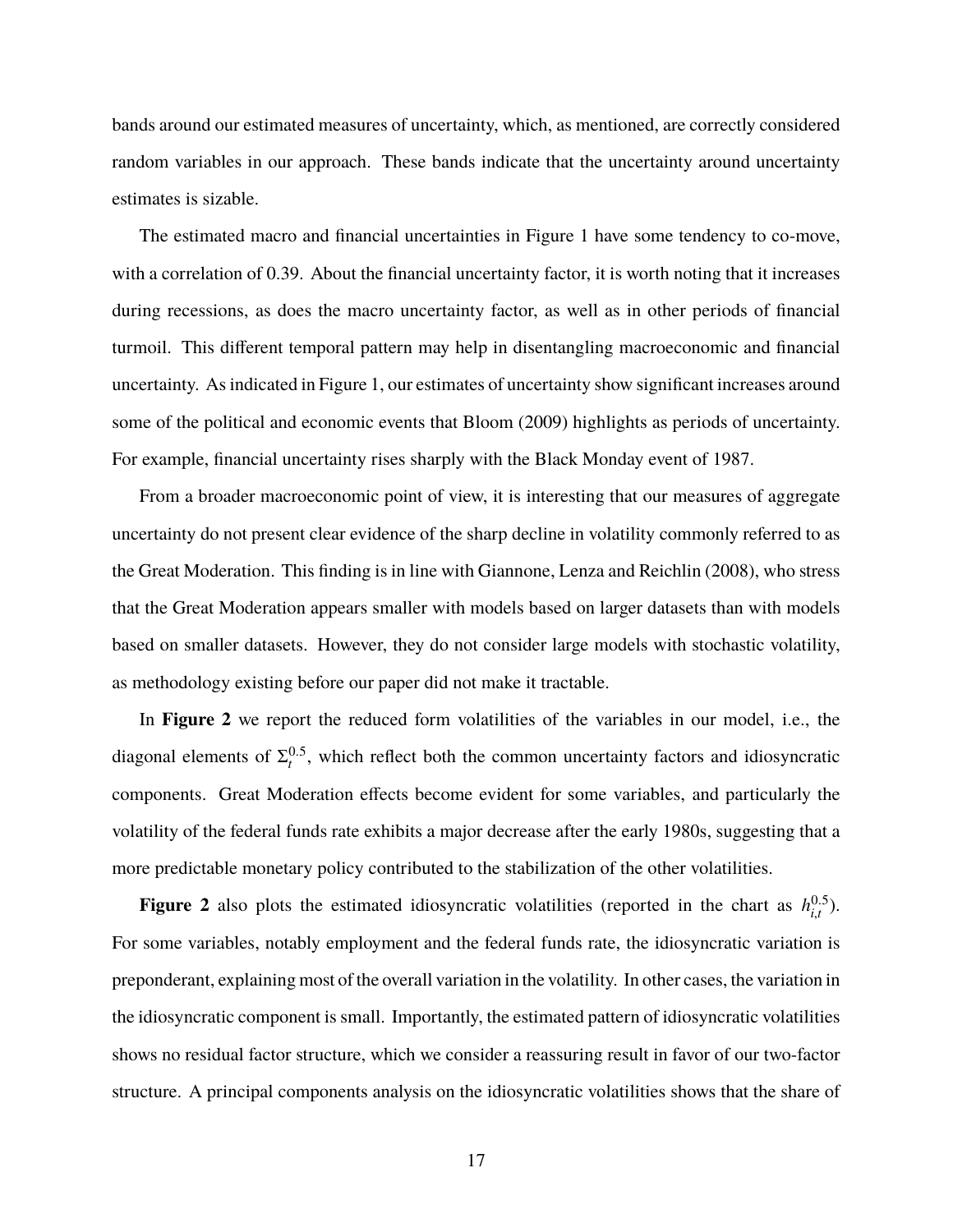bands around our estimated measures of uncertainty, which, as mentioned, are correctly considered random variables in our approach. These bands indicate that the uncertainty around uncertainty estimates is sizable.

The estimated macro and financial uncertainties in Figure 1 have some tendency to co-move, with a correlation of 0.39. About the financial uncertainty factor, it is worth noting that it increases during recessions, as does the macro uncertainty factor, as well as in other periods of financial turmoil. This different temporal pattern may help in disentangling macroeconomic and financial uncertainty. As indicated in Figure 1, our estimates of uncertainty show significant increases around some of the political and economic events that Bloom (2009) highlights as periods of uncertainty. For example, financial uncertainty rises sharply with the Black Monday event of 1987.

From a broader macroeconomic point of view, it is interesting that our measures of aggregate uncertainty do not present clear evidence of the sharp decline in volatility commonly referred to as the Great Moderation. This finding is in line with Giannone, Lenza and Reichlin (2008), who stress that the Great Moderation appears smaller with models based on larger datasets than with models based on smaller datasets. However, they do not consider large models with stochastic volatility, as methodology existing before our paper did not make it tractable.

In **Figure 2** we report the reduced form volatilities of the variables in our model, i.e., the diagonal elements of $\Sigma_t^{0.5}$, which reflect both the common uncertainty factors and idiosyncratic components. Great Moderation effects become evident for some variables, and particularly the volatility of the federal funds rate exhibits a major decrease after the early 1980s, suggesting that a more predictable monetary policy contributed to the stabilization of the other volatilities.

**Figure 2** also plots the estimated idiosyncratic volatilities (reported in the chart as $h_{i,t}^{0.5}$). For some variables, notably employment and the federal funds rate, the idiosyncratic variation is preponderant, explaining most of the overall variation in the volatility. In other cases, the variation in the idiosyncratic component is small. Importantly, the estimated pattern of idiosyncratic volatilities shows no residual factor structure, which we consider a reassuring result in favor of our two-factor structure. A principal components analysis on the idiosyncratic volatilities shows that the share of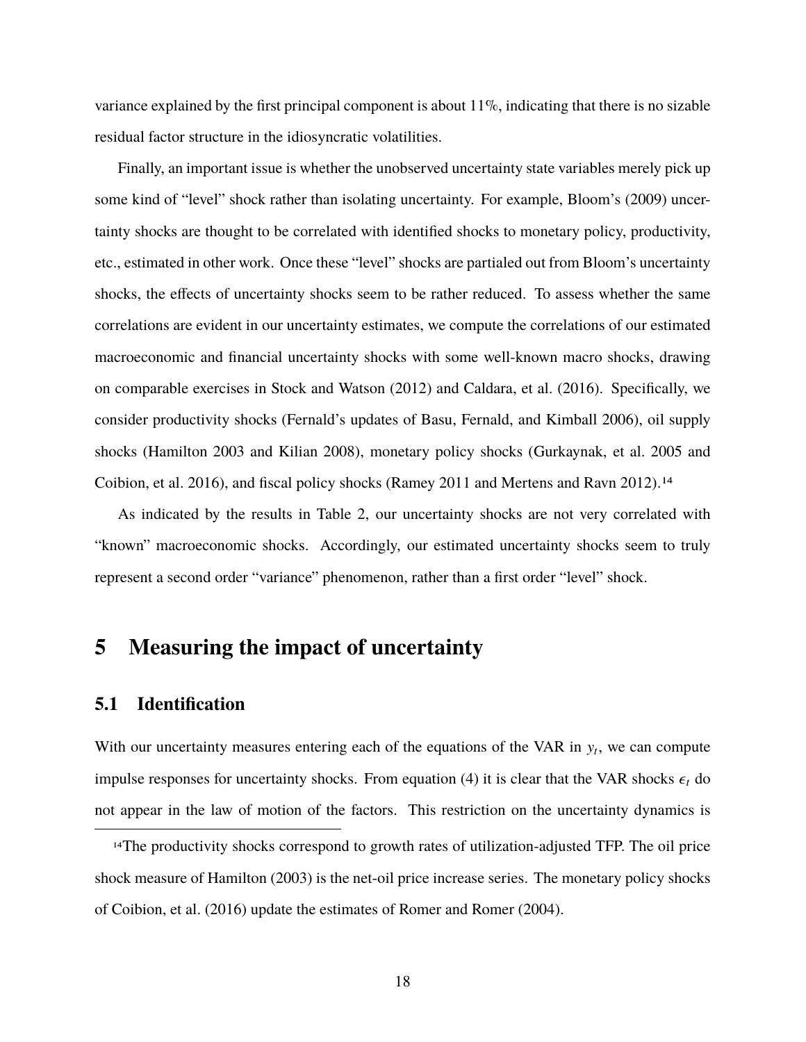variance explained by the first principal component is about 11%, indicating that there is no sizable residual factor structure in the idiosyncratic volatilities.

Finally, an important issue is whether the unobserved uncertainty state variables merely pick up some kind of "level" shock rather than isolating uncertainty. For example, Bloom's (2009) uncertainty shocks are thought to be correlated with identified shocks to monetary policy, productivity, etc., estimated in other work. Once these "level" shocks are partialed out from Bloom's uncertainty shocks, the effects of uncertainty shocks seem to be rather reduced. To assess whether the same correlations are evident in our uncertainty estimates, we compute the correlations of our estimated macroeconomic and financial uncertainty shocks with some well-known macro shocks, drawing on comparable exercises in Stock and Watson (2012) and Caldara, et al. (2016). Specifically, we consider productivity shocks (Fernald's updates of Basu, Fernald, and Kimball 2006), oil supply shocks (Hamilton 2003 and Kilian 2008), monetary policy shocks (Gurkaynak, et al. 2005 and Coibion, et al. 2016), and fiscal policy shocks (Ramey 2011 and Mertens and Ravn 2012).[14]

As indicated by the results in Table 2, our uncertainty shocks are not very correlated with "known" macroeconomic shocks. Accordingly, our estimated uncertainty shocks seem to truly represent a second order "variance" phenomenon, rather than a first order "level" shock.

# 5 Measuring the impact of uncertainty

## 5.1 Identification

With our uncertainty measures entering each of the equations of the VAR in $y_t$, we can compute impulse responses for uncertainty shocks. From equation (4) it is clear that the VAR shocks $\epsilon_t$ do not appear in the law of motion of the factors. This restriction on the uncertainty dynamics is

[14] The productivity shocks correspond to growth rates of utilization-adjusted TFP. The oil price shock measure of Hamilton (2003) is the net-oil price increase series. The monetary policy shocks of Coibion, et al. (2016) update the estimates of Romer and Romer (2004).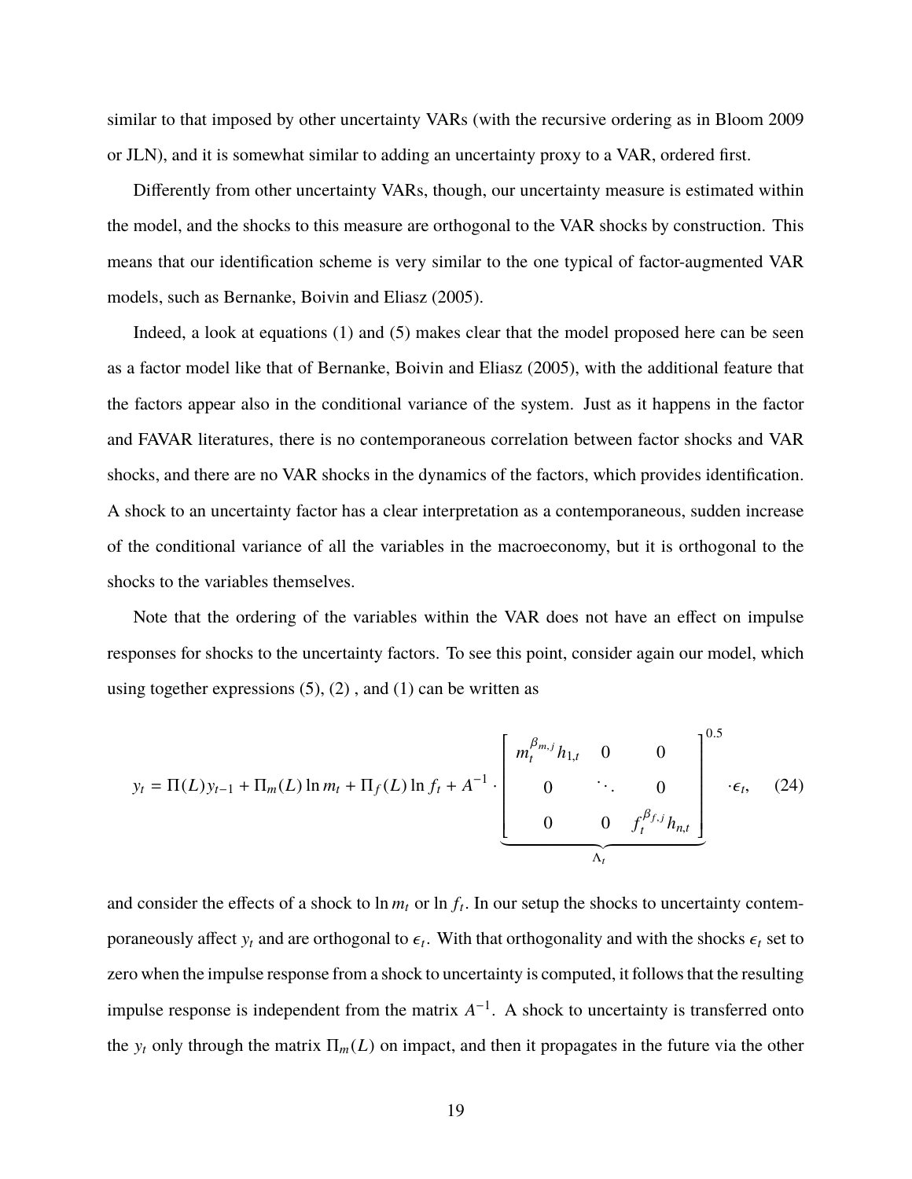similar to that imposed by other uncertainty VARs (with the recursive ordering as in Bloom 2009 or JLN), and it is somewhat similar to adding an uncertainty proxy to a VAR, ordered first.

Differently from other uncertainty VARs, though, our uncertainty measure is estimated within the model, and the shocks to this measure are orthogonal to the VAR shocks by construction. This means that our identification scheme is very similar to the one typical of factor-augmented VAR models, such as Bernanke, Boivin and Eliasz (2005).

Indeed, a look at equations (1) and (5) makes clear that the model proposed here can be seen as a factor model like that of Bernanke, Boivin and Eliasz (2005), with the additional feature that the factors appear also in the conditional variance of the system. Just as it happens in the factor and FAVAR literatures, there is no contemporaneous correlation between factor shocks and VAR shocks, and there are no VAR shocks in the dynamics of the factors, which provides identification. A shock to an uncertainty factor has a clear interpretation as a contemporaneous, sudden increase of the conditional variance of all the variables in the macroeconomy, but it is orthogonal to the shocks to the variables themselves.

Note that the ordering of the variables within the VAR does not have an effect on impulse responses for shocks to the uncertainty factors. To see this point, consider again our model, which using together expressions (5), (2) , and (1) can be written as

$$y_t = \Pi(L)y_{t-1} + \Pi_m(L)\ln m_t + \Pi_f(L)\ln f_t + A^{-1} \cdot \underbrace{\begin{bmatrix} m_t^{\beta_{m,j}} h_{1,t} & 0 & 0 \\ 0 & \ddots & 0 \\ 0 & 0 & f_t^{\beta_{f,j}} h_{n,t} \end{bmatrix}^{0.5}}_{\Lambda_t} \cdot \epsilon_t, \quad (24)$$

and consider the effects of a shock to $\ln m_t$ or $\ln f_t$. In our setup the shocks to uncertainty contemporaneously affect $y_t$ and are orthogonal to $\epsilon_t$. With that orthogonality and with the shocks $\epsilon_t$ set to zero when the impulse response from a shock to uncertainty is computed, it follows that the resulting impulse response is independent from the matrix $A^{-1}$. A shock to uncertainty is transferred onto the $y_t$ only through the matrix $\Pi_m(L)$ on impact, and then it propagates in the future via the other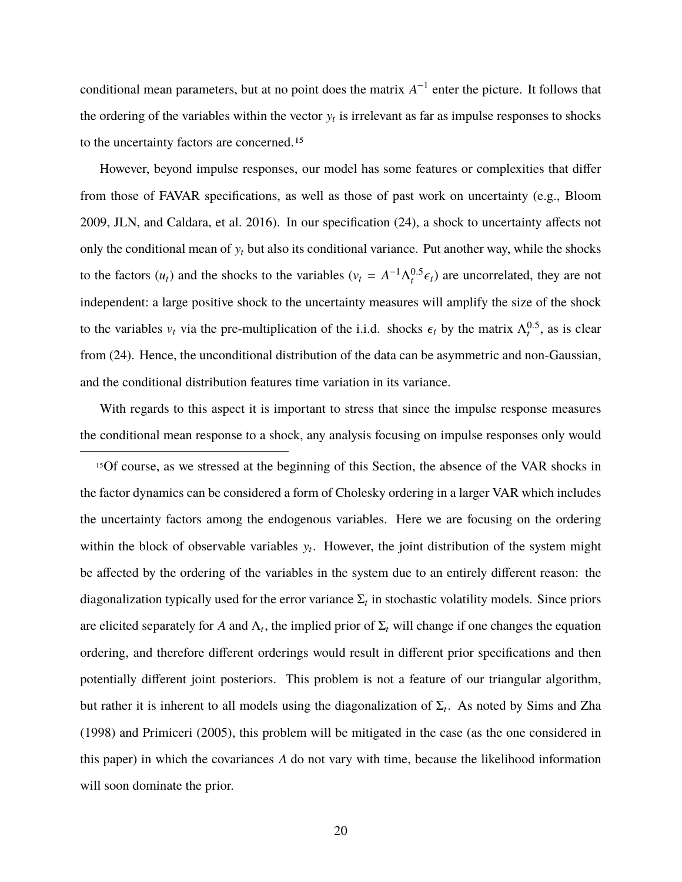conditional mean parameters, but at no point does the matrix $A^{-1}$ enter the picture. It follows that the ordering of the variables within the vector $y_t$ is irrelevant as far as impulse responses to shocks to the uncertainty factors are concerned.[15]

However, beyond impulse responses, our model has some features or complexities that differ from those of FAVAR specifications, as well as those of past work on uncertainty (e.g., Bloom 2009, JLN, and Caldara, et al. 2016). In our specification (24), a shock to uncertainty affects not only the conditional mean of $y_t$ but also its conditional variance. Put another way, while the shocks to the factors ($u_t$) and the shocks to the variables ($v_t = A^{-1}\Lambda_t^{0.5}\epsilon_t$) are uncorrelated, they are not independent: a large positive shock to the uncertainty measures will amplify the size of the shock to the variables $v_t$ via the pre-multiplication of the i.i.d. shocks $\epsilon_t$ by the matrix $\Lambda_t^{0.5}$, as is clear from (24). Hence, the unconditional distribution of the data can be asymmetric and non-Gaussian, and the conditional distribution features time variation in its variance.

With regards to this aspect it is important to stress that since the impulse response measures the conditional mean response to a shock, any analysis focusing on impulse responses only would

[15]Of course, as we stressed at the beginning of this Section, the absence of the VAR shocks in the factor dynamics can be considered a form of Cholesky ordering in a larger VAR which includes the uncertainty factors among the endogenous variables. Here we are focusing on the ordering within the block of observable variables $y_t$. However, the joint distribution of the system might be affected by the ordering of the variables in the system due to an entirely different reason: the diagonalization typically used for the error variance $\Sigma_t$ in stochastic volatility models. Since priors are elicited separately for $A$ and $\Lambda_t$, the implied prior of $\Sigma_t$ will change if one changes the equation ordering, and therefore different orderings would result in different prior specifications and then potentially different joint posteriors. This problem is not a feature of our triangular algorithm, but rather it is inherent to all models using the diagonalization of $\Sigma_t$. As noted by Sims and Zha (1998) and Primiceri (2005), this problem will be mitigated in the case (as the one considered in this paper) in which the covariances $A$ do not vary with time, because the likelihood information will soon dominate the prior.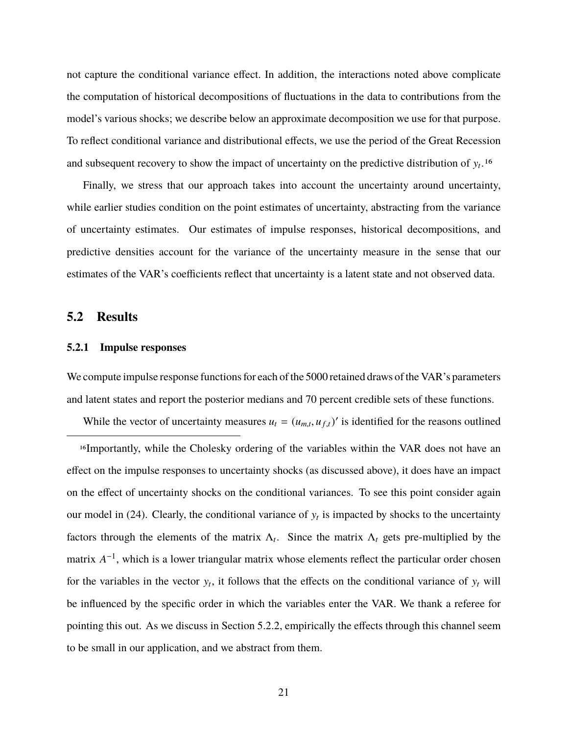not capture the conditional variance effect. In addition, the interactions noted above complicate the computation of historical decompositions of fluctuations in the data to contributions from the model's various shocks; we describe below an approximate decomposition we use for that purpose. To reflect conditional variance and distributional effects, we use the period of the Great Recession and subsequent recovery to show the impact of uncertainty on the predictive distribution of $y_t$.[16]

Finally, we stress that our approach takes into account the uncertainty around uncertainty, while earlier studies condition on the point estimates of uncertainty, abstracting from the variance of uncertainty estimates. Our estimates of impulse responses, historical decompositions, and predictive densities account for the variance of the uncertainty measure in the sense that our estimates of the VAR's coefficients reflect that uncertainty is a latent state and not observed data.

## 5.2 Results

### 5.2.1 Impulse responses

We compute impulse response functions for each of the 5000 retained draws of the VAR's parameters and latent states and report the posterior medians and 70 percent credible sets of these functions.

While the vector of uncertainty measures $u_t = (u_{m,t}, u_{f,t})'$ is identified for the reasons outlined

[16]Importantly, while the Cholesky ordering of the variables within the VAR does not have an effect on the impulse responses to uncertainty shocks (as discussed above), it does have an impact on the effect of uncertainty shocks on the conditional variances. To see this point consider again our model in (24). Clearly, the conditional variance of $y_t$ is impacted by shocks to the uncertainty factors through the elements of the matrix $\Lambda_t$. Since the matrix $\Lambda_t$ gets pre-multiplied by the matrix $A^{-1}$, which is a lower triangular matrix whose elements reflect the particular order chosen for the variables in the vector $y_t$, it follows that the effects on the conditional variance of $y_t$ will be influenced by the specific order in which the variables enter the VAR. We thank a referee for pointing this out. As we discuss in Section 5.2.2, empirically the effects through this channel seem to be small in our application, and we abstract from them.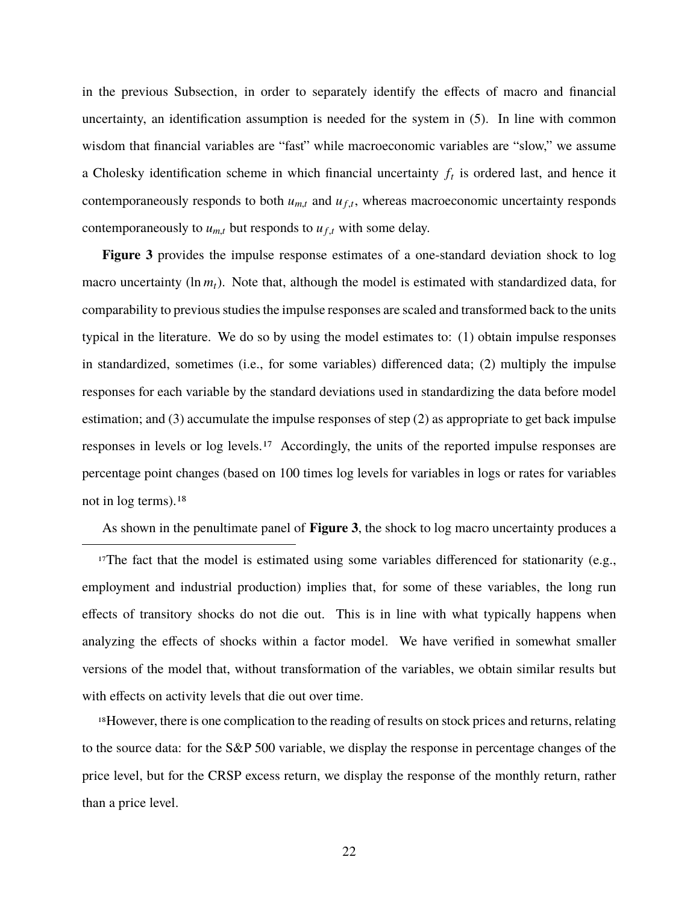in the previous Subsection, in order to separately identify the effects of macro and financial uncertainty, an identification assumption is needed for the system in (5). In line with common wisdom that financial variables are "fast" while macroeconomic variables are "slow," we assume a Cholesky identification scheme in which financial uncertainty $f_t$ is ordered last, and hence it contemporaneously responds to both $u_{m,t}$ and $u_{f,t}$, whereas macroeconomic uncertainty responds contemporaneously to $u_{m,t}$ but responds to $u_{f,t}$ with some delay.

**Figure 3** provides the impulse response estimates of a one-standard deviation shock to log macro uncertainty ($\ln m_t$). Note that, although the model is estimated with standardized data, for comparability to previous studies the impulse responses are scaled and transformed back to the units typical in the literature. We do so by using the model estimates to: (1) obtain impulse responses in standardized, sometimes (i.e., for some variables) differenced data; (2) multiply the impulse responses for each variable by the standard deviations used in standardizing the data before model estimation; and (3) accumulate the impulse responses of step (2) as appropriate to get back impulse responses in levels or log levels.[17] Accordingly, the units of the reported impulse responses are percentage point changes (based on 100 times log levels for variables in logs or rates for variables not in log terms).[18]

As shown in the penultimate panel of **Figure 3**, the shock to log macro uncertainty produces a

[17]The fact that the model is estimated using some variables differenced for stationarity (e.g., employment and industrial production) implies that, for some of these variables, the long run effects of transitory shocks do not die out. This is in line with what typically happens when analyzing the effects of shocks within a factor model. We have verified in somewhat smaller versions of the model that, without transformation of the variables, we obtain similar results but with effects on activity levels that die out over time.

[18]However, there is one complication to the reading of results on stock prices and returns, relating to the source data: for the S&P 500 variable, we display the response in percentage changes of the price level, but for the CRSP excess return, we display the response of the monthly return, rather than a price level.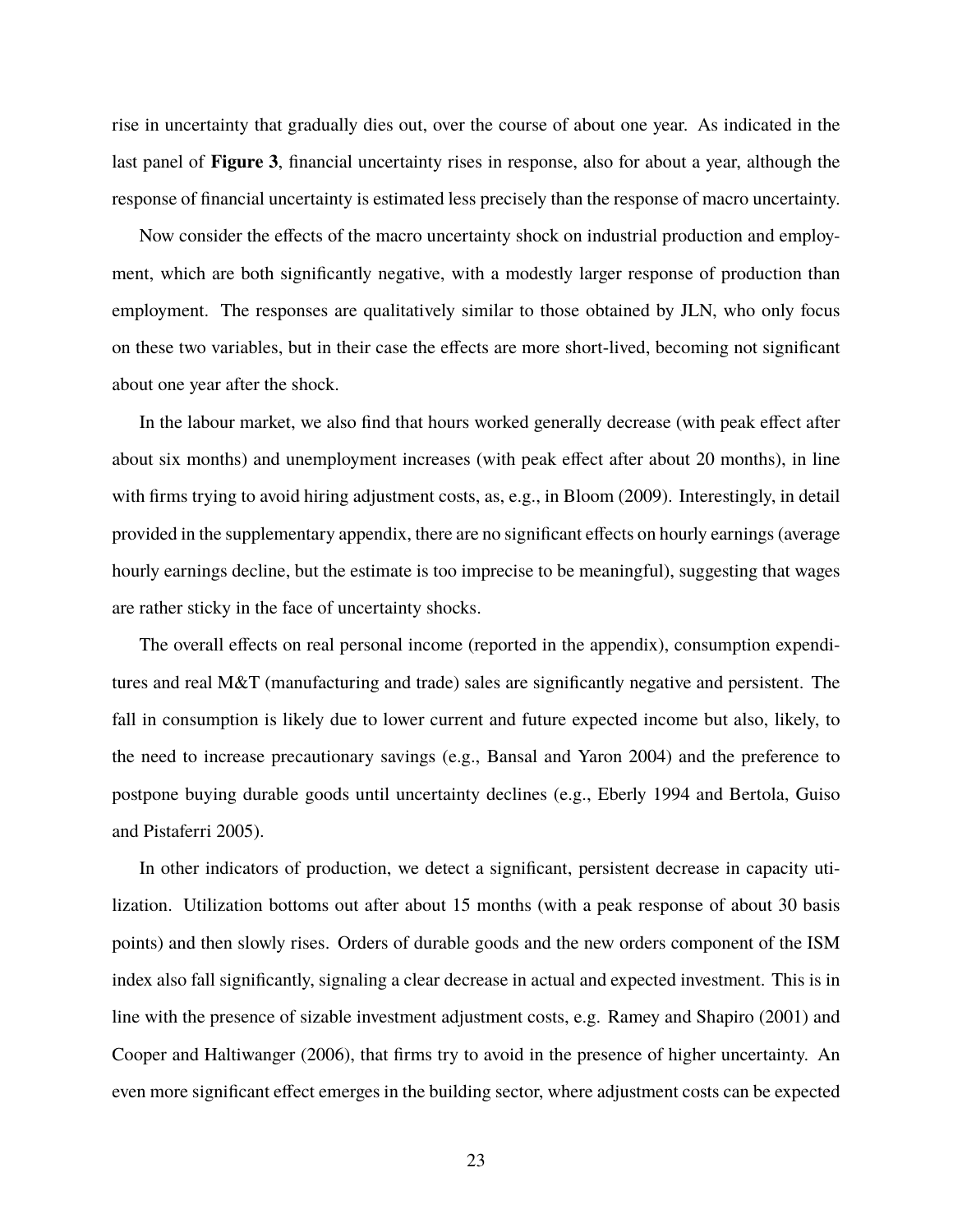rise in uncertainty that gradually dies out, over the course of about one year. As indicated in the last panel of **Figure 3**, financial uncertainty rises in response, also for about a year, although the response of financial uncertainty is estimated less precisely than the response of macro uncertainty.

Now consider the effects of the macro uncertainty shock on industrial production and employment, which are both significantly negative, with a modestly larger response of production than employment. The responses are qualitatively similar to those obtained by JLN, who only focus on these two variables, but in their case the effects are more short-lived, becoming not significant about one year after the shock.

In the labour market, we also find that hours worked generally decrease (with peak effect after about six months) and unemployment increases (with peak effect after about 20 months), in line with firms trying to avoid hiring adjustment costs, as, e.g., in Bloom (2009). Interestingly, in detail provided in the supplementary appendix, there are no significant effects on hourly earnings (average hourly earnings decline, but the estimate is too imprecise to be meaningful), suggesting that wages are rather sticky in the face of uncertainty shocks.

The overall effects on real personal income (reported in the appendix), consumption expenditures and real M&T (manufacturing and trade) sales are significantly negative and persistent. The fall in consumption is likely due to lower current and future expected income but also, likely, to the need to increase precautionary savings (e.g., Bansal and Yaron 2004) and the preference to postpone buying durable goods until uncertainty declines (e.g., Eberly 1994 and Bertola, Guiso and Pistaferri 2005).

In other indicators of production, we detect a significant, persistent decrease in capacity utilization. Utilization bottoms out after about 15 months (with a peak response of about 30 basis points) and then slowly rises. Orders of durable goods and the new orders component of the ISM index also fall significantly, signaling a clear decrease in actual and expected investment. This is in line with the presence of sizable investment adjustment costs, e.g. Ramey and Shapiro (2001) and Cooper and Haltiwanger (2006), that firms try to avoid in the presence of higher uncertainty. An even more significant effect emerges in the building sector, where adjustment costs can be expected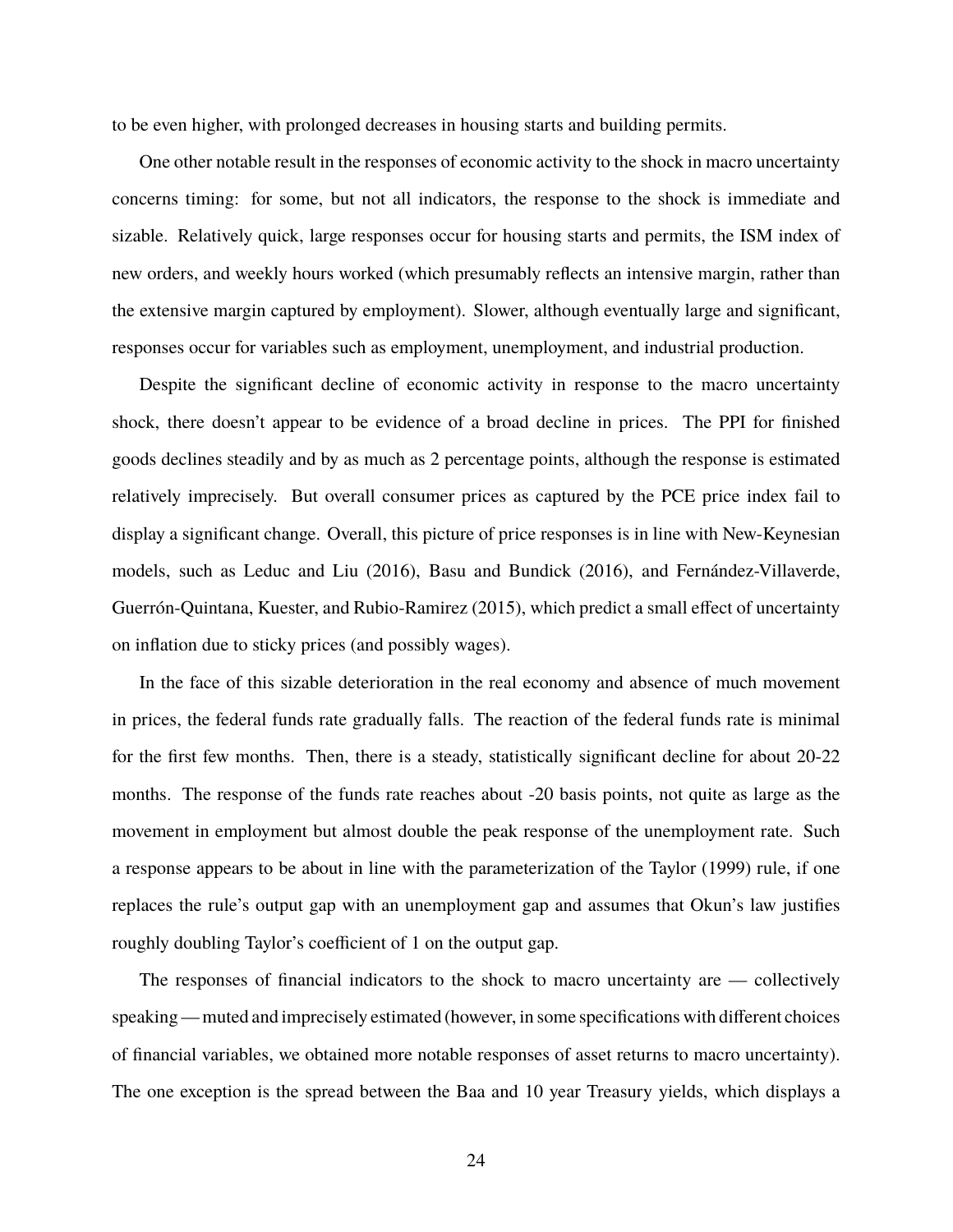to be even higher, with prolonged decreases in housing starts and building permits.

One other notable result in the responses of economic activity to the shock in macro uncertainty concerns timing: for some, but not all indicators, the response to the shock is immediate and sizable. Relatively quick, large responses occur for housing starts and permits, the ISM index of new orders, and weekly hours worked (which presumably reflects an intensive margin, rather than the extensive margin captured by employment). Slower, although eventually large and significant, responses occur for variables such as employment, unemployment, and industrial production.

Despite the significant decline of economic activity in response to the macro uncertainty shock, there doesn't appear to be evidence of a broad decline in prices. The PPI for finished goods declines steadily and by as much as 2 percentage points, although the response is estimated relatively imprecisely. But overall consumer prices as captured by the PCE price index fail to display a significant change. Overall, this picture of price responses is in line with New-Keynesian models, such as Leduc and Liu (2016), Basu and Bundick (2016), and Fernández-Villaverde, Guerrón-Quintana, Kuester, and Rubio-Ramirez (2015), which predict a small effect of uncertainty on inflation due to sticky prices (and possibly wages).

In the face of this sizable deterioration in the real economy and absence of much movement in prices, the federal funds rate gradually falls. The reaction of the federal funds rate is minimal for the first few months. Then, there is a steady, statistically significant decline for about 20-22 months. The response of the funds rate reaches about -20 basis points, not quite as large as the movement in employment but almost double the peak response of the unemployment rate. Such a response appears to be about in line with the parameterization of the Taylor (1999) rule, if one replaces the rule's output gap with an unemployment gap and assumes that Okun's law justifies roughly doubling Taylor's coefficient of 1 on the output gap.

The responses of financial indicators to the shock to macro uncertainty are — collectively speaking — muted and imprecisely estimated (however, in some specifications with different choices of financial variables, we obtained more notable responses of asset returns to macro uncertainty). The one exception is the spread between the Baa and 10 year Treasury yields, which displays a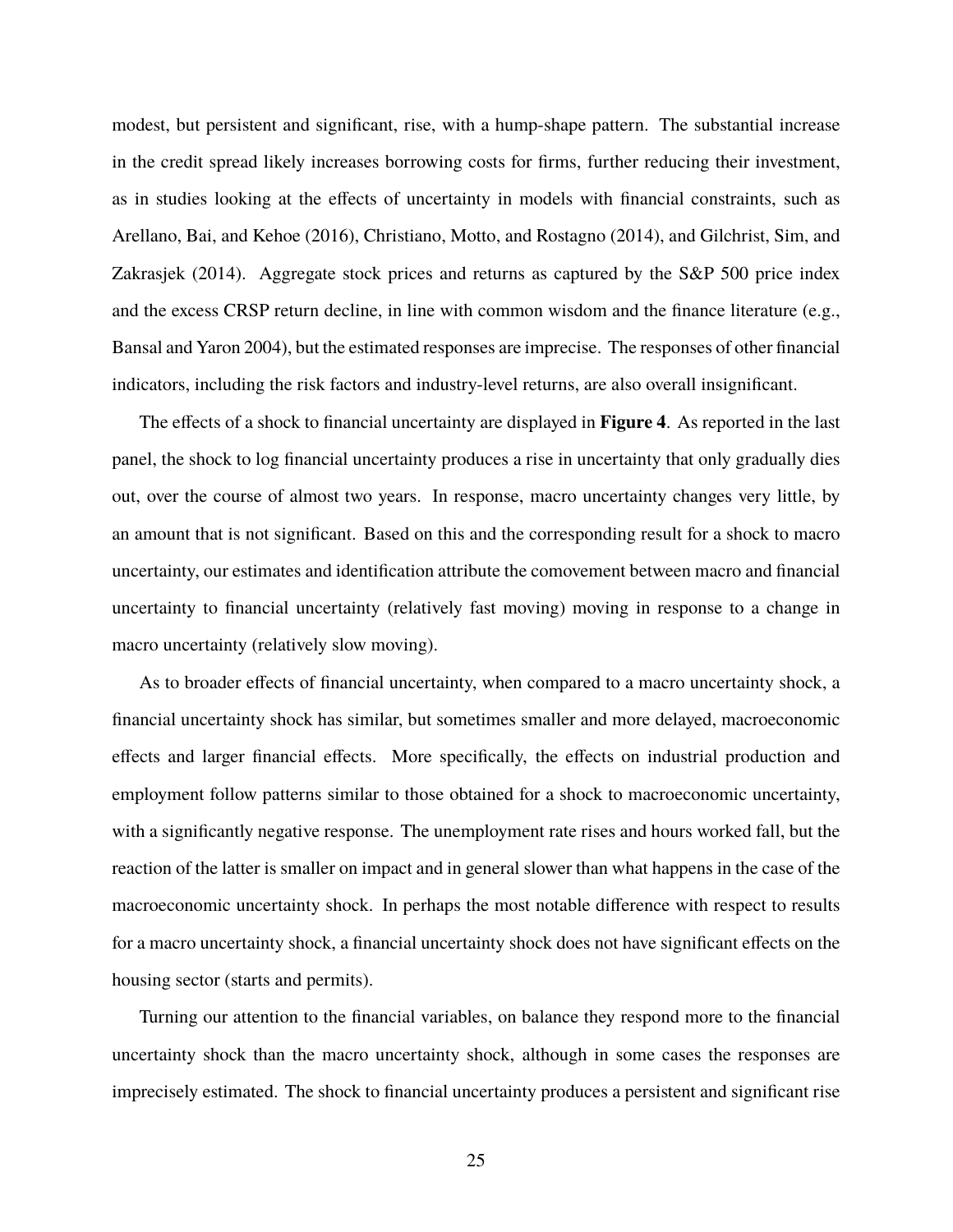modest, but persistent and significant, rise, with a hump-shape pattern. The substantial increase in the credit spread likely increases borrowing costs for firms, further reducing their investment, as in studies looking at the effects of uncertainty in models with financial constraints, such as Arellano, Bai, and Kehoe (2016), Christiano, Motto, and Rostagno (2014), and Gilchrist, Sim, and Zakrasjek (2014). Aggregate stock prices and returns as captured by the S&P 500 price index and the excess CRSP return decline, in line with common wisdom and the finance literature (e.g., Bansal and Yaron 2004), but the estimated responses are imprecise. The responses of other financial indicators, including the risk factors and industry-level returns, are also overall insignificant.

The effects of a shock to financial uncertainty are displayed in **Figure 4**. As reported in the last panel, the shock to log financial uncertainty produces a rise in uncertainty that only gradually dies out, over the course of almost two years. In response, macro uncertainty changes very little, by an amount that is not significant. Based on this and the corresponding result for a shock to macro uncertainty, our estimates and identification attribute the comovement between macro and financial uncertainty to financial uncertainty (relatively fast moving) moving in response to a change in macro uncertainty (relatively slow moving).

As to broader effects of financial uncertainty, when compared to a macro uncertainty shock, a financial uncertainty shock has similar, but sometimes smaller and more delayed, macroeconomic effects and larger financial effects. More specifically, the effects on industrial production and employment follow patterns similar to those obtained for a shock to macroeconomic uncertainty, with a significantly negative response. The unemployment rate rises and hours worked fall, but the reaction of the latter is smaller on impact and in general slower than what happens in the case of the macroeconomic uncertainty shock. In perhaps the most notable difference with respect to results for a macro uncertainty shock, a financial uncertainty shock does not have significant effects on the housing sector (starts and permits).

Turning our attention to the financial variables, on balance they respond more to the financial uncertainty shock than the macro uncertainty shock, although in some cases the responses are imprecisely estimated. The shock to financial uncertainty produces a persistent and significant rise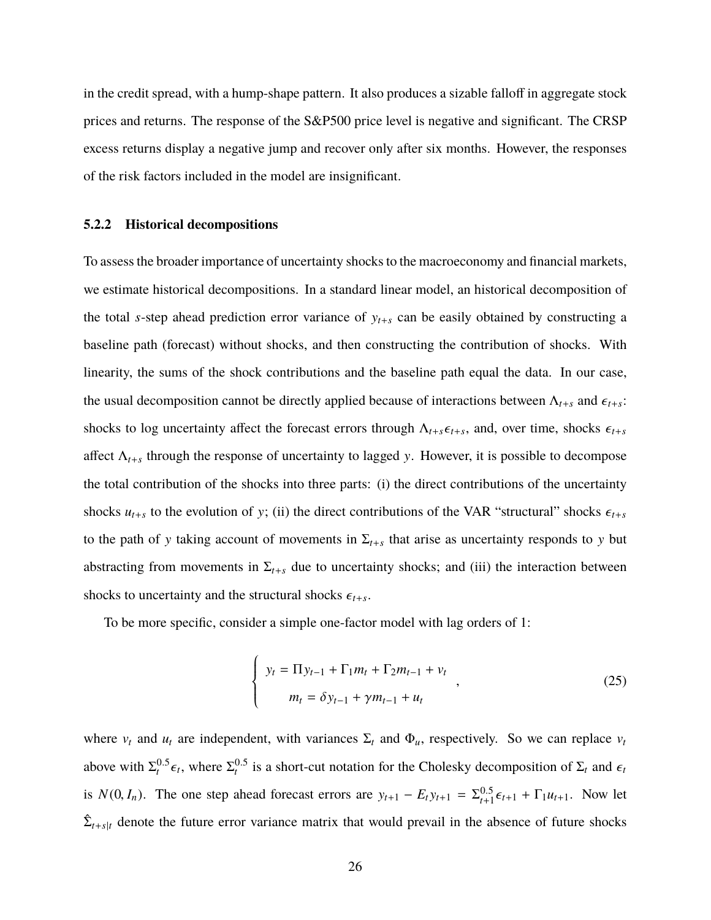in the credit spread, with a hump-shape pattern. It also produces a sizable falloff in aggregate stock prices and returns. The response of the S&P500 price level is negative and significant. The CRSP excess returns display a negative jump and recover only after six months. However, the responses of the risk factors included in the model are insignificant.

### 5.2.2 Historical decompositions

To assess the broader importance of uncertainty shocks to the macroeconomy and financial markets, we estimate historical decompositions. In a standard linear model, an historical decomposition of the total $s$-step ahead prediction error variance of $y_{t+s}$ can be easily obtained by constructing a baseline path (forecast) without shocks, and then constructing the contribution of shocks. With linearity, the sums of the shock contributions and the baseline path equal the data. In our case, the usual decomposition cannot be directly applied because of interactions between $\Lambda_{t+s}$ and $\epsilon_{t+s}$: shocks to log uncertainty affect the forecast errors through $\Lambda_{t+s}\epsilon_{t+s}$, and, over time, shocks $\epsilon_{t+s}$ affect $\Lambda_{t+s}$ through the response of uncertainty to lagged $y$. However, it is possible to decompose the total contribution of the shocks into three parts: (i) the direct contributions of the uncertainty shocks $u_{t+s}$ to the evolution of $y$; (ii) the direct contributions of the VAR "structural" shocks $\epsilon_{t+s}$ to the path of $y$ taking account of movements in $\Sigma_{t+s}$ that arise as uncertainty responds to $y$ but abstracting from movements in $\Sigma_{t+s}$ due to uncertainty shocks; and (iii) the interaction between shocks to uncertainty and the structural shocks $\epsilon_{t+s}$.

To be more specific, consider a simple one-factor model with lag orders of 1:

$$
\begin{cases}
y_t = \Pi y_{t-1} + \Gamma_1 m_t + \Gamma_2 m_{t-1} + v_t \\
m_t = \delta y_{t-1} + \gamma m_{t-1} + u_t
\end{cases}, \tag{25}
$$

where $v_t$ and $u_t$ are independent, with variances $\Sigma_t$ and $\Phi_u$, respectively. So we can replace $v_t$ above with $\Sigma_t^{0.5}\epsilon_t$, where $\Sigma_t^{0.5}$ is a short-cut notation for the Cholesky decomposition of $\Sigma_t$ and $\epsilon_t$ is $N(0, I_n)$. The one step ahead forecast errors are $y_{t+1} - E_t y_{t+1} = \Sigma_{t+1}^{0.5}\epsilon_{t+1} + \Gamma_1 u_{t+1}$. Now let $\hat{\Sigma}_{t+s|t}$ denote the future error variance matrix that would prevail in the absence of future shocks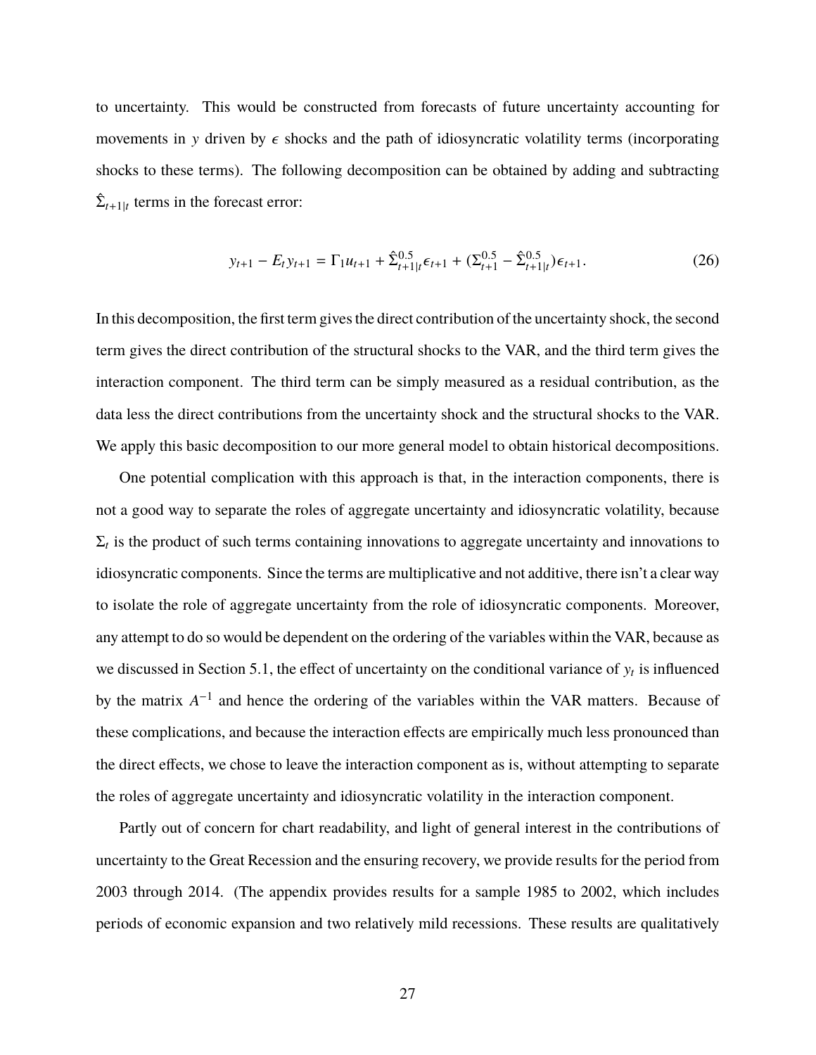to uncertainty. This would be constructed from forecasts of future uncertainty accounting for movements in $y$ driven by $\epsilon$ shocks and the path of idiosyncratic volatility terms (incorporating shocks to these terms). The following decomposition can be obtained by adding and subtracting $\hat{\Sigma}_{t+1|t}$ terms in the forecast error:

$$y_{t+1} - E_t y_{t+1} = \Gamma_1 u_{t+1} + \hat{\Sigma}^{0.5}_{t+1|t} \epsilon_{t+1} + (\Sigma^{0.5}_{t+1} - \hat{\Sigma}^{0.5}_{t+1|t}) \epsilon_{t+1}. \tag{26}$$

In this decomposition, the first term gives the direct contribution of the uncertainty shock, the second term gives the direct contribution of the structural shocks to the VAR, and the third term gives the interaction component. The third term can be simply measured as a residual contribution, as the data less the direct contributions from the uncertainty shock and the structural shocks to the VAR. We apply this basic decomposition to our more general model to obtain historical decompositions.

One potential complication with this approach is that, in the interaction components, there is not a good way to separate the roles of aggregate uncertainty and idiosyncratic volatility, because $\Sigma_t$ is the product of such terms containing innovations to aggregate uncertainty and innovations to idiosyncratic components. Since the terms are multiplicative and not additive, there isn't a clear way to isolate the role of aggregate uncertainty from the role of idiosyncratic components. Moreover, any attempt to do so would be dependent on the ordering of the variables within the VAR, because as we discussed in Section 5.1, the effect of uncertainty on the conditional variance of $y_t$ is influenced by the matrix $A^{-1}$ and hence the ordering of the variables within the VAR matters. Because of these complications, and because the interaction effects are empirically much less pronounced than the direct effects, we chose to leave the interaction component as is, without attempting to separate the roles of aggregate uncertainty and idiosyncratic volatility in the interaction component.

Partly out of concern for chart readability, and light of general interest in the contributions of uncertainty to the Great Recession and the ensuring recovery, we provide results for the period from 2003 through 2014. (The appendix provides results for a sample 1985 to 2002, which includes periods of economic expansion and two relatively mild recessions. These results are qualitatively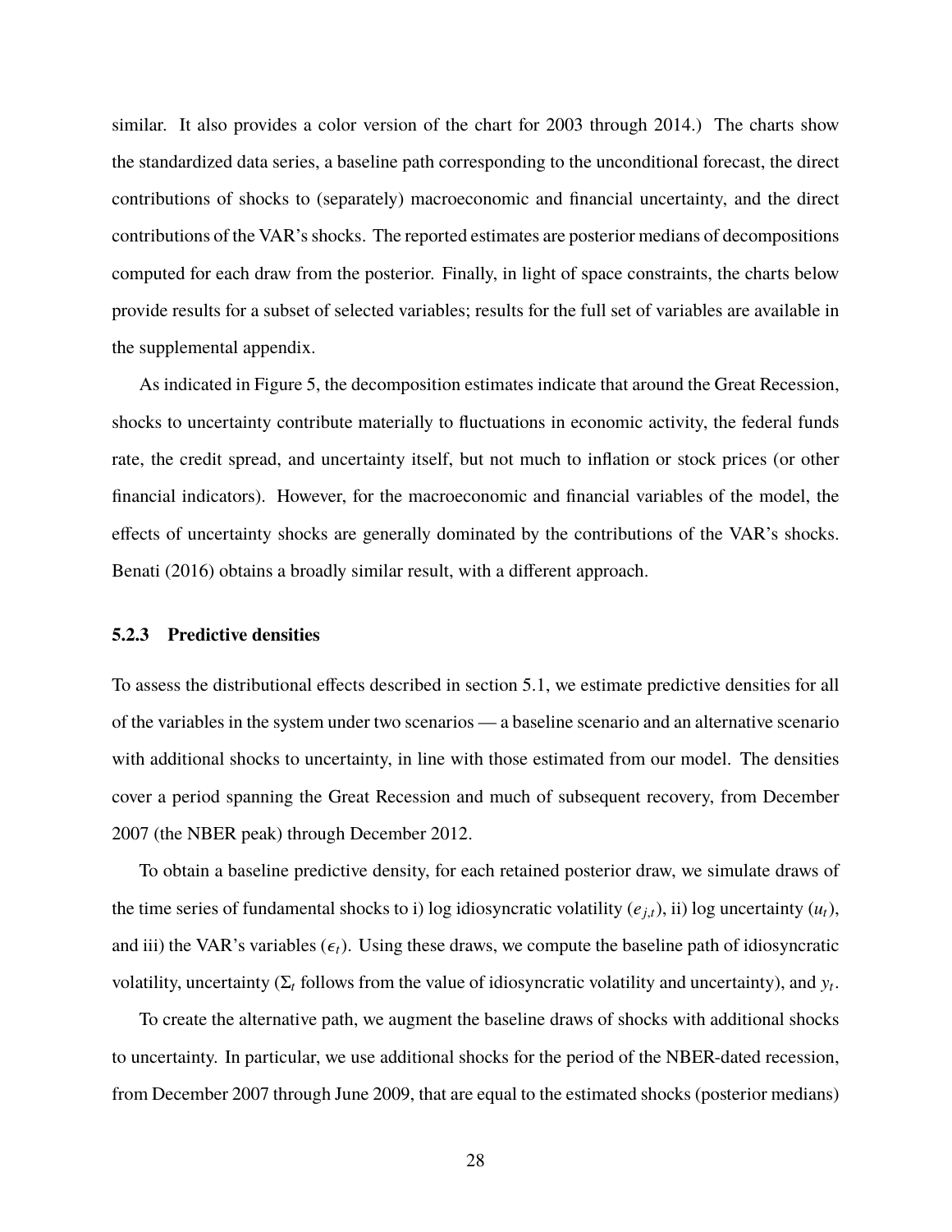similar. It also provides a color version of the chart for 2003 through 2014.) The charts show the standardized data series, a baseline path corresponding to the unconditional forecast, the direct contributions of shocks to (separately) macroeconomic and financial uncertainty, and the direct contributions of the VAR's shocks. The reported estimates are posterior medians of decompositions computed for each draw from the posterior. Finally, in light of space constraints, the charts below provide results for a subset of selected variables; results for the full set of variables are available in the supplemental appendix.

As indicated in Figure 5, the decomposition estimates indicate that around the Great Recession, shocks to uncertainty contribute materially to fluctuations in economic activity, the federal funds rate, the credit spread, and uncertainty itself, but not much to inflation or stock prices (or other financial indicators). However, for the macroeconomic and financial variables of the model, the effects of uncertainty shocks are generally dominated by the contributions of the VAR's shocks. Benati (2016) obtains a broadly similar result, with a different approach.

### 5.2.3 Predictive densities

To assess the distributional effects described in section 5.1, we estimate predictive densities for all of the variables in the system under two scenarios — a baseline scenario and an alternative scenario with additional shocks to uncertainty, in line with those estimated from our model. The densities cover a period spanning the Great Recession and much of subsequent recovery, from December 2007 (the NBER peak) through December 2012.

To obtain a baseline predictive density, for each retained posterior draw, we simulate draws of the time series of fundamental shocks to i) log idiosyncratic volatility ($e_{j,t}$), ii) log uncertainty ($u_t$), and iii) the VAR's variables ($\epsilon_t$). Using these draws, we compute the baseline path of idiosyncratic volatility, uncertainty ($\Sigma_t$ follows from the value of idiosyncratic volatility and uncertainty), and $y_t$.

To create the alternative path, we augment the baseline draws of shocks with additional shocks to uncertainty. In particular, we use additional shocks for the period of the NBER-dated recession, from December 2007 through June 2009, that are equal to the estimated shocks (posterior medians)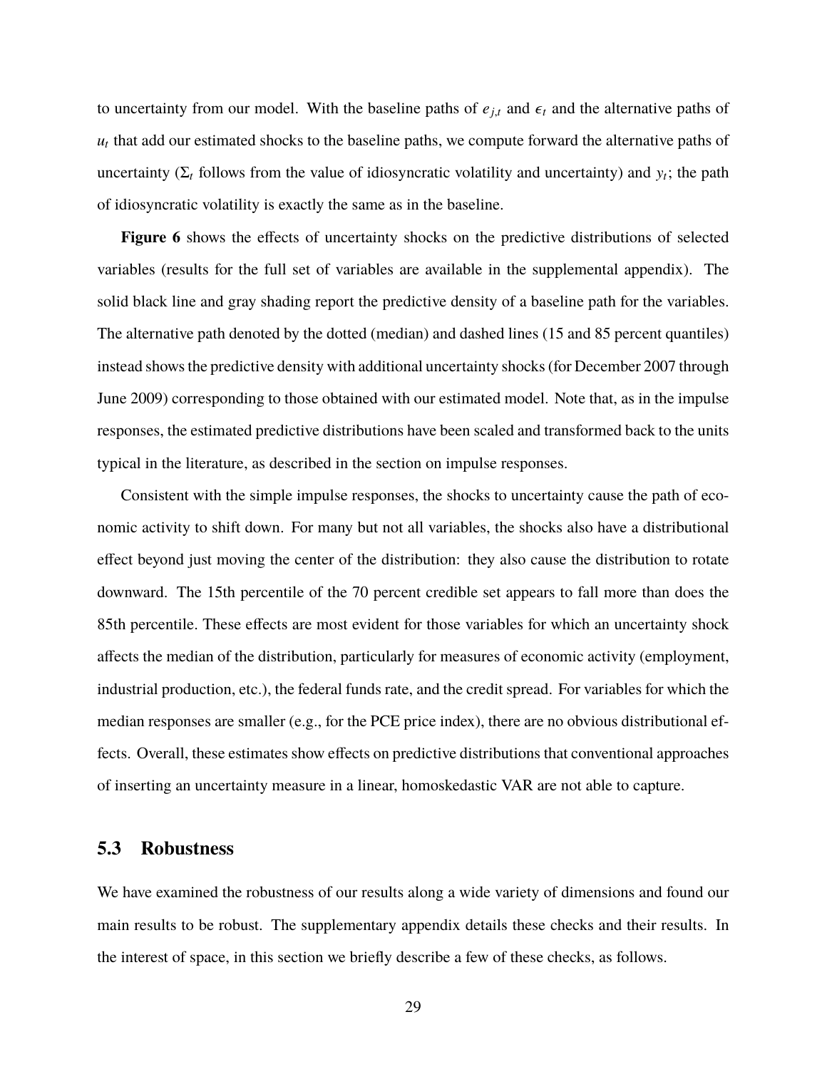to uncertainty from our model. With the baseline paths of $e_{j,t}$ and $\epsilon_t$ and the alternative paths of $u_t$ that add our estimated shocks to the baseline paths, we compute forward the alternative paths of uncertainty ($\Sigma_t$ follows from the value of idiosyncratic volatility and uncertainty) and $y_t$; the path of idiosyncratic volatility is exactly the same as in the baseline.

**Figure 6** shows the effects of uncertainty shocks on the predictive distributions of selected variables (results for the full set of variables are available in the supplemental appendix). The solid black line and gray shading report the predictive density of a baseline path for the variables. The alternative path denoted by the dotted (median) and dashed lines (15 and 85 percent quantiles) instead shows the predictive density with additional uncertainty shocks (for December 2007 through June 2009) corresponding to those obtained with our estimated model. Note that, as in the impulse responses, the estimated predictive distributions have been scaled and transformed back to the units typical in the literature, as described in the section on impulse responses.

Consistent with the simple impulse responses, the shocks to uncertainty cause the path of economic activity to shift down. For many but not all variables, the shocks also have a distributional effect beyond just moving the center of the distribution: they also cause the distribution to rotate downward. The 15th percentile of the 70 percent credible set appears to fall more than does the 85th percentile. These effects are most evident for those variables for which an uncertainty shock affects the median of the distribution, particularly for measures of economic activity (employment, industrial production, etc.), the federal funds rate, and the credit spread. For variables for which the median responses are smaller (e.g., for the PCE price index), there are no obvious distributional effects. Overall, these estimates show effects on predictive distributions that conventional approaches of inserting an uncertainty measure in a linear, homoskedastic VAR are not able to capture.

## 5.3 Robustness

We have examined the robustness of our results along a wide variety of dimensions and found our main results to be robust. The supplementary appendix details these checks and their results. In the interest of space, in this section we briefly describe a few of these checks, as follows.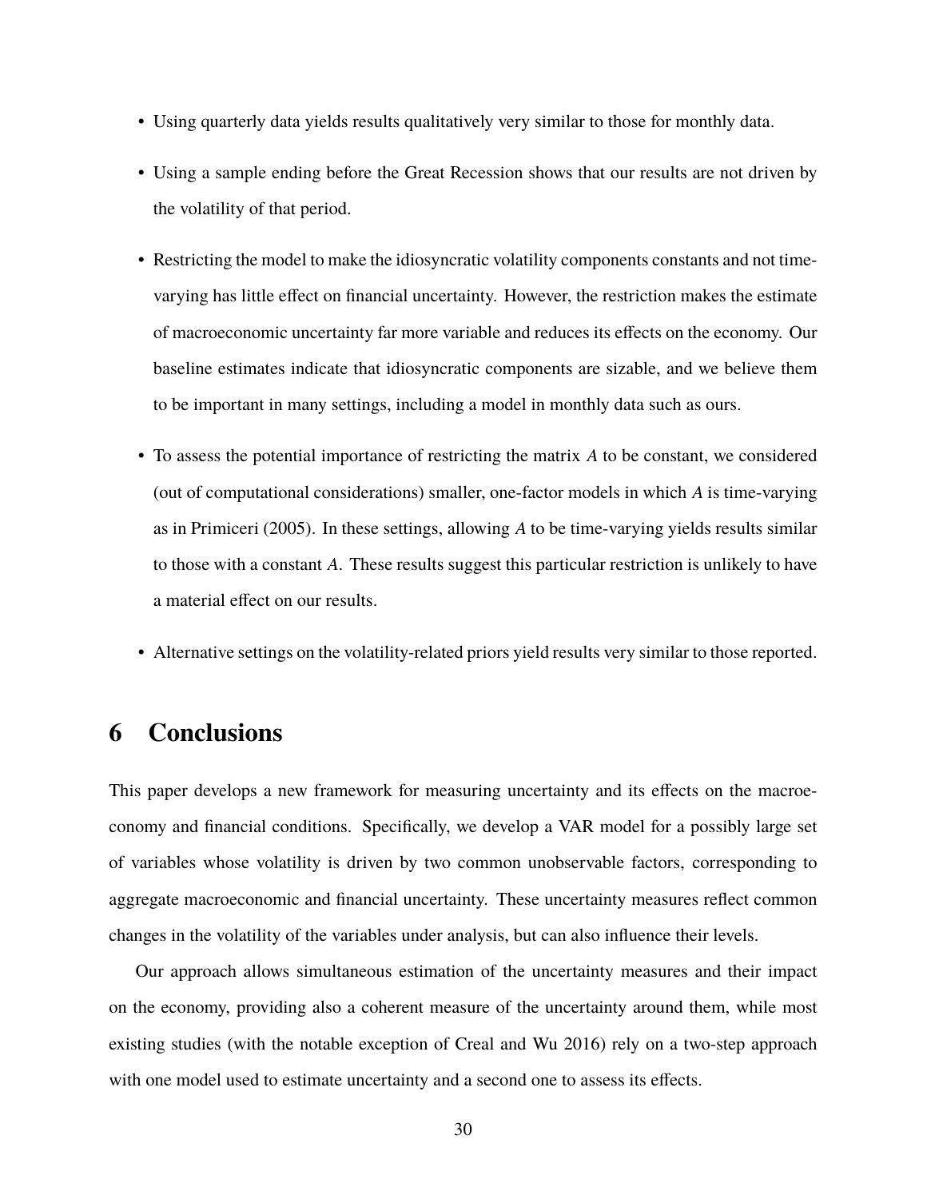- Using quarterly data yields results qualitatively very similar to those for monthly data.
- Using a sample ending before the Great Recession shows that our results are not driven by the volatility of that period.
- Restricting the model to make the idiosyncratic volatility components constants and not time-varying has little effect on financial uncertainty. However, the restriction makes the estimate of macroeconomic uncertainty far more variable and reduces its effects on the economy. Our baseline estimates indicate that idiosyncratic components are sizable, and we believe them to be important in many settings, including a model in monthly data such as ours.
- To assess the potential importance of restricting the matrix $A$ to be constant, we considered (out of computational considerations) smaller, one-factor models in which $A$ is time-varying as in Primiceri (2005). In these settings, allowing $A$ to be time-varying yields results similar to those with a constant $A$. These results suggest this particular restriction is unlikely to have a material effect on our results.
- Alternative settings on the volatility-related priors yield results very similar to those reported.

# 6 Conclusions

This paper develops a new framework for measuring uncertainty and its effects on the macroeconomy and financial conditions. Specifically, we develop a VAR model for a possibly large set of variables whose volatility is driven by two common unobservable factors, corresponding to aggregate macroeconomic and financial uncertainty. These uncertainty measures reflect common changes in the volatility of the variables under analysis, but can also influence their levels.

Our approach allows simultaneous estimation of the uncertainty measures and their impact on the economy, providing also a coherent measure of the uncertainty around them, while most existing studies (with the notable exception of Creal and Wu 2016) rely on a two-step approach with one model used to estimate uncertainty and a second one to assess its effects.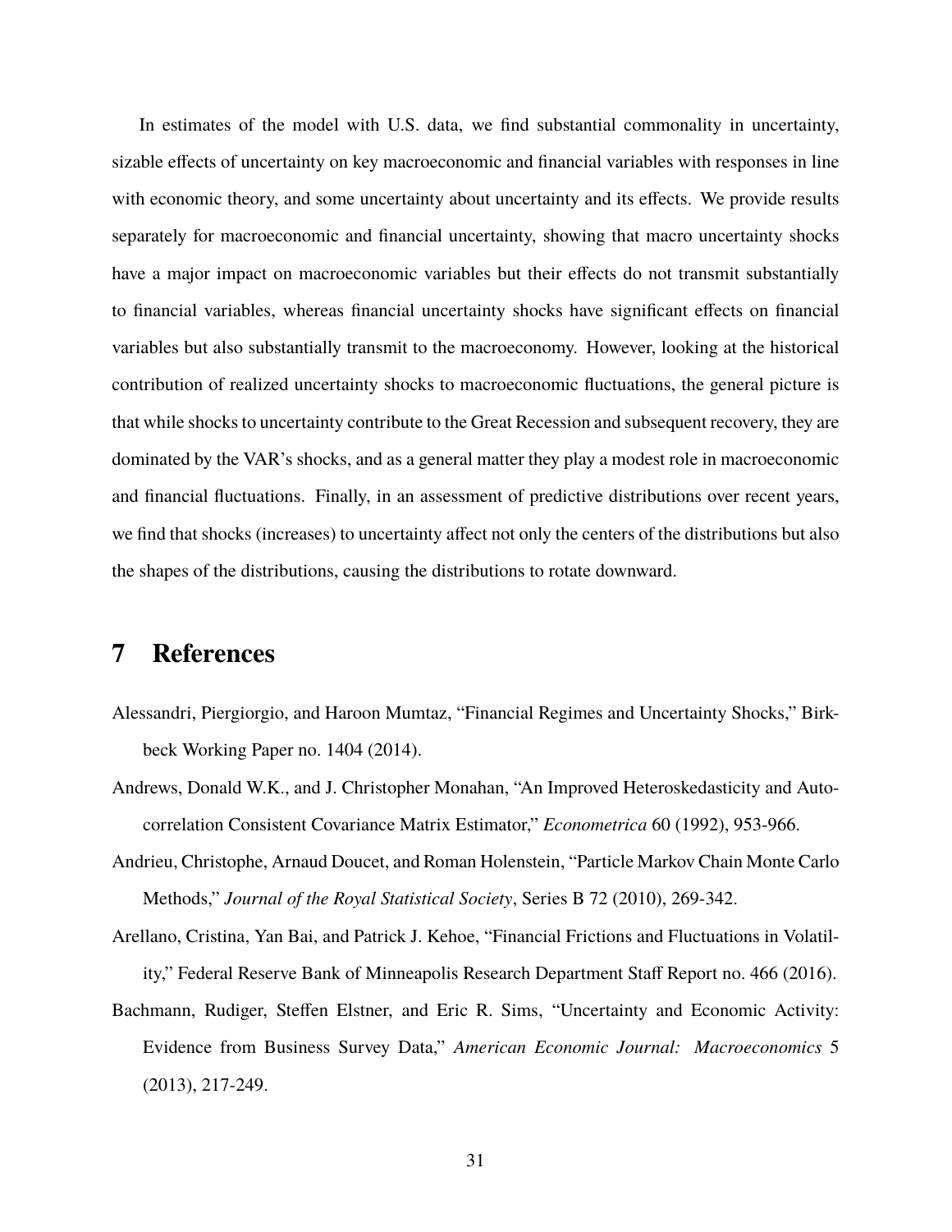In estimates of the model with U.S. data, we find substantial commonality in uncertainty, sizable effects of uncertainty on key macroeconomic and financial variables with responses in line with economic theory, and some uncertainty about uncertainty and its effects. We provide results separately for macroeconomic and financial uncertainty, showing that macro uncertainty shocks have a major impact on macroeconomic variables but their effects do not transmit substantially to financial variables, whereas financial uncertainty shocks have significant effects on financial variables but also substantially transmit to the macroeconomy. However, looking at the historical contribution of realized uncertainty shocks to macroeconomic fluctuations, the general picture is that while shocks to uncertainty contribute to the Great Recession and subsequent recovery, they are dominated by the VAR's shocks, and as a general matter they play a modest role in macroeconomic and financial fluctuations. Finally, in an assessment of predictive distributions over recent years, we find that shocks (increases) to uncertainty affect not only the centers of the distributions but also the shapes of the distributions, causing the distributions to rotate downward.

# 7 References

Alessandri, Piergiorgio, and Haroon Mumtaz, "Financial Regimes and Uncertainty Shocks," Birkbeck Working Paper no. 1404 (2014).

Andrews, Donald W.K., and J. Christopher Monahan, "An Improved Heteroskedasticity and Autocorrelation Consistent Covariance Matrix Estimator," *Econometrica* 60 (1992), 953-966.

Andrieu, Christophe, Arnaud Doucet, and Roman Holenstein, "Particle Markov Chain Monte Carlo Methods," *Journal of the Royal Statistical Society*, Series B 72 (2010), 269-342.

Arellano, Cristina, Yan Bai, and Patrick J. Kehoe, "Financial Frictions and Fluctuations in Volatility," Federal Reserve Bank of Minneapolis Research Department Staff Report no. 466 (2016).

Bachmann, Rudiger, Steffen Elstner, and Eric R. Sims, "Uncertainty and Economic Activity: Evidence from Business Survey Data," *American Economic Journal: Macroeconomics* 5 (2013), 217-249.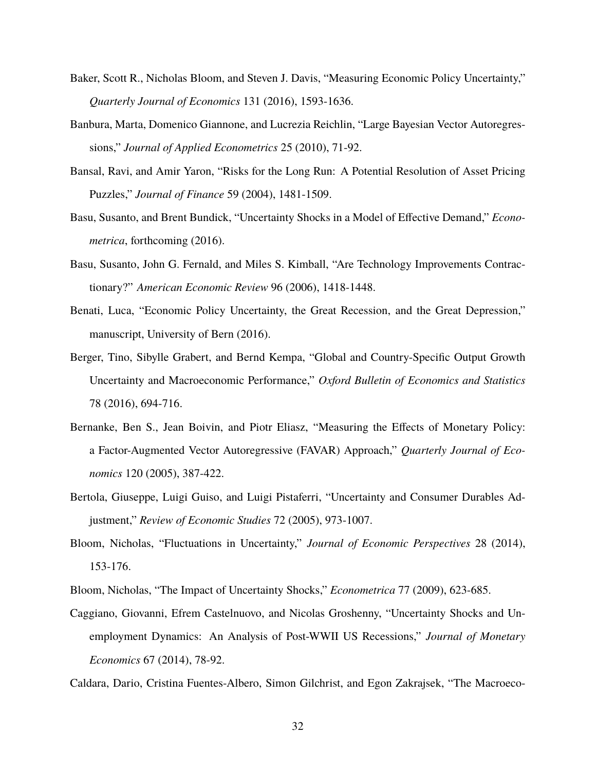Baker, Scott R., Nicholas Bloom, and Steven J. Davis, "Measuring Economic Policy Uncertainty," *Quarterly Journal of Economics* 131 (2016), 1593-1636.

Banbura, Marta, Domenico Giannone, and Lucrezia Reichlin, "Large Bayesian Vector Autoregressions," *Journal of Applied Econometrics* 25 (2010), 71-92.

Bansal, Ravi, and Amir Yaron, "Risks for the Long Run: A Potential Resolution of Asset Pricing Puzzles," *Journal of Finance* 59 (2004), 1481-1509.

Basu, Susanto, and Brent Bundick, "Uncertainty Shocks in a Model of Effective Demand," *Econometrica*, forthcoming (2016).

Basu, Susanto, John G. Fernald, and Miles S. Kimball, "Are Technology Improvements Contractionary?" *American Economic Review* 96 (2006), 1418-1448.

Benati, Luca, "Economic Policy Uncertainty, the Great Recession, and the Great Depression," manuscript, University of Bern (2016).

Berger, Tino, Sibylle Grabert, and Bernd Kempa, "Global and Country-Specific Output Growth Uncertainty and Macroeconomic Performance," *Oxford Bulletin of Economics and Statistics* 78 (2016), 694-716.

Bernanke, Ben S., Jean Boivin, and Piotr Eliasz, "Measuring the Effects of Monetary Policy: a Factor-Augmented Vector Autoregressive (FAVAR) Approach," *Quarterly Journal of Economics* 120 (2005), 387-422.

Bertola, Giuseppe, Luigi Guiso, and Luigi Pistaferri, "Uncertainty and Consumer Durables Adjustment," *Review of Economic Studies* 72 (2005), 973-1007.

Bloom, Nicholas, "Fluctuations in Uncertainty," *Journal of Economic Perspectives* 28 (2014), 153-176.

Bloom, Nicholas, "The Impact of Uncertainty Shocks," *Econometrica* 77 (2009), 623-685.

Caggiano, Giovanni, Efrem Castelnuovo, and Nicolas Groshenny, "Uncertainty Shocks and Unemployment Dynamics: An Analysis of Post-WWII US Recessions," *Journal of Monetary Economics* 67 (2014), 78-92.

Caldara, Dario, Cristina Fuentes-Albero, Simon Gilchrist, and Egon Zakrajsek, "The Macroeco-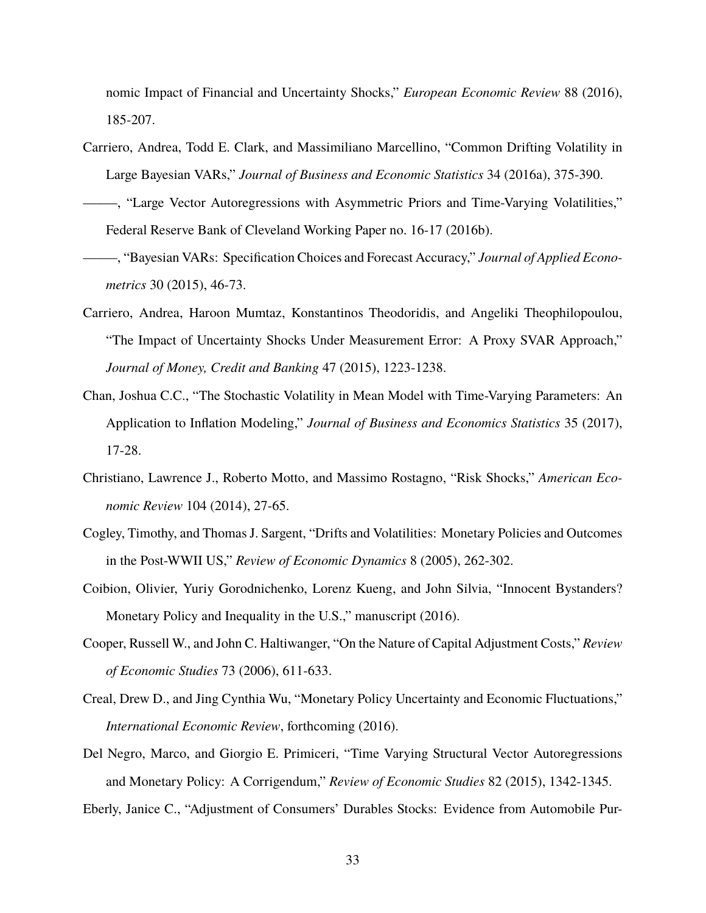nomic Impact of Financial and Uncertainty Shocks," *European Economic Review* 88 (2016), 185-207.

Carriero, Andrea, Todd E. Clark, and Massimiliano Marcellino, "Common Drifting Volatility in Large Bayesian VARs," *Journal of Business and Economic Statistics* 34 (2016a), 375-390.

———, "Large Vector Autoregressions with Asymmetric Priors and Time-Varying Volatilities," Federal Reserve Bank of Cleveland Working Paper no. 16-17 (2016b).

———, "Bayesian VARs: Specification Choices and Forecast Accuracy," *Journal of Applied Econometrics* 30 (2015), 46-73.

Carriero, Andrea, Haroon Mumtaz, Konstantinos Theodoridis, and Angeliki Theophilopoulou, "The Impact of Uncertainty Shocks Under Measurement Error: A Proxy SVAR Approach," *Journal of Money, Credit and Banking* 47 (2015), 1223-1238.

Chan, Joshua C.C., "The Stochastic Volatility in Mean Model with Time-Varying Parameters: An Application to Inflation Modeling," *Journal of Business and Economics Statistics* 35 (2017), 17-28.

Christiano, Lawrence J., Roberto Motto, and Massimo Rostagno, "Risk Shocks," *American Economic Review* 104 (2014), 27-65.

Cogley, Timothy, and Thomas J. Sargent, "Drifts and Volatilities: Monetary Policies and Outcomes in the Post-WWII US," *Review of Economic Dynamics* 8 (2005), 262-302.

Coibion, Olivier, Yuriy Gorodnichenko, Lorenz Kueng, and John Silvia, "Innocent Bystanders? Monetary Policy and Inequality in the U.S.," manuscript (2016).

Cooper, Russell W., and John C. Haltiwanger, "On the Nature of Capital Adjustment Costs," *Review of Economic Studies* 73 (2006), 611-633.

Creal, Drew D., and Jing Cynthia Wu, "Monetary Policy Uncertainty and Economic Fluctuations," *International Economic Review*, forthcoming (2016).

Del Negro, Marco, and Giorgio E. Primiceri, "Time Varying Structural Vector Autoregressions and Monetary Policy: A Corrigendum," *Review of Economic Studies* 82 (2015), 1342-1345.

Eberly, Janice C., "Adjustment of Consumers' Durables Stocks: Evidence from Automobile Pur-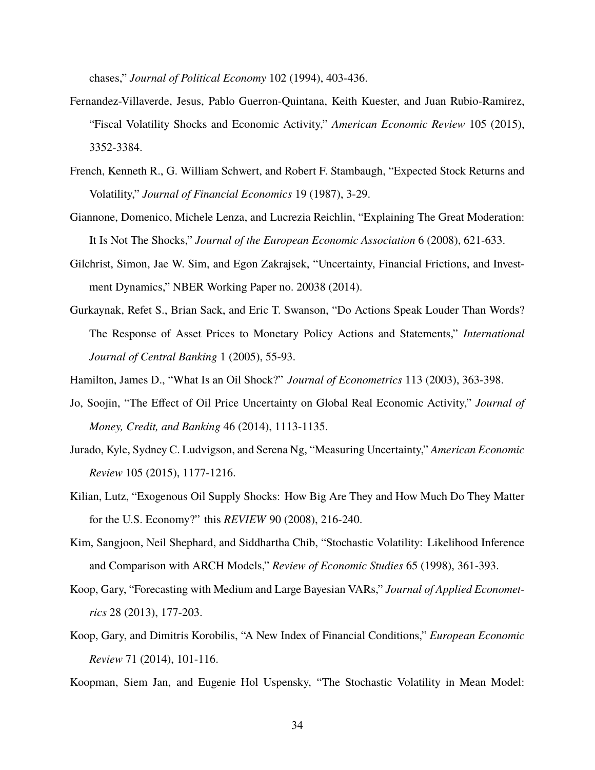chases," *Journal of Political Economy* 102 (1994), 403-436.

Fernandez-Villaverde, Jesus, Pablo Guerron-Quintana, Keith Kuester, and Juan Rubio-Ramirez, "Fiscal Volatility Shocks and Economic Activity," *American Economic Review* 105 (2015), 3352-3384.

French, Kenneth R., G. William Schwert, and Robert F. Stambaugh, "Expected Stock Returns and Volatility," *Journal of Financial Economics* 19 (1987), 3-29.

Giannone, Domenico, Michele Lenza, and Lucrezia Reichlin, "Explaining The Great Moderation: It Is Not The Shocks," *Journal of the European Economic Association* 6 (2008), 621-633.

Gilchrist, Simon, Jae W. Sim, and Egon Zakrajsek, "Uncertainty, Financial Frictions, and Investment Dynamics," NBER Working Paper no. 20038 (2014).

Gurkaynak, Refet S., Brian Sack, and Eric T. Swanson, "Do Actions Speak Louder Than Words? The Response of Asset Prices to Monetary Policy Actions and Statements," *International Journal of Central Banking* 1 (2005), 55-93.

Hamilton, James D., "What Is an Oil Shock?" *Journal of Econometrics* 113 (2003), 363-398.

Jo, Soojin, "The Effect of Oil Price Uncertainty on Global Real Economic Activity," *Journal of Money, Credit, and Banking* 46 (2014), 1113-1135.

Jurado, Kyle, Sydney C. Ludvigson, and Serena Ng, "Measuring Uncertainty," *American Economic Review* 105 (2015), 1177-1216.

Kilian, Lutz, "Exogenous Oil Supply Shocks: How Big Are They and How Much Do They Matter for the U.S. Economy?" this *REVIEW* 90 (2008), 216-240.

Kim, Sangjoon, Neil Shephard, and Siddhartha Chib, "Stochastic Volatility: Likelihood Inference and Comparison with ARCH Models," *Review of Economic Studies* 65 (1998), 361-393.

Koop, Gary, "Forecasting with Medium and Large Bayesian VARs," *Journal of Applied Econometrics* 28 (2013), 177-203.

Koop, Gary, and Dimitris Korobilis, "A New Index of Financial Conditions," *European Economic Review* 71 (2014), 101-116.

Koopman, Siem Jan, and Eugenie Hol Uspensky, "The Stochastic Volatility in Mean Model: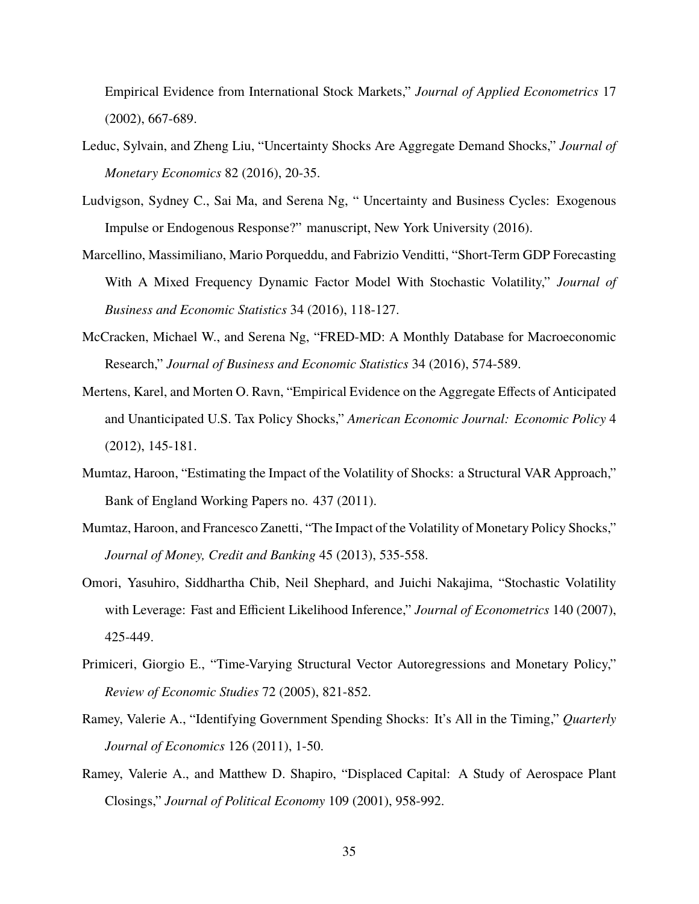Empirical Evidence from International Stock Markets," *Journal of Applied Econometrics* 17 (2002), 667-689.

Leduc, Sylvain, and Zheng Liu, "Uncertainty Shocks Are Aggregate Demand Shocks," *Journal of Monetary Economics* 82 (2016), 20-35.

Ludvigson, Sydney C., Sai Ma, and Serena Ng, " Uncertainty and Business Cycles: Exogenous Impulse or Endogenous Response?" manuscript, New York University (2016).

Marcellino, Massimiliano, Mario Porqueddu, and Fabrizio Venditti, "Short-Term GDP Forecasting With A Mixed Frequency Dynamic Factor Model With Stochastic Volatility," *Journal of Business and Economic Statistics* 34 (2016), 118-127.

McCracken, Michael W., and Serena Ng, "FRED-MD: A Monthly Database for Macroeconomic Research," *Journal of Business and Economic Statistics* 34 (2016), 574-589.

Mertens, Karel, and Morten O. Ravn, "Empirical Evidence on the Aggregate Effects of Anticipated and Unanticipated U.S. Tax Policy Shocks," *American Economic Journal: Economic Policy* 4 (2012), 145-181.

Mumtaz, Haroon, "Estimating the Impact of the Volatility of Shocks: a Structural VAR Approach," Bank of England Working Papers no. 437 (2011).

Mumtaz, Haroon, and Francesco Zanetti, "The Impact of the Volatility of Monetary Policy Shocks," *Journal of Money, Credit and Banking* 45 (2013), 535-558.

Omori, Yasuhiro, Siddhartha Chib, Neil Shephard, and Juichi Nakajima, "Stochastic Volatility with Leverage: Fast and Efficient Likelihood Inference," *Journal of Econometrics* 140 (2007), 425-449.

Primiceri, Giorgio E., "Time-Varying Structural Vector Autoregressions and Monetary Policy," *Review of Economic Studies* 72 (2005), 821-852.

Ramey, Valerie A., "Identifying Government Spending Shocks: It's All in the Timing," *Quarterly Journal of Economics* 126 (2011), 1-50.

Ramey, Valerie A., and Matthew D. Shapiro, "Displaced Capital: A Study of Aerospace Plant Closings," *Journal of Political Economy* 109 (2001), 958-992.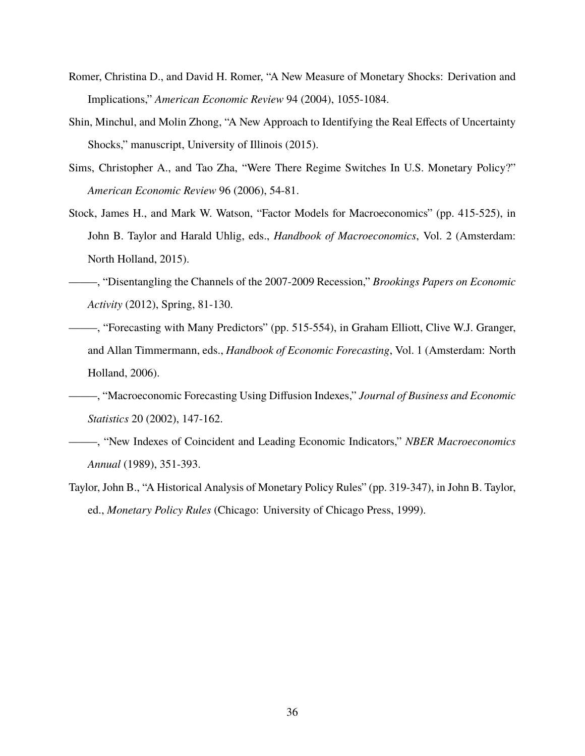Romer, Christina D., and David H. Romer, "A New Measure of Monetary Shocks: Derivation and Implications," *American Economic Review* 94 (2004), 1055-1084.

Shin, Minchul, and Molin Zhong, "A New Approach to Identifying the Real Effects of Uncertainty Shocks," manuscript, University of Illinois (2015).

Sims, Christopher A., and Tao Zha, "Were There Regime Switches In U.S. Monetary Policy?" *American Economic Review* 96 (2006), 54-81.

Stock, James H., and Mark W. Watson, "Factor Models for Macroeconomics" (pp. 415-525), in John B. Taylor and Harald Uhlig, eds., *Handbook of Macroeconomics*, Vol. 2 (Amsterdam: North Holland, 2015).

———, "Disentangling the Channels of the 2007-2009 Recession," *Brookings Papers on Economic Activity* (2012), Spring, 81-130.

———, "Forecasting with Many Predictors" (pp. 515-554), in Graham Elliott, Clive W.J. Granger, and Allan Timmermann, eds., *Handbook of Economic Forecasting*, Vol. 1 (Amsterdam: North Holland, 2006).

———, "Macroeconomic Forecasting Using Diffusion Indexes," *Journal of Business and Economic Statistics* 20 (2002), 147-162.

———, "New Indexes of Coincident and Leading Economic Indicators," *NBER Macroeconomics Annual* (1989), 351-393.

Taylor, John B., "A Historical Analysis of Monetary Policy Rules" (pp. 319-347), in John B. Taylor, ed., *Monetary Policy Rules* (Chicago: University of Chicago Press, 1999).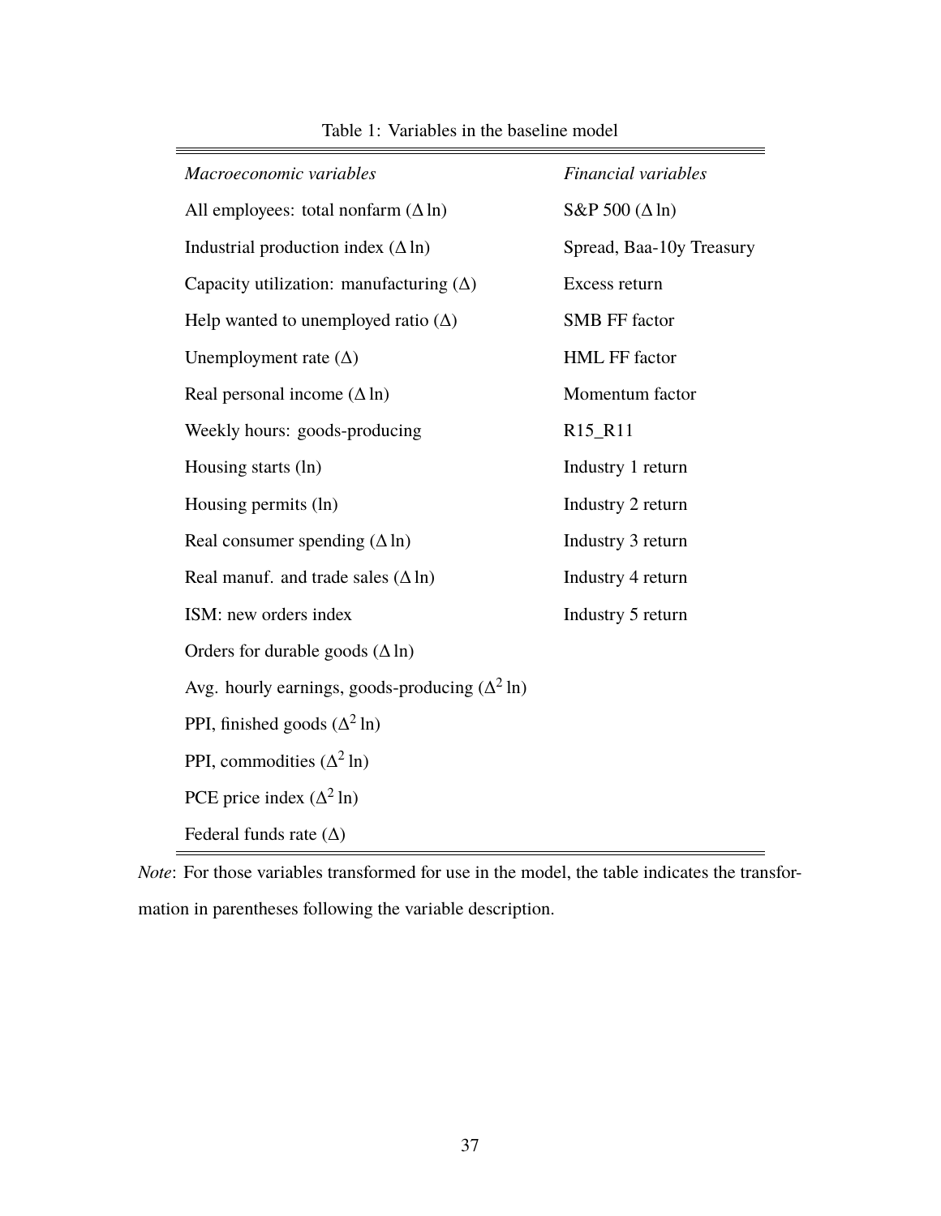Table 1: Variables in the baseline model

| *Macroeconomic variables* | *Financial variables* |
|---|---|
| All employees: total nonfarm ($\Delta \ln$) | S&P 500 ($\Delta \ln$) |
| Industrial production index ($\Delta \ln$) | Spread, Baa-10y Treasury |
| Capacity utilization: manufacturing ($\Delta$) | Excess return |
| Help wanted to unemployed ratio ($\Delta$) | SMB FF factor |
| Unemployment rate ($\Delta$) | HML FF factor |
| Real personal income ($\Delta \ln$) | Momentum factor |
| Weekly hours: goods-producing | R15_R11 |
| Housing starts (ln) | Industry 1 return |
| Housing permits (ln) | Industry 2 return |
| Real consumer spending ($\Delta \ln$) | Industry 3 return |
| Real manuf. and trade sales ($\Delta \ln$) | Industry 4 return |
| ISM: new orders index | Industry 5 return |
| Orders for durable goods ($\Delta \ln$) | |
| Avg. hourly earnings, goods-producing ($\Delta^2 \ln$) | |
| PPI, finished goods ($\Delta^2 \ln$) | |
| PPI, commodities ($\Delta^2 \ln$) | |
| PCE price index ($\Delta^2 \ln$) | |
| Federal funds rate ($\Delta$) | |

*Note*: For those variables transformed for use in the model, the table indicates the transformation in parentheses following the variable description.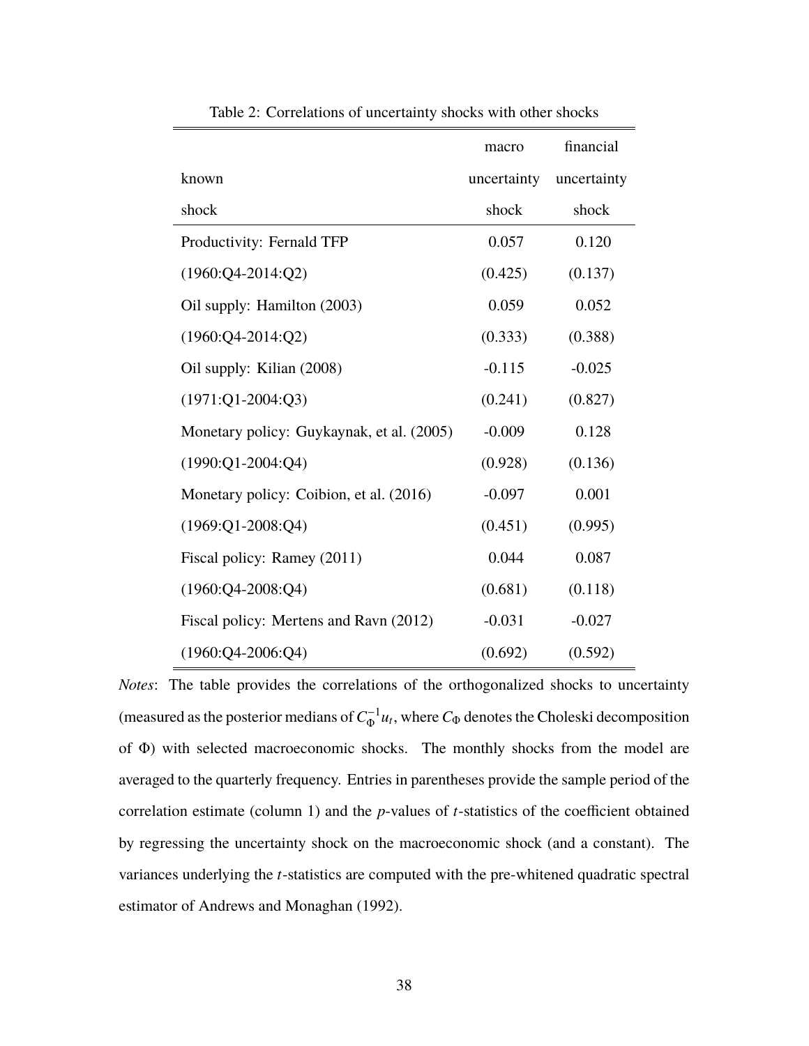Table 2: Correlations of uncertainty shocks with other shocks

| known shock | macro uncertainty shock | financial uncertainty shock |
|---|---|---|
| Productivity: Fernald TFP | 0.057 | 0.120 |
| (1960:Q4-2014:Q2) | (0.425) | (0.137) |
| Oil supply: Hamilton (2003) | 0.059 | 0.052 |
| (1960:Q4-2014:Q2) | (0.333) | (0.388) |
| Oil supply: Kilian (2008) | -0.115 | -0.025 |
| (1971:Q1-2004:Q3) | (0.241) | (0.827) |
| Monetary policy: Guykaynak, et al. (2005) | -0.009 | 0.128 |
| (1990:Q1-2004:Q4) | (0.928) | (0.136) |
| Monetary policy: Coibion, et al. (2016) | -0.097 | 0.001 |
| (1969:Q1-2008:Q4) | (0.451) | (0.995) |
| Fiscal policy: Ramey (2011) | 0.044 | 0.087 |
| (1960:Q4-2008:Q4) | (0.681) | (0.118) |
| Fiscal policy: Mertens and Ravn (2012) | -0.031 | -0.027 |
| (1960:Q4-2006:Q4) | (0.692) | (0.592) |

*Notes*: The table provides the correlations of the orthogonalized shocks to uncertainty (measured as the posterior medians of $C_{\Phi}^{-1}u_t$, where $C_{\Phi}$ denotes the Choleski decomposition of $\Phi$) with selected macroeconomic shocks. The monthly shocks from the model are averaged to the quarterly frequency. Entries in parentheses provide the sample period of the correlation estimate (column 1) and the $p$-values of $t$-statistics of the coefficient obtained by regressing the uncertainty shock on the macroeconomic shock (and a constant). The variances underlying the $t$-statistics are computed with the pre-whitened quadratic spectral estimator of Andrews and Monaghan (1992).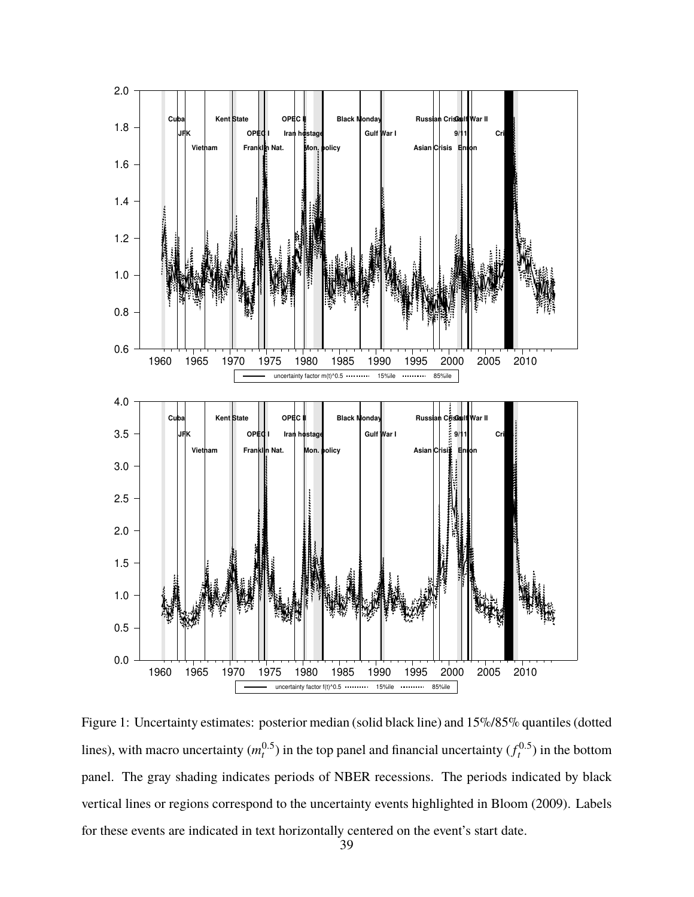Figure 1: Uncertainty estimates: posterior median (solid black line) and 15%/85% quantiles (dotted lines), with macro uncertainty ($m_t^{0.5}$) in the top panel and financial uncertainty ($f_t^{0.5}$) in the bottom panel. The gray shading indicates periods of NBER recessions. The periods indicated by black vertical lines or regions correspond to the uncertainty events highlighted in Bloom (2009). Labels for these events are indicated in text horizontally centered on the event's start date.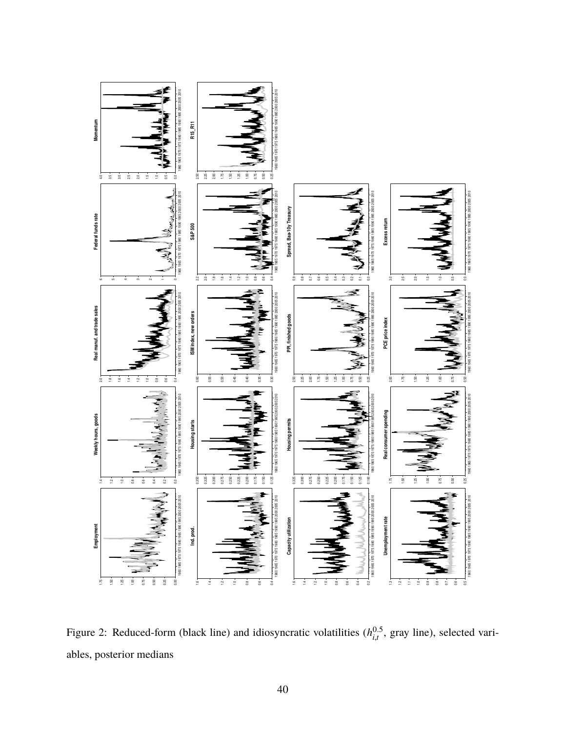Figure 2: Reduced-form (black line) and idiosyncratic volatilities ($h_{i,t}^{0.5}$, gray line), selected variables, posterior medians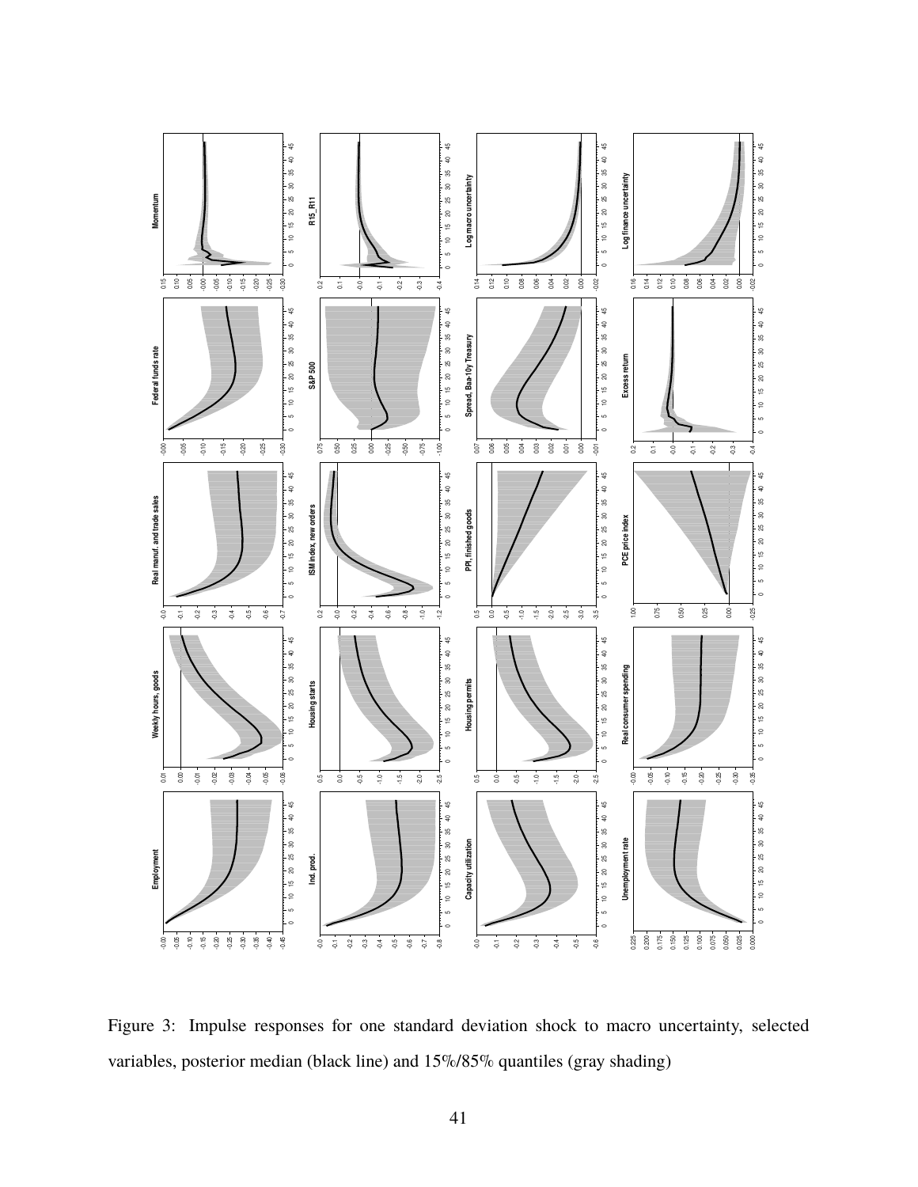Figure 3: Impulse responses for one standard deviation shock to macro uncertainty, selected variables, posterior median (black line) and 15%/85% quantiles (gray shading)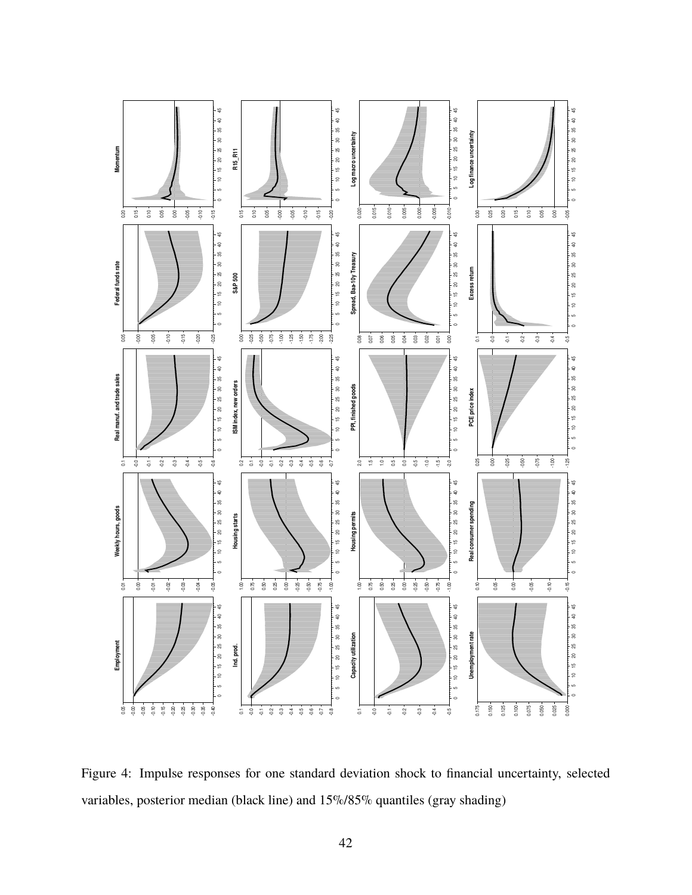Figure 4: Impulse responses for one standard deviation shock to financial uncertainty, selected variables, posterior median (black line) and 15%/85% quantiles (gray shading)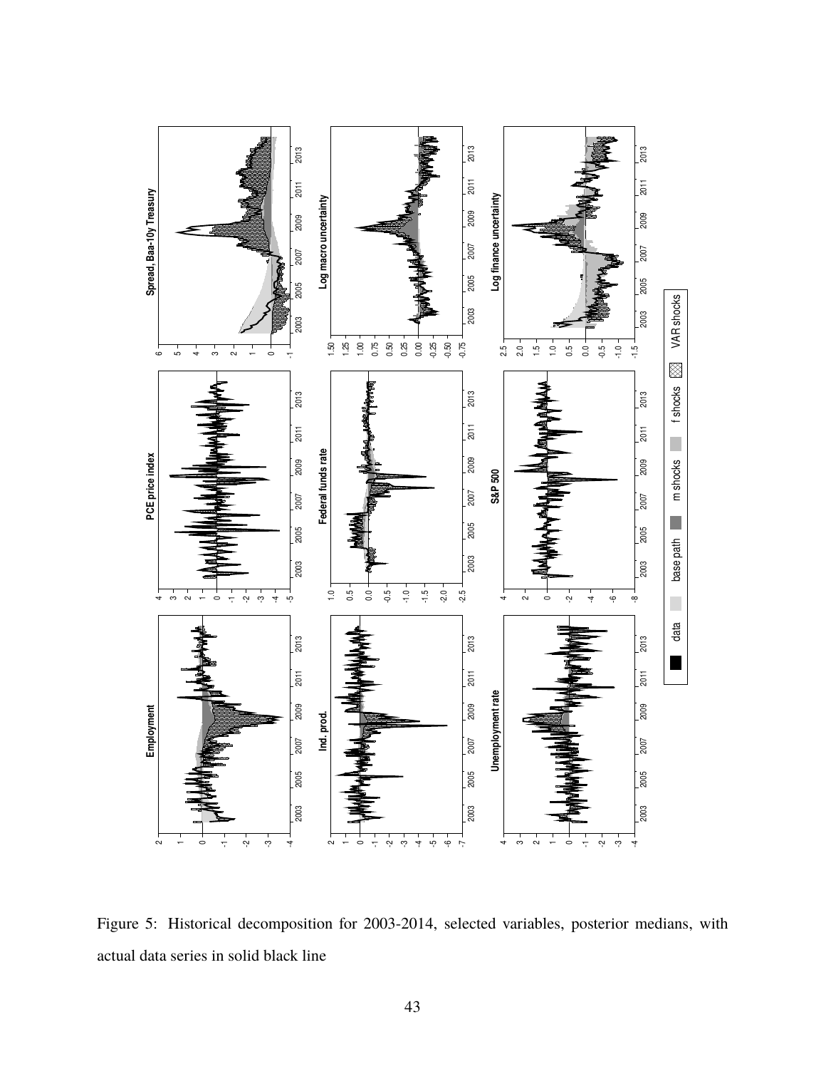Figure 5: Historical decomposition for 2003-2014, selected variables, posterior medians, with actual data series in solid black line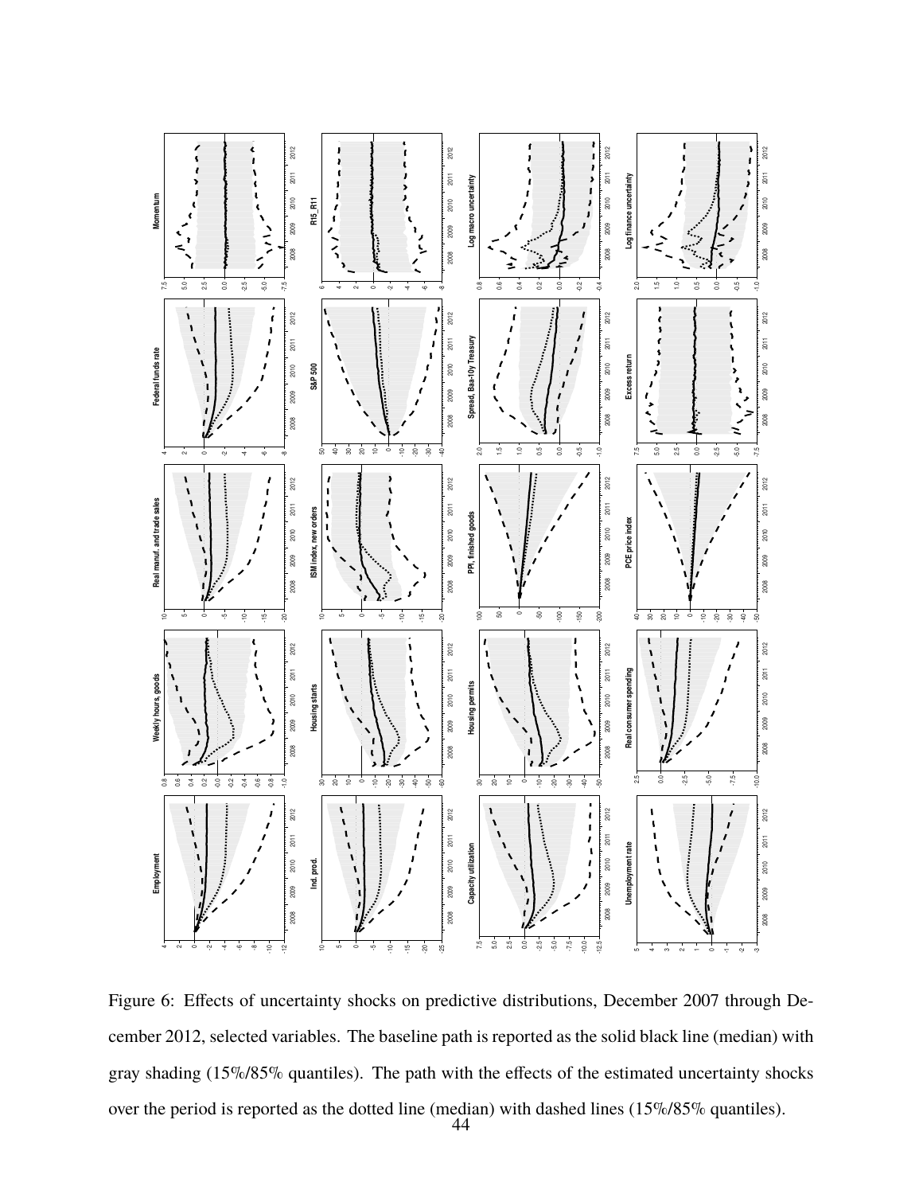Employment

Weekly hours, goods

Real manuf. and trade sales

Federal funds rate

Momentum

Ind. prod.

Housing starts

ISM index, new orders

S&P 500

R15_R11

Capacity utilization

Housing permits

PPI, finished goods

Spread, Baa-10y Treasury

Log macro uncertainty

Unemployment rate

Real consumer spending

PCE price index

Excess return

Log finance uncertainty

2008 2009 2010 2011 2012

Figure 6: Effects of uncertainty shocks on predictive distributions, December 2007 through December 2012, selected variables. The baseline path is reported as the solid black line (median) with gray shading (15%/85% quantiles). The path with the effects of the estimated uncertainty shocks over the period is reported as the dotted line (median) with dashed lines (15%/85% quantiles).